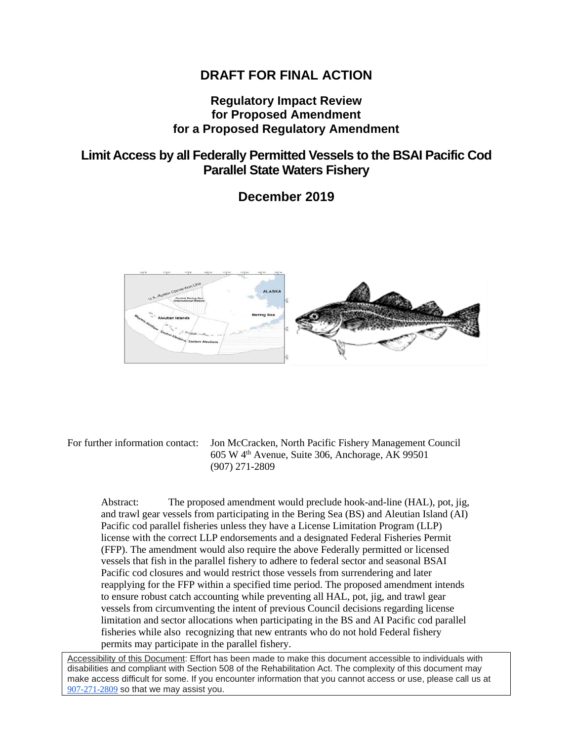# DRAFT FOR FINAL ACTION

## Regulatory Impact Review for Proposed Amendment for a Proposed Regulatory Amendment

## Limit Access by all Federally Permitted Vessels to the BSAI Pacific Cod Parallel State Waters Fishery

## December 2019

For further information contact: Jon McCracken, North Pacific Fishery Management Council
605 W 4th Avenue, Suite 306, Anchorage, AK 99501
(907) 271-2809

Abstract: The proposed amendment would preclude hook-and-line (HAL), pot, jig, and trawl gear vessels from participating in the Bering Sea (BS) and Aleutian Island (AI) Pacific cod parallel fisheries unless they have a License Limitation Program (LLP) license with the correct LLP endorsements and a designated Federal Fisheries Permit (FFP). The amendment would also require the above Federally permitted or licensed vessels that fish in the parallel fishery to adhere to federal sector and seasonal BSAI Pacific cod closures and would restrict those vessels from surrendering and later reapplying for the FFP within a specified time period. The proposed amendment intends to ensure robust catch accounting while preventing all HAL, pot, jig, and trawl gear vessels from circumventing the intent of previous Council decisions regarding license limitation and sector allocations when participating in the BS and AI Pacific cod parallel fisheries while also recognizing that new entrants who do not hold Federal fishery permits may participate in the parallel fishery.

Accessibility of this Document: Effort has been made to make this document accessible to individuals with disabilities and compliant with Section 508 of the Rehabilitation Act. The complexity of this document may make access difficult for some. If you encounter information that you cannot access or use, please call us at 907-271-2809 so that we may assist you.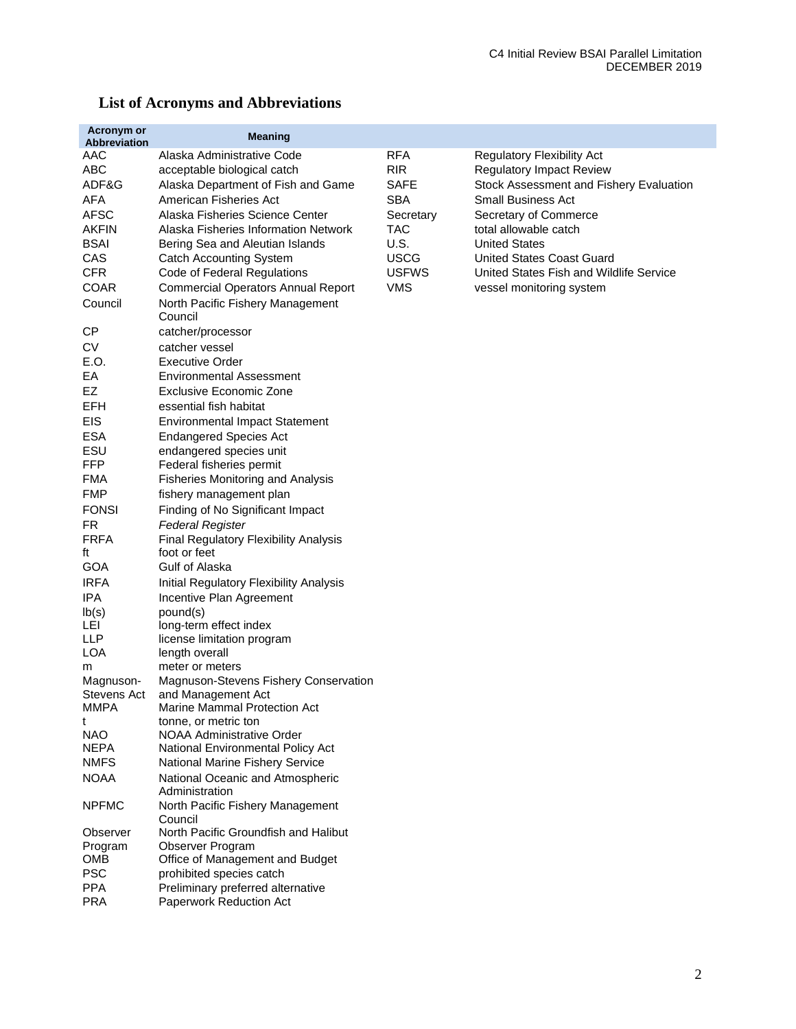# List of Acronyms and Abbreviations

| Acronym or Abbreviation | Meaning |
|---|---|
| AAC | Alaska Administrative Code |
| ABC | acceptable biological catch |
| ADF&G | Alaska Department of Fish and Game |
| AFA | American Fisheries Act |
| AFSC | Alaska Fisheries Science Center |
| AKFIN | Alaska Fisheries Information Network |
| BSAI | Bering Sea and Aleutian Islands |
| CAS | Catch Accounting System |
| CFR | Code of Federal Regulations |
| COAR | Commercial Operators Annual Report |
| Council | North Pacific Fishery Management Council |
| CP | catcher/processor |
| CV | catcher vessel |
| E.O. | Executive Order |
| EA | Environmental Assessment |
| EZ | Exclusive Economic Zone |
| EFH | essential fish habitat |
| EIS | Environmental Impact Statement |
| ESA | Endangered Species Act |
| ESU | endangered species unit |
| FFP | Federal fisheries permit |
| FMA | Fisheries Monitoring and Analysis |
| FMP | fishery management plan |
| FONSI | Finding of No Significant Impact |
| FR | *Federal Register* |
| FRFA | Final Regulatory Flexibility Analysis |
| ft | foot or feet |
| GOA | Gulf of Alaska |
| IRFA | Initial Regulatory Flexibility Analysis |
| IPA | Incentive Plan Agreement |
| lb(s) | pound(s) |
| LEI | long-term effect index |
| LLP | license limitation program |
| LOA | length overall |
| m | meter or meters |
| Magnuson-Stevens Act | Magnuson-Stevens Fishery Conservation and Management Act |
| MMPA | Marine Mammal Protection Act |
| t | tonne, or metric ton |
| NAO | NOAA Administrative Order |
| NEPA | National Environmental Policy Act |
| NMFS | National Marine Fishery Service |
| NOAA | National Oceanic and Atmospheric Administration |
| NPFMC | North Pacific Fishery Management Council |
| Observer Program | North Pacific Groundfish and Halibut Observer Program |
| OMB | Office of Management and Budget |
| PSC | prohibited species catch |
| PPA | Preliminary preferred alternative |
| PRA | Paperwork Reduction Act |
| RFA | Regulatory Flexibility Act |
| RIR | Regulatory Impact Review |
| SAFE | Stock Assessment and Fishery Evaluation |
| SBA | Small Business Act |
| Secretary | Secretary of Commerce |
| TAC | total allowable catch |
| U.S. | United States |
| USCG | United States Coast Guard |
| USFWS | United States Fish and Wildlife Service |
| VMS | vessel monitoring system |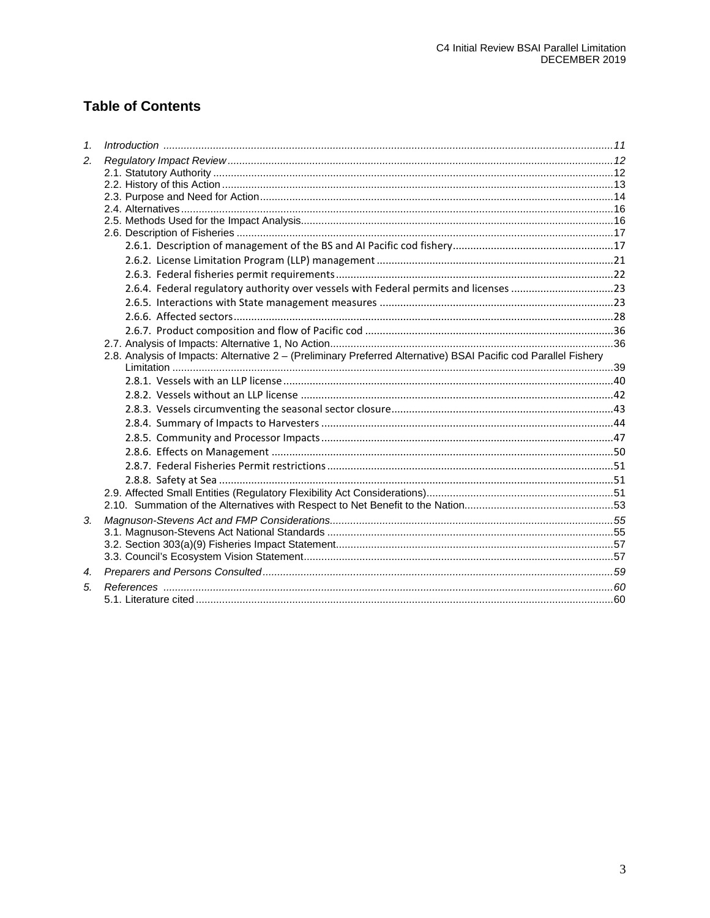# Table of Contents

1. *Introduction* ........................................................................................................ *11*
2. *Regulatory Impact Review* ................................................................................. *12*
   - 2.1. Statutory Authority ..................................................................................... 12
   - 2.2. History of this Action ................................................................................. 13
   - 2.3. Purpose and Need for Action ..................................................................... 14
   - 2.4. Alternatives ................................................................................................ 16
   - 2.5. Methods Used for the Impact Analysis ....................................................... 16
   - 2.6. Description of Fisheries ............................................................................. 17
     - 2.6.1. Description of management of the BS and AI Pacific cod fishery ........ 17
     - 2.6.2. License Limitation Program (LLP) management .................................. 21
     - 2.6.3. Federal fisheries permit requirements ................................................. 22
     - 2.6.4. Federal regulatory authority over vessels with Federal permits and licenses ........ 23
     - 2.6.5. Interactions with State management measures .................................... 23
     - 2.6.6. Affected sectors ................................................................................... 28
     - 2.6.7. Product composition and flow of Pacific cod ....................................... 36
   - 2.7. Analysis of Impacts: Alternative 1, No Action ............................................. 36
   - 2.8. Analysis of Impacts: Alternative 2 – (Preliminary Preferred Alternative) BSAI Pacific cod Parallel Fishery Limitation ........................................................................................ 39
     - 2.8.1. Vessels with an LLP license ................................................................ 40
     - 2.8.2. Vessels without an LLP license ........................................................... 42
     - 2.8.3. Vessels circumventing the seasonal sector closure ............................. 43
     - 2.8.4. Summary of Impacts to Harvesters ...................................................... 44
     - 2.8.5. Community and Processor Impacts ..................................................... 47
     - 2.8.6. Effects on Management ....................................................................... 50
     - 2.8.7. Federal Fisheries Permit restrictions .................................................... 51
     - 2.8.8. Safety at Sea ....................................................................................... 51
   - 2.9. Affected Small Entities (Regulatory Flexibility Act Considerations) ............ 51
   - 2.10. Summation of the Alternatives with Respect to Net Benefit to the Nation .... 53
3. *Magnuson-Stevens Act and FMP Considerations* ............................................... *55*
   - 3.1. Magnuson-Stevens Act National Standards ................................................ 55
   - 3.2. Section 303(a)(9) Fisheries Impact Statement ............................................ 57
   - 3.3. Council's Ecosystem Vision Statement ....................................................... 57
4. *Preparers and Persons Consulted* ...................................................................... *59*
5. *References* ........................................................................................................ *60*
   - 5.1. Literature cited .......................................................................................... 60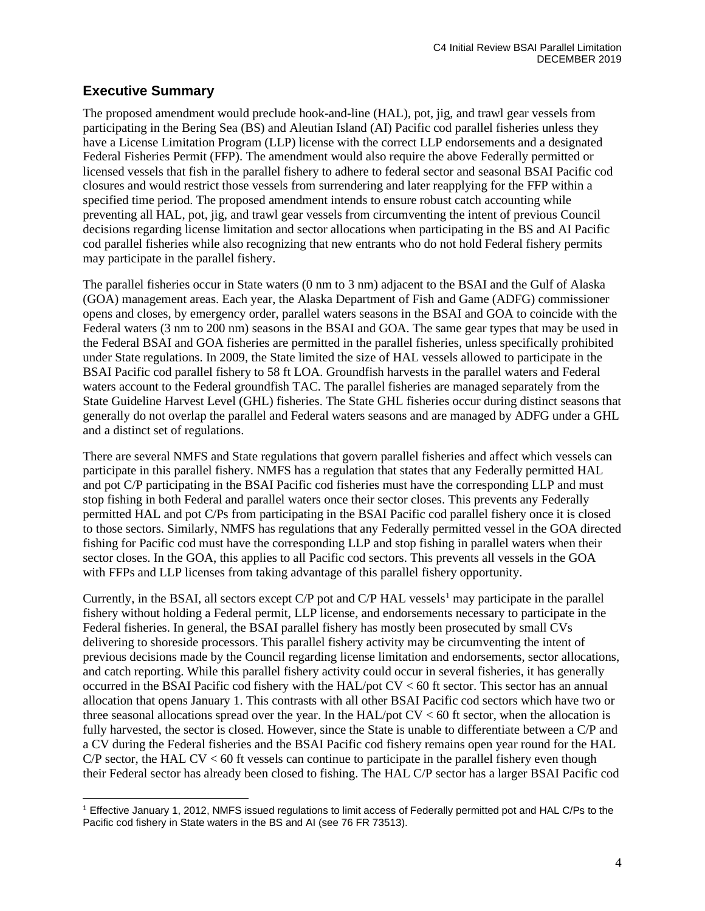## Executive Summary

The proposed amendment would preclude hook-and-line (HAL), pot, jig, and trawl gear vessels from participating in the Bering Sea (BS) and Aleutian Island (AI) Pacific cod parallel fisheries unless they have a License Limitation Program (LLP) license with the correct LLP endorsements and a designated Federal Fisheries Permit (FFP). The amendment would also require the above Federally permitted or licensed vessels that fish in the parallel fishery to adhere to federal sector and seasonal BSAI Pacific cod closures and would restrict those vessels from surrendering and later reapplying for the FFP within a specified time period. The proposed amendment intends to ensure robust catch accounting while preventing all HAL, pot, jig, and trawl gear vessels from circumventing the intent of previous Council decisions regarding license limitation and sector allocations when participating in the BS and AI Pacific cod parallel fisheries while also recognizing that new entrants who do not hold Federal fishery permits may participate in the parallel fishery.

The parallel fisheries occur in State waters (0 nm to 3 nm) adjacent to the BSAI and the Gulf of Alaska (GOA) management areas. Each year, the Alaska Department of Fish and Game (ADFG) commissioner opens and closes, by emergency order, parallel waters seasons in the BSAI and GOA to coincide with the Federal waters (3 nm to 200 nm) seasons in the BSAI and GOA. The same gear types that may be used in the Federal BSAI and GOA fisheries are permitted in the parallel fisheries, unless specifically prohibited under State regulations. In 2009, the State limited the size of HAL vessels allowed to participate in the BSAI Pacific cod parallel fishery to 58 ft LOA. Groundfish harvests in the parallel waters and Federal waters account to the Federal groundfish TAC. The parallel fisheries are managed separately from the State Guideline Harvest Level (GHL) fisheries. The State GHL fisheries occur during distinct seasons that generally do not overlap the parallel and Federal waters seasons and are managed by ADFG under a GHL and a distinct set of regulations.

There are several NMFS and State regulations that govern parallel fisheries and affect which vessels can participate in this parallel fishery. NMFS has a regulation that states that any Federally permitted HAL and pot C/P participating in the BSAI Pacific cod fisheries must have the corresponding LLP and must stop fishing in both Federal and parallel waters once their sector closes. This prevents any Federally permitted HAL and pot C/Ps from participating in the BSAI Pacific cod parallel fishery once it is closed to those sectors. Similarly, NMFS has regulations that any Federally permitted vessel in the GOA directed fishing for Pacific cod must have the corresponding LLP and stop fishing in parallel waters when their sector closes. In the GOA, this applies to all Pacific cod sectors. This prevents all vessels in the GOA with FFPs and LLP licenses from taking advantage of this parallel fishery opportunity.

Currently, in the BSAI, all sectors except C/P pot and C/P HAL vessels[1] may participate in the parallel fishery without holding a Federal permit, LLP license, and endorsements necessary to participate in the Federal fisheries. In general, the BSAI parallel fishery has mostly been prosecuted by small CVs delivering to shoreside processors. This parallel fishery activity may be circumventing the intent of previous decisions made by the Council regarding license limitation and endorsements, sector allocations, and catch reporting. While this parallel fishery activity could occur in several fisheries, it has generally occurred in the BSAI Pacific cod fishery with the HAL/pot CV < 60 ft sector. This sector has an annual allocation that opens January 1. This contrasts with all other BSAI Pacific cod sectors which have two or three seasonal allocations spread over the year. In the HAL/pot CV < 60 ft sector, when the allocation is fully harvested, the sector is closed. However, since the State is unable to differentiate between a C/P and a CV during the Federal fisheries and the BSAI Pacific cod fishery remains open year round for the HAL C/P sector, the HAL CV < 60 ft vessels can continue to participate in the parallel fishery even though their Federal sector has already been closed to fishing. The HAL C/P sector has a larger BSAI Pacific cod

[1] Effective January 1, 2012, NMFS issued regulations to limit access of Federally permitted pot and HAL C/Ps to the Pacific cod fishery in State waters in the BS and AI (see 76 FR 73513).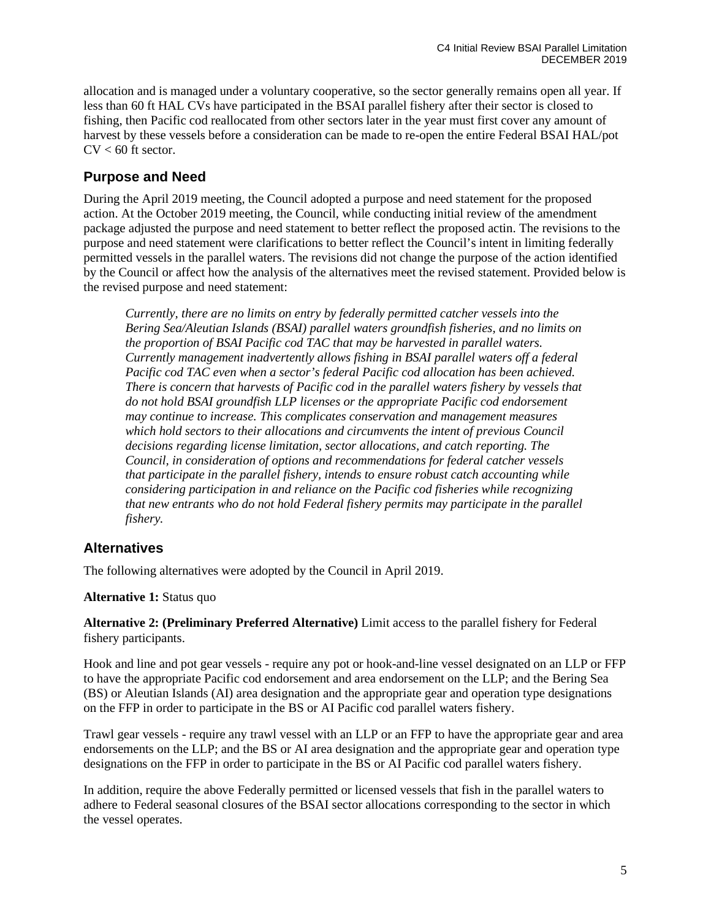allocation and is managed under a voluntary cooperative, so the sector generally remains open all year. If less than 60 ft HAL CVs have participated in the BSAI parallel fishery after their sector is closed to fishing, then Pacific cod reallocated from other sectors later in the year must first cover any amount of harvest by these vessels before a consideration can be made to re-open the entire Federal BSAI HAL/pot CV < 60 ft sector.

## Purpose and Need

During the April 2019 meeting, the Council adopted a purpose and need statement for the proposed action. At the October 2019 meeting, the Council, while conducting initial review of the amendment package adjusted the purpose and need statement to better reflect the proposed actin. The revisions to the purpose and need statement were clarifications to better reflect the Council's intent in limiting federally permitted vessels in the parallel waters. The revisions did not change the purpose of the action identified by the Council or affect how the analysis of the alternatives meet the revised statement. Provided below is the revised purpose and need statement:

> *Currently, there are no limits on entry by federally permitted catcher vessels into the Bering Sea/Aleutian Islands (BSAI) parallel waters groundfish fisheries, and no limits on the proportion of BSAI Pacific cod TAC that may be harvested in parallel waters. Currently management inadvertently allows fishing in BSAI parallel waters off a federal Pacific cod TAC even when a sector's federal Pacific cod allocation has been achieved. There is concern that harvests of Pacific cod in the parallel waters fishery by vessels that do not hold BSAI groundfish LLP licenses or the appropriate Pacific cod endorsement may continue to increase. This complicates conservation and management measures which hold sectors to their allocations and circumvents the intent of previous Council decisions regarding license limitation, sector allocations, and catch reporting. The Council, in consideration of options and recommendations for federal catcher vessels that participate in the parallel fishery, intends to ensure robust catch accounting while considering participation in and reliance on the Pacific cod fisheries while recognizing that new entrants who do not hold Federal fishery permits may participate in the parallel fishery.*

## Alternatives

The following alternatives were adopted by the Council in April 2019.

**Alternative 1:** Status quo

**Alternative 2: (Preliminary Preferred Alternative)** Limit access to the parallel fishery for Federal fishery participants.

Hook and line and pot gear vessels - require any pot or hook-and-line vessel designated on an LLP or FFP to have the appropriate Pacific cod endorsement and area endorsement on the LLP; and the Bering Sea (BS) or Aleutian Islands (AI) area designation and the appropriate gear and operation type designations on the FFP in order to participate in the BS or AI Pacific cod parallel waters fishery.

Trawl gear vessels - require any trawl vessel with an LLP or an FFP to have the appropriate gear and area endorsements on the LLP; and the BS or AI area designation and the appropriate gear and operation type designations on the FFP in order to participate in the BS or AI Pacific cod parallel waters fishery.

In addition, require the above Federally permitted or licensed vessels that fish in the parallel waters to adhere to Federal seasonal closures of the BSAI sector allocations corresponding to the sector in which the vessel operates.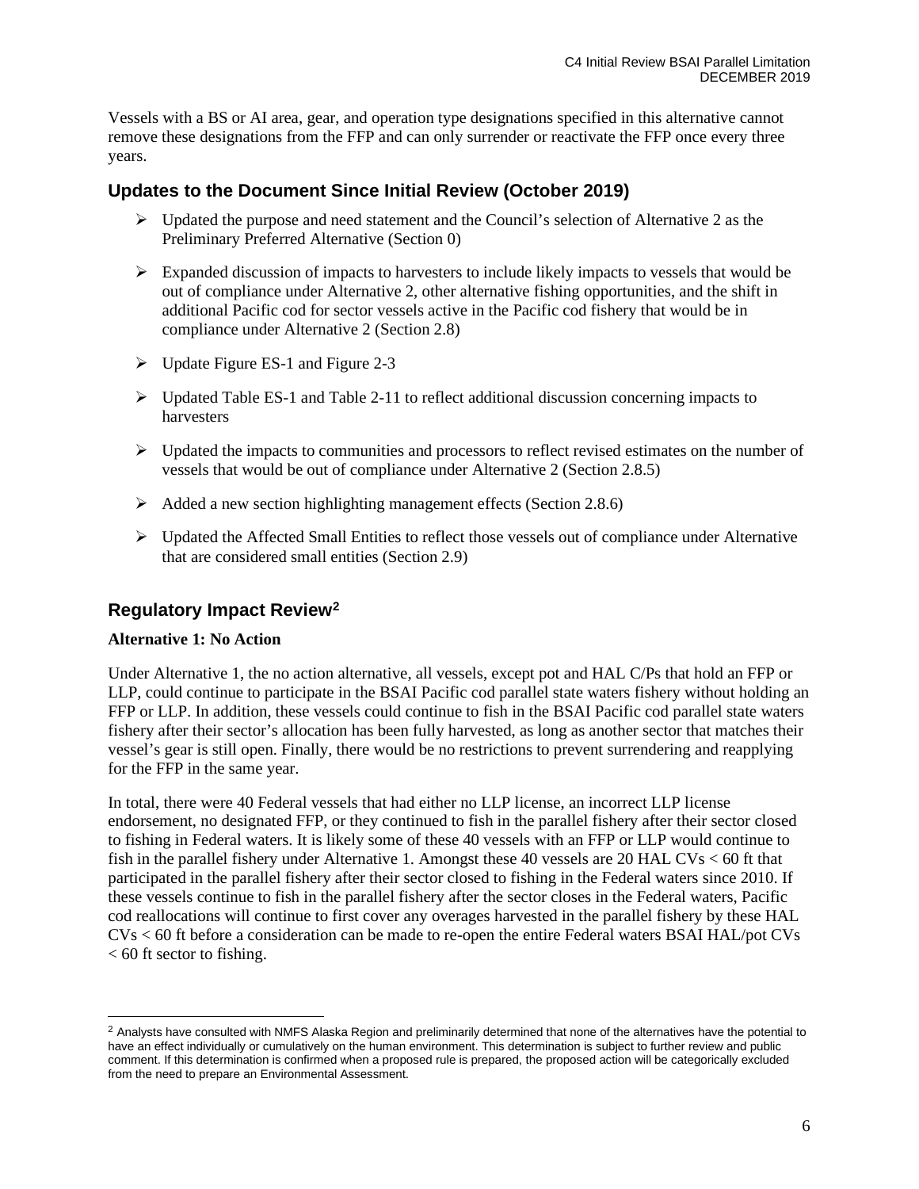Vessels with a BS or AI area, gear, and operation type designations specified in this alternative cannot remove these designations from the FFP and can only surrender or reactivate the FFP once every three years.

## Updates to the Document Since Initial Review (October 2019)

- Updated the purpose and need statement and the Council's selection of Alternative 2 as the Preliminary Preferred Alternative (Section 0)
- Expanded discussion of impacts to harvesters to include likely impacts to vessels that would be out of compliance under Alternative 2, other alternative fishing opportunities, and the shift in additional Pacific cod for sector vessels active in the Pacific cod fishery that would be in compliance under Alternative 2 (Section 2.8)
- Update Figure ES-1 and Figure 2-3
- Updated Table ES-1 and Table 2-11 to reflect additional discussion concerning impacts to harvesters
- Updated the impacts to communities and processors to reflect revised estimates on the number of vessels that would be out of compliance under Alternative 2 (Section 2.8.5)
- Added a new section highlighting management effects (Section 2.8.6)
- Updated the Affected Small Entities to reflect those vessels out of compliance under Alternative that are considered small entities (Section 2.9)

## Regulatory Impact Review[2]

**Alternative 1: No Action**

Under Alternative 1, the no action alternative, all vessels, except pot and HAL C/Ps that hold an FFP or LLP, could continue to participate in the BSAI Pacific cod parallel state waters fishery without holding an FFP or LLP. In addition, these vessels could continue to fish in the BSAI Pacific cod parallel state waters fishery after their sector's allocation has been fully harvested, as long as another sector that matches their vessel's gear is still open. Finally, there would be no restrictions to prevent surrendering and reapplying for the FFP in the same year.

In total, there were 40 Federal vessels that had either no LLP license, an incorrect LLP license endorsement, no designated FFP, or they continued to fish in the parallel fishery after their sector closed to fishing in Federal waters. It is likely some of these 40 vessels with an FFP or LLP would continue to fish in the parallel fishery under Alternative 1. Amongst these 40 vessels are 20 HAL CVs < 60 ft that participated in the parallel fishery after their sector closed to fishing in the Federal waters since 2010. If these vessels continue to fish in the parallel fishery after the sector closes in the Federal waters, Pacific cod reallocations will continue to first cover any overages harvested in the parallel fishery by these HAL CVs < 60 ft before a consideration can be made to re-open the entire Federal waters BSAI HAL/pot CVs < 60 ft sector to fishing.

[2] Analysts have consulted with NMFS Alaska Region and preliminarily determined that none of the alternatives have the potential to have an effect individually or cumulatively on the human environment. This determination is subject to further review and public comment. If this determination is confirmed when a proposed rule is prepared, the proposed action will be categorically excluded from the need to prepare an Environmental Assessment.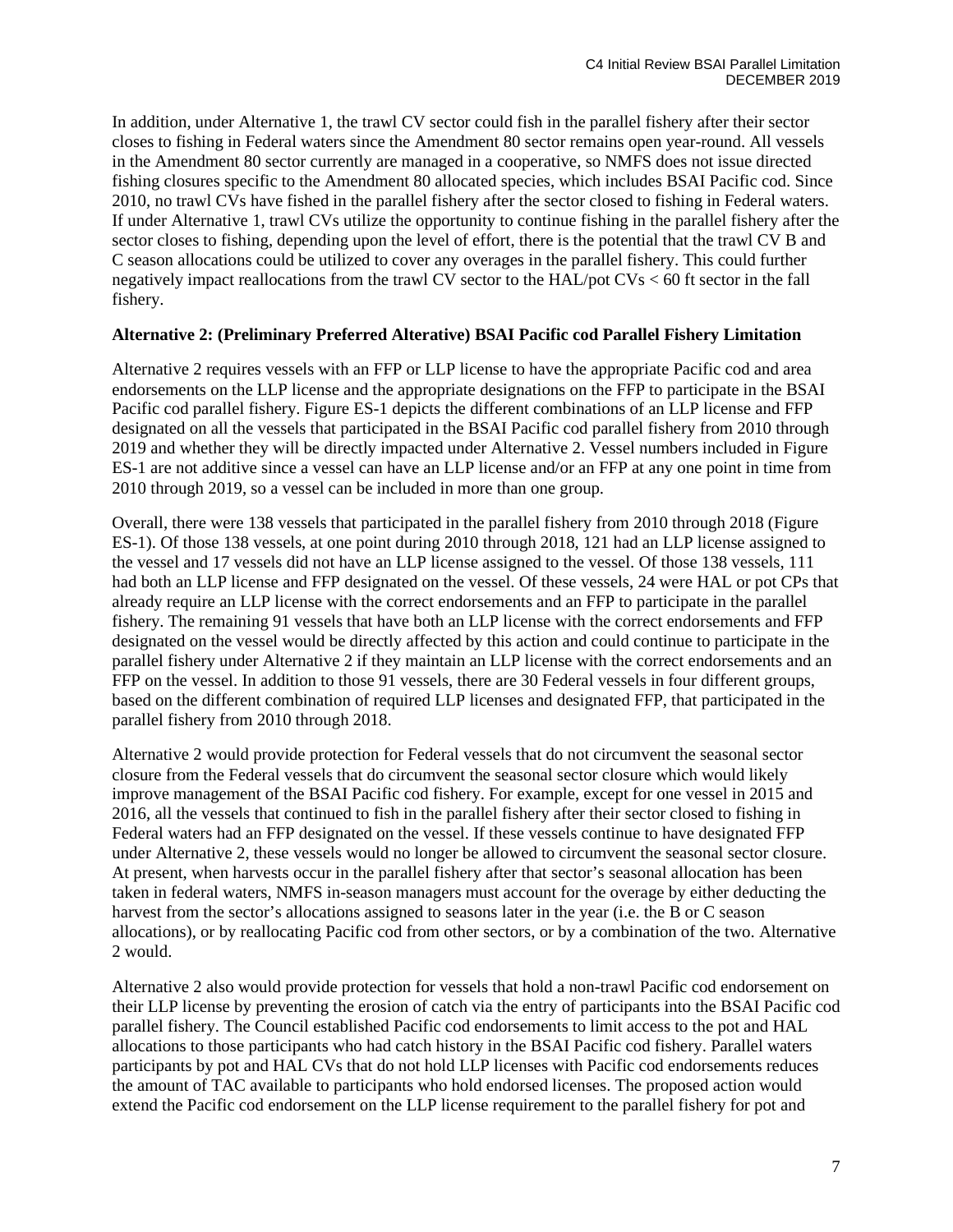In addition, under Alternative 1, the trawl CV sector could fish in the parallel fishery after their sector closes to fishing in Federal waters since the Amendment 80 sector remains open year-round. All vessels in the Amendment 80 sector currently are managed in a cooperative, so NMFS does not issue directed fishing closures specific to the Amendment 80 allocated species, which includes BSAI Pacific cod. Since 2010, no trawl CVs have fished in the parallel fishery after the sector closed to fishing in Federal waters. If under Alternative 1, trawl CVs utilize the opportunity to continue fishing in the parallel fishery after the sector closes to fishing, depending upon the level of effort, there is the potential that the trawl CV B and C season allocations could be utilized to cover any overages in the parallel fishery. This could further negatively impact reallocations from the trawl CV sector to the HAL/pot CVs < 60 ft sector in the fall fishery.

**Alternative 2: (Preliminary Preferred Alterative) BSAI Pacific cod Parallel Fishery Limitation**

Alternative 2 requires vessels with an FFP or LLP license to have the appropriate Pacific cod and area endorsements on the LLP license and the appropriate designations on the FFP to participate in the BSAI Pacific cod parallel fishery. Figure ES-1 depicts the different combinations of an LLP license and FFP designated on all the vessels that participated in the BSAI Pacific cod parallel fishery from 2010 through 2019 and whether they will be directly impacted under Alternative 2. Vessel numbers included in Figure ES-1 are not additive since a vessel can have an LLP license and/or an FFP at any one point in time from 2010 through 2019, so a vessel can be included in more than one group.

Overall, there were 138 vessels that participated in the parallel fishery from 2010 through 2018 (Figure ES-1). Of those 138 vessels, at one point during 2010 through 2018, 121 had an LLP license assigned to the vessel and 17 vessels did not have an LLP license assigned to the vessel. Of those 138 vessels, 111 had both an LLP license and FFP designated on the vessel. Of these vessels, 24 were HAL or pot CPs that already require an LLP license with the correct endorsements and an FFP to participate in the parallel fishery. The remaining 91 vessels that have both an LLP license with the correct endorsements and FFP designated on the vessel would be directly affected by this action and could continue to participate in the parallel fishery under Alternative 2 if they maintain an LLP license with the correct endorsements and an FFP on the vessel. In addition to those 91 vessels, there are 30 Federal vessels in four different groups, based on the different combination of required LLP licenses and designated FFP, that participated in the parallel fishery from 2010 through 2018.

Alternative 2 would provide protection for Federal vessels that do not circumvent the seasonal sector closure from the Federal vessels that do circumvent the seasonal sector closure which would likely improve management of the BSAI Pacific cod fishery. For example, except for one vessel in 2015 and 2016, all the vessels that continued to fish in the parallel fishery after their sector closed to fishing in Federal waters had an FFP designated on the vessel. If these vessels continue to have designated FFP under Alternative 2, these vessels would no longer be allowed to circumvent the seasonal sector closure. At present, when harvests occur in the parallel fishery after that sector's seasonal allocation has been taken in federal waters, NMFS in-season managers must account for the overage by either deducting the harvest from the sector's allocations assigned to seasons later in the year (i.e. the B or C season allocations), or by reallocating Pacific cod from other sectors, or by a combination of the two. Alternative 2 would.

Alternative 2 also would provide protection for vessels that hold a non-trawl Pacific cod endorsement on their LLP license by preventing the erosion of catch via the entry of participants into the BSAI Pacific cod parallel fishery. The Council established Pacific cod endorsements to limit access to the pot and HAL allocations to those participants who had catch history in the BSAI Pacific cod fishery. Parallel waters participants by pot and HAL CVs that do not hold LLP licenses with Pacific cod endorsements reduces the amount of TAC available to participants who hold endorsed licenses. The proposed action would extend the Pacific cod endorsement on the LLP license requirement to the parallel fishery for pot and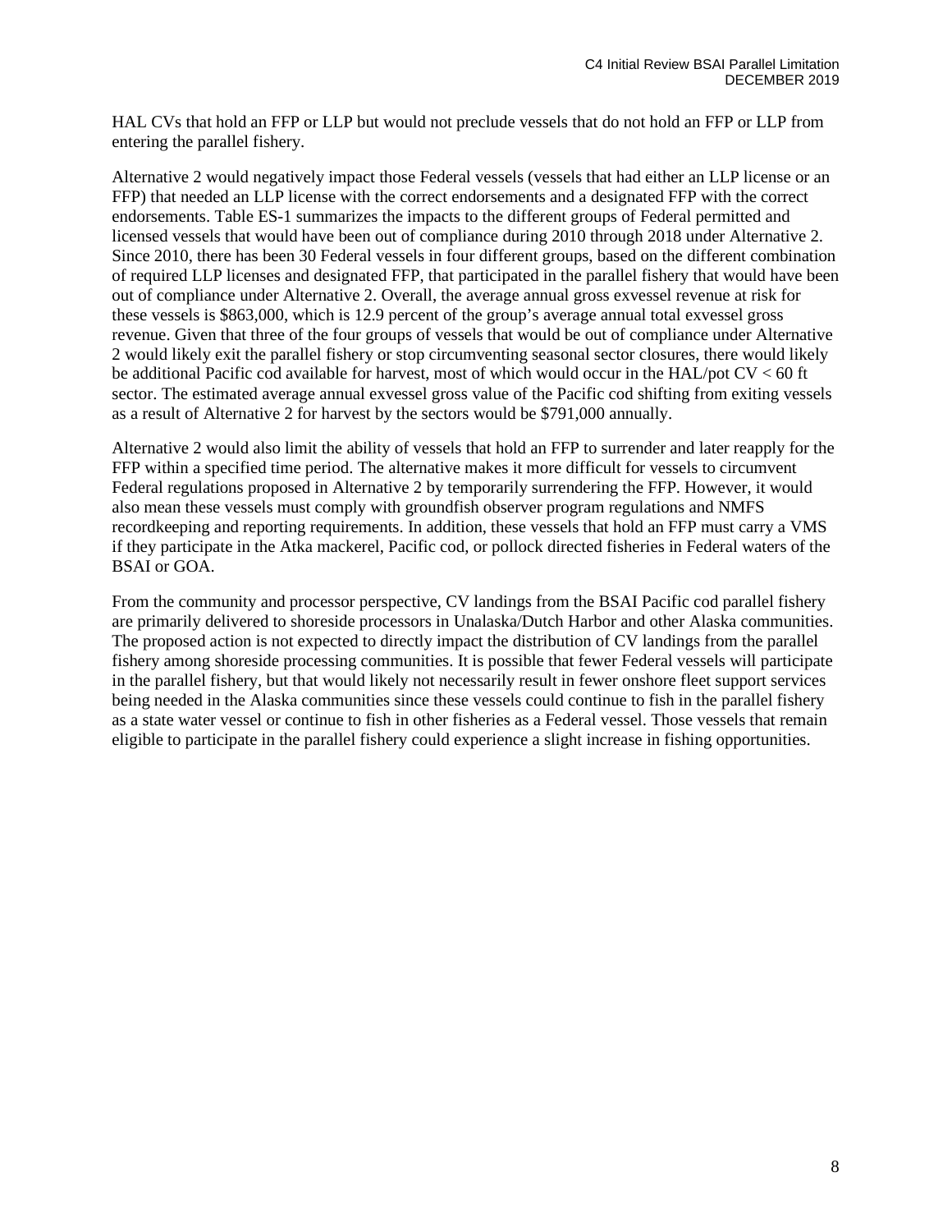HAL CVs that hold an FFP or LLP but would not preclude vessels that do not hold an FFP or LLP from entering the parallel fishery.

Alternative 2 would negatively impact those Federal vessels (vessels that had either an LLP license or an FFP) that needed an LLP license with the correct endorsements and a designated FFP with the correct endorsements. Table ES-1 summarizes the impacts to the different groups of Federal permitted and licensed vessels that would have been out of compliance during 2010 through 2018 under Alternative 2. Since 2010, there has been 30 Federal vessels in four different groups, based on the different combination of required LLP licenses and designated FFP, that participated in the parallel fishery that would have been out of compliance under Alternative 2. Overall, the average annual gross exvessel revenue at risk for these vessels is $863,000, which is 12.9 percent of the group's average annual total exvessel gross revenue. Given that three of the four groups of vessels that would be out of compliance under Alternative 2 would likely exit the parallel fishery or stop circumventing seasonal sector closures, there would likely be additional Pacific cod available for harvest, most of which would occur in the HAL/pot CV < 60 ft sector. The estimated average annual exvessel gross value of the Pacific cod shifting from exiting vessels as a result of Alternative 2 for harvest by the sectors would be $791,000 annually.

Alternative 2 would also limit the ability of vessels that hold an FFP to surrender and later reapply for the FFP within a specified time period. The alternative makes it more difficult for vessels to circumvent Federal regulations proposed in Alternative 2 by temporarily surrendering the FFP. However, it would also mean these vessels must comply with groundfish observer program regulations and NMFS recordkeeping and reporting requirements. In addition, these vessels that hold an FFP must carry a VMS if they participate in the Atka mackerel, Pacific cod, or pollock directed fisheries in Federal waters of the BSAI or GOA.

From the community and processor perspective, CV landings from the BSAI Pacific cod parallel fishery are primarily delivered to shoreside processors in Unalaska/Dutch Harbor and other Alaska communities. The proposed action is not expected to directly impact the distribution of CV landings from the parallel fishery among shoreside processing communities. It is possible that fewer Federal vessels will participate in the parallel fishery, but that would likely not necessarily result in fewer onshore fleet support services being needed in the Alaska communities since these vessels could continue to fish in the parallel fishery as a state water vessel or continue to fish in other fisheries as a Federal vessel. Those vessels that remain eligible to participate in the parallel fishery could experience a slight increase in fishing opportunities.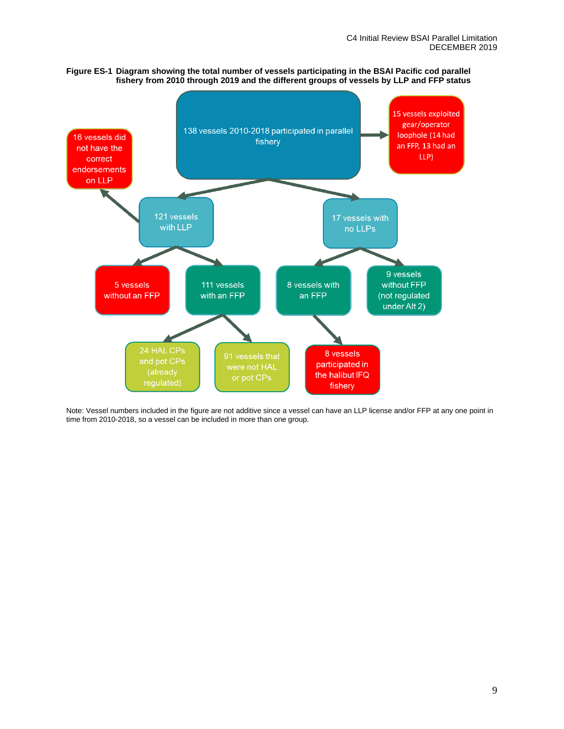**Figure ES-1 Diagram showing the total number of vessels participating in the BSAI Pacific cod parallel fishery from 2010 through 2019 and the different groups of vessels by LLP and FFP status**

- 138 vessels 2010-2018 participated in parallel fishery
  - → 15 vessels exploited gear/operator loophole (14 had an FFP, 13 had an LLP)
  - → 121 vessels with LLP
    - → 16 vessels did not have the correct endorsements on LLP
    - → 5 vessels without an FFP
    - → 111 vessels with an FFP
      - → 24 HAL CPs and pot CPs (already regulated)
      - → 91 vessels that were not HAL or pot CPs
  - → 17 vessels with no LLPs
    - → 8 vessels with an FFP
      - → 8 vessels participated in the halibut IFQ fishery
    - → 9 vessels without FFP (not regulated under Alt 2)

Note: Vessel numbers included in the figure are not additive since a vessel can have an LLP license and/or FFP at any one point in time from 2010-2018, so a vessel can be included in more than one group.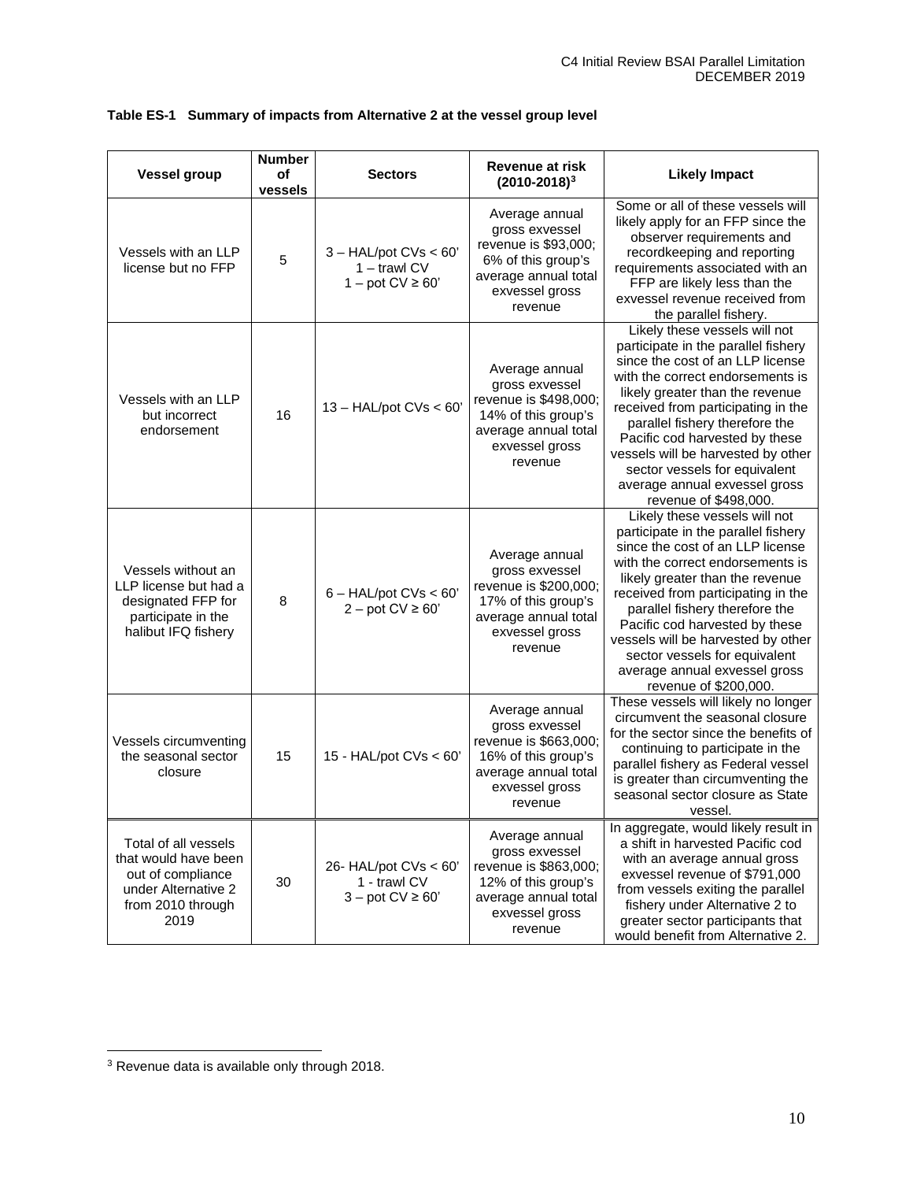**Table ES-1 Summary of impacts from Alternative 2 at the vessel group level**

| Vessel group | Number of vessels | Sectors | Revenue at risk (2010-2018)[3] | Likely Impact |
|---|---|---|---|---|
| Vessels with an LLP license but no FFP | 5 | 3 – HAL/pot CVs < 60' 1 – trawl CV 1 – pot CV ≥ 60' | Average annual gross exvessel revenue is $93,000; 6% of this group's average annual total exvessel gross revenue | Some or all of these vessels will likely apply for an FFP since the observer requirements and recordkeeping and reporting requirements associated with an FFP are likely less than the exvessel revenue received from the parallel fishery. |
| Vessels with an LLP but incorrect endorsement | 16 | 13 – HAL/pot CVs < 60' | Average annual gross exvessel revenue is $498,000; 14% of this group's average annual total exvessel gross revenue | Likely these vessels will not participate in the parallel fishery since the cost of an LLP license with the correct endorsements is likely greater than the revenue received from participating in the parallel fishery therefore the Pacific cod harvested by these vessels will be harvested by other sector vessels for equivalent average annual exvessel gross revenue of $498,000. |
| Vessels without an LLP license but had a designated FFP for participate in the halibut IFQ fishery | 8 | 6 – HAL/pot CVs < 60' 2 – pot CV ≥ 60' | Average annual gross exvessel revenue is $200,000; 17% of this group's average annual total exvessel gross revenue | Likely these vessels will not participate in the parallel fishery since the cost of an LLP license with the correct endorsements is likely greater than the revenue received from participating in the parallel fishery therefore the Pacific cod harvested by these vessels will be harvested by other sector vessels for equivalent average annual exvessel gross revenue of $200,000. |
| Vessels circumventing the seasonal sector closure | 15 | 15 - HAL/pot CVs < 60' | Average annual gross exvessel revenue is $663,000; 16% of this group's average annual total exvessel gross revenue | These vessels will likely no longer circumvent the seasonal closure for the sector since the benefits of continuing to participate in the parallel fishery as Federal vessel is greater than circumventing the seasonal sector closure as State vessel. |
| Total of all vessels that would have been out of compliance under Alternative 2 from 2010 through 2019 | 30 | 26- HAL/pot CVs < 60' 1 - trawl CV 3 – pot CV ≥ 60' | Average annual gross exvessel revenue is $863,000; 12% of this group's average annual total exvessel gross revenue | In aggregate, would likely result in a shift in harvested Pacific cod with an average annual gross exvessel revenue of $791,000 from vessels exiting the parallel fishery under Alternative 2 to greater sector participants that would benefit from Alternative 2. |

[3] Revenue data is available only through 2018.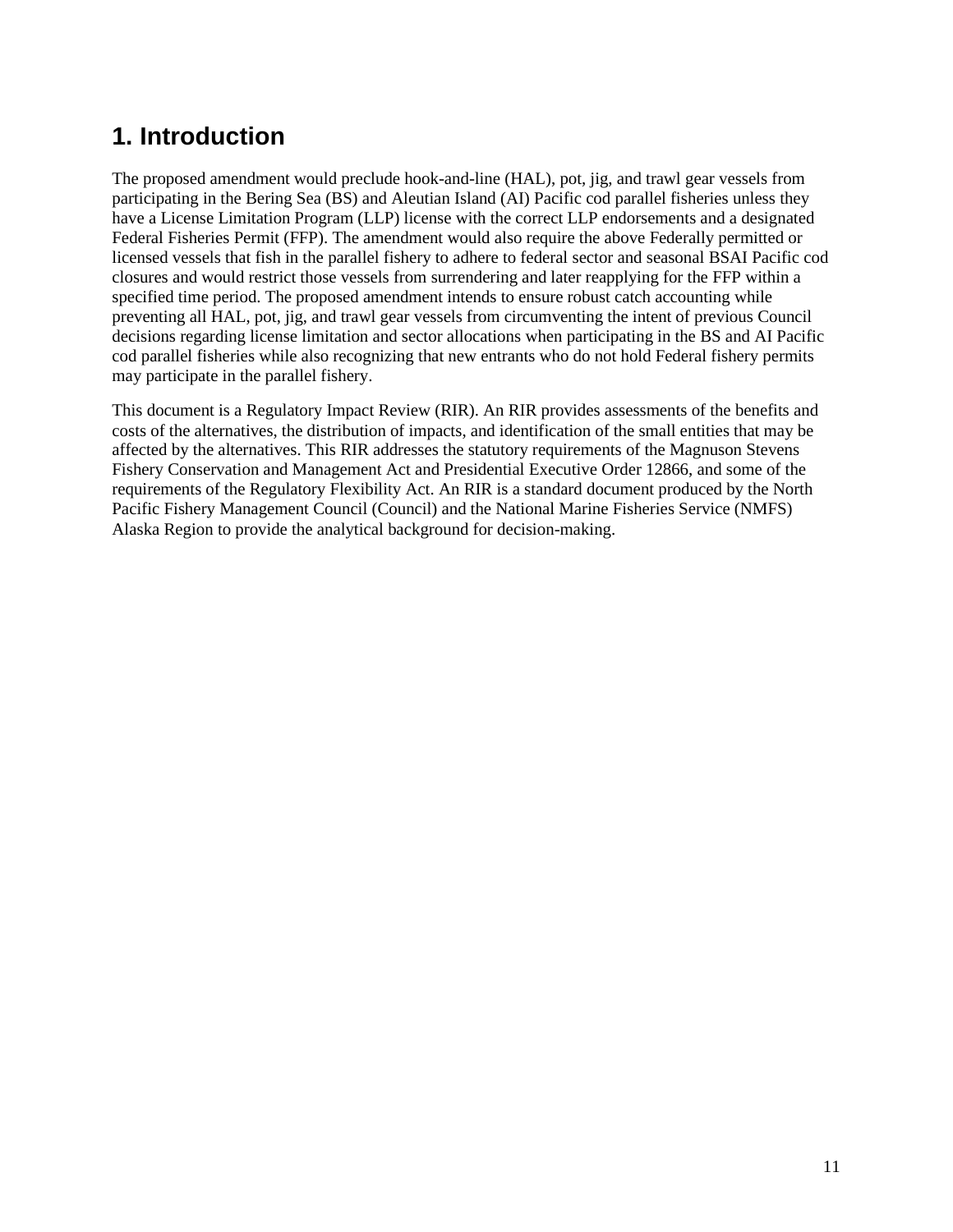# 1. Introduction

The proposed amendment would preclude hook-and-line (HAL), pot, jig, and trawl gear vessels from participating in the Bering Sea (BS) and Aleutian Island (AI) Pacific cod parallel fisheries unless they have a License Limitation Program (LLP) license with the correct LLP endorsements and a designated Federal Fisheries Permit (FFP). The amendment would also require the above Federally permitted or licensed vessels that fish in the parallel fishery to adhere to federal sector and seasonal BSAI Pacific cod closures and would restrict those vessels from surrendering and later reapplying for the FFP within a specified time period. The proposed amendment intends to ensure robust catch accounting while preventing all HAL, pot, jig, and trawl gear vessels from circumventing the intent of previous Council decisions regarding license limitation and sector allocations when participating in the BS and AI Pacific cod parallel fisheries while also recognizing that new entrants who do not hold Federal fishery permits may participate in the parallel fishery.

This document is a Regulatory Impact Review (RIR). An RIR provides assessments of the benefits and costs of the alternatives, the distribution of impacts, and identification of the small entities that may be affected by the alternatives. This RIR addresses the statutory requirements of the Magnuson Stevens Fishery Conservation and Management Act and Presidential Executive Order 12866, and some of the requirements of the Regulatory Flexibility Act. An RIR is a standard document produced by the North Pacific Fishery Management Council (Council) and the National Marine Fisheries Service (NMFS) Alaska Region to provide the analytical background for decision-making.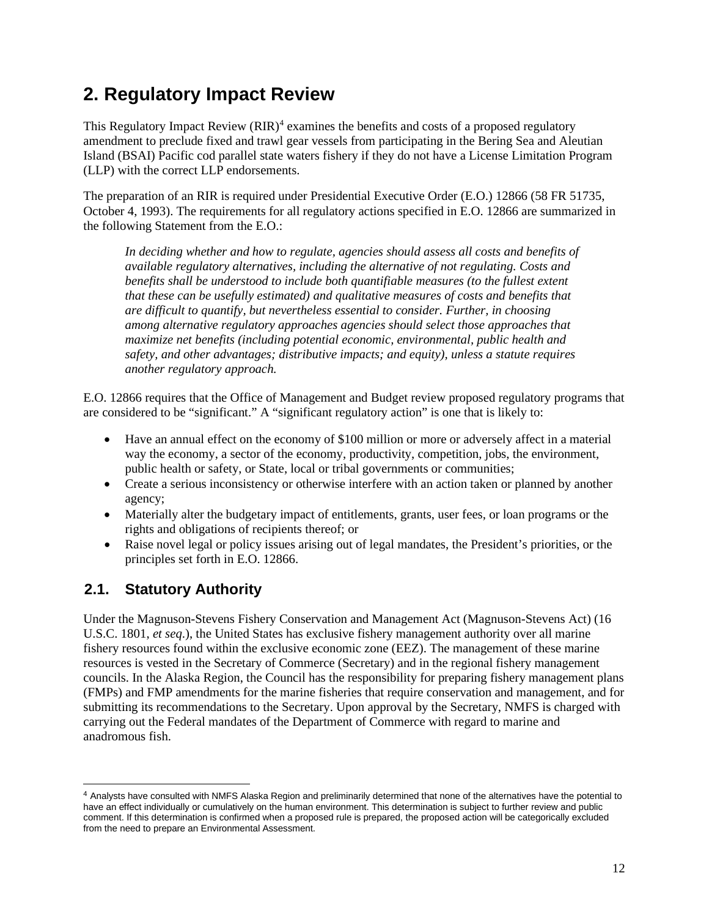# 2. Regulatory Impact Review

This Regulatory Impact Review (RIR)[4] examines the benefits and costs of a proposed regulatory amendment to preclude fixed and trawl gear vessels from participating in the Bering Sea and Aleutian Island (BSAI) Pacific cod parallel state waters fishery if they do not have a License Limitation Program (LLP) with the correct LLP endorsements.

The preparation of an RIR is required under Presidential Executive Order (E.O.) 12866 (58 FR 51735, October 4, 1993). The requirements for all regulatory actions specified in E.O. 12866 are summarized in the following Statement from the E.O.:

> *In deciding whether and how to regulate, agencies should assess all costs and benefits of available regulatory alternatives, including the alternative of not regulating. Costs and benefits shall be understood to include both quantifiable measures (to the fullest extent that these can be usefully estimated) and qualitative measures of costs and benefits that are difficult to quantify, but nevertheless essential to consider. Further, in choosing among alternative regulatory approaches agencies should select those approaches that maximize net benefits (including potential economic, environmental, public health and safety, and other advantages; distributive impacts; and equity), unless a statute requires another regulatory approach.*

E.O. 12866 requires that the Office of Management and Budget review proposed regulatory programs that are considered to be "significant." A "significant regulatory action" is one that is likely to:

- Have an annual effect on the economy of $100 million or more or adversely affect in a material way the economy, a sector of the economy, productivity, competition, jobs, the environment, public health or safety, or State, local or tribal governments or communities;
- Create a serious inconsistency or otherwise interfere with an action taken or planned by another agency;
- Materially alter the budgetary impact of entitlements, grants, user fees, or loan programs or the rights and obligations of recipients thereof; or
- Raise novel legal or policy issues arising out of legal mandates, the President's priorities, or the principles set forth in E.O. 12866.

## 2.1. Statutory Authority

Under the Magnuson-Stevens Fishery Conservation and Management Act (Magnuson-Stevens Act) (16 U.S.C. 1801, *et seq.*), the United States has exclusive fishery management authority over all marine fishery resources found within the exclusive economic zone (EEZ). The management of these marine resources is vested in the Secretary of Commerce (Secretary) and in the regional fishery management councils. In the Alaska Region, the Council has the responsibility for preparing fishery management plans (FMPs) and FMP amendments for the marine fisheries that require conservation and management, and for submitting its recommendations to the Secretary. Upon approval by the Secretary, NMFS is charged with carrying out the Federal mandates of the Department of Commerce with regard to marine and anadromous fish.

---

[4] Analysts have consulted with NMFS Alaska Region and preliminarily determined that none of the alternatives have the potential to have an effect individually or cumulatively on the human environment. This determination is subject to further review and public comment. If this determination is confirmed when a proposed rule is prepared, the proposed action will be categorically excluded from the need to prepare an Environmental Assessment.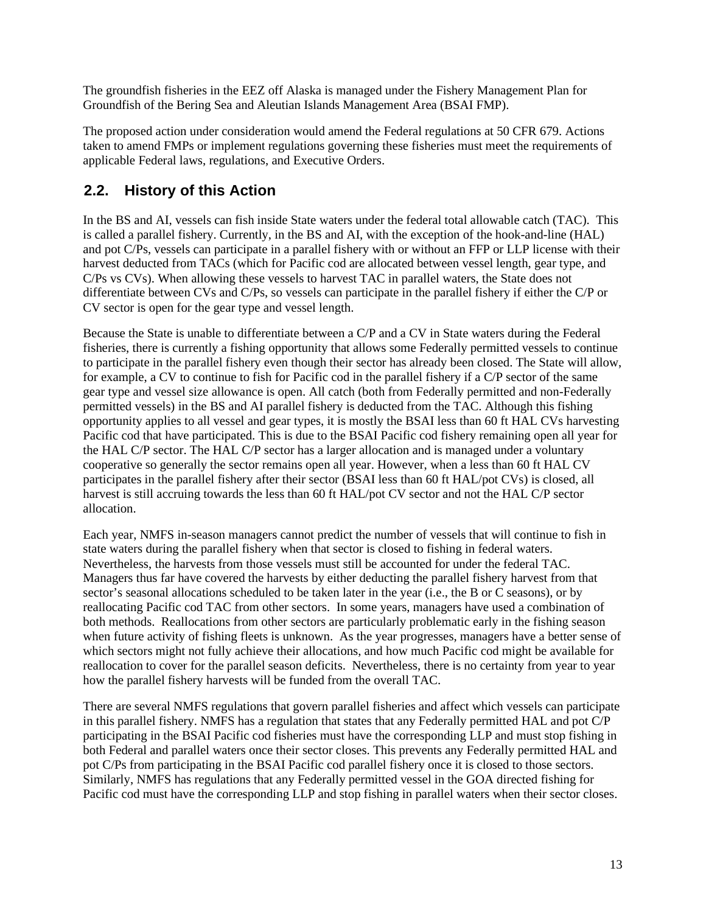The groundfish fisheries in the EEZ off Alaska is managed under the Fishery Management Plan for Groundfish of the Bering Sea and Aleutian Islands Management Area (BSAI FMP).

The proposed action under consideration would amend the Federal regulations at 50 CFR 679. Actions taken to amend FMPs or implement regulations governing these fisheries must meet the requirements of applicable Federal laws, regulations, and Executive Orders.

## 2.2. History of this Action

In the BS and AI, vessels can fish inside State waters under the federal total allowable catch (TAC). This is called a parallel fishery. Currently, in the BS and AI, with the exception of the hook-and-line (HAL) and pot C/Ps, vessels can participate in a parallel fishery with or without an FFP or LLP license with their harvest deducted from TACs (which for Pacific cod are allocated between vessel length, gear type, and C/Ps vs CVs). When allowing these vessels to harvest TAC in parallel waters, the State does not differentiate between CVs and C/Ps, so vessels can participate in the parallel fishery if either the C/P or CV sector is open for the gear type and vessel length.

Because the State is unable to differentiate between a C/P and a CV in State waters during the Federal fisheries, there is currently a fishing opportunity that allows some Federally permitted vessels to continue to participate in the parallel fishery even though their sector has already been closed. The State will allow, for example, a CV to continue to fish for Pacific cod in the parallel fishery if a C/P sector of the same gear type and vessel size allowance is open. All catch (both from Federally permitted and non-Federally permitted vessels) in the BS and AI parallel fishery is deducted from the TAC. Although this fishing opportunity applies to all vessel and gear types, it is mostly the BSAI less than 60 ft HAL CVs harvesting Pacific cod that have participated. This is due to the BSAI Pacific cod fishery remaining open all year for the HAL C/P sector. The HAL C/P sector has a larger allocation and is managed under a voluntary cooperative so generally the sector remains open all year. However, when a less than 60 ft HAL CV participates in the parallel fishery after their sector (BSAI less than 60 ft HAL/pot CVs) is closed, all harvest is still accruing towards the less than 60 ft HAL/pot CV sector and not the HAL C/P sector allocation.

Each year, NMFS in-season managers cannot predict the number of vessels that will continue to fish in state waters during the parallel fishery when that sector is closed to fishing in federal waters. Nevertheless, the harvests from those vessels must still be accounted for under the federal TAC. Managers thus far have covered the harvests by either deducting the parallel fishery harvest from that sector's seasonal allocations scheduled to be taken later in the year (i.e., the B or C seasons), or by reallocating Pacific cod TAC from other sectors. In some years, managers have used a combination of both methods. Reallocations from other sectors are particularly problematic early in the fishing season when future activity of fishing fleets is unknown. As the year progresses, managers have a better sense of which sectors might not fully achieve their allocations, and how much Pacific cod might be available for reallocation to cover for the parallel season deficits. Nevertheless, there is no certainty from year to year how the parallel fishery harvests will be funded from the overall TAC.

There are several NMFS regulations that govern parallel fisheries and affect which vessels can participate in this parallel fishery. NMFS has a regulation that states that any Federally permitted HAL and pot C/P participating in the BSAI Pacific cod fisheries must have the corresponding LLP and must stop fishing in both Federal and parallel waters once their sector closes. This prevents any Federally permitted HAL and pot C/Ps from participating in the BSAI Pacific cod parallel fishery once it is closed to those sectors. Similarly, NMFS has regulations that any Federally permitted vessel in the GOA directed fishing for Pacific cod must have the corresponding LLP and stop fishing in parallel waters when their sector closes.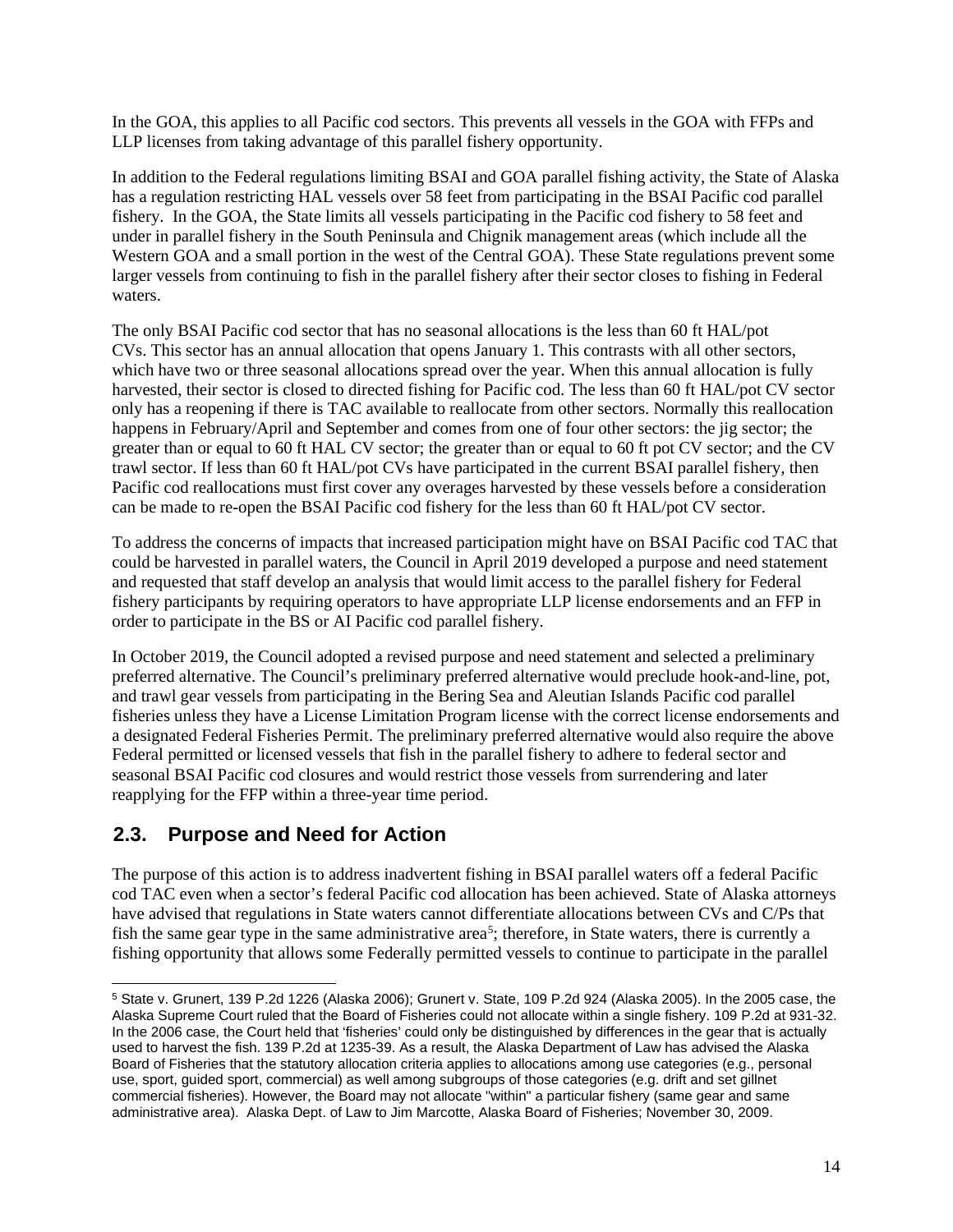In the GOA, this applies to all Pacific cod sectors. This prevents all vessels in the GOA with FFPs and LLP licenses from taking advantage of this parallel fishery opportunity.

In addition to the Federal regulations limiting BSAI and GOA parallel fishing activity, the State of Alaska has a regulation restricting HAL vessels over 58 feet from participating in the BSAI Pacific cod parallel fishery. In the GOA, the State limits all vessels participating in the Pacific cod fishery to 58 feet and under in parallel fishery in the South Peninsula and Chignik management areas (which include all the Western GOA and a small portion in the west of the Central GOA). These State regulations prevent some larger vessels from continuing to fish in the parallel fishery after their sector closes to fishing in Federal waters.

The only BSAI Pacific cod sector that has no seasonal allocations is the less than 60 ft HAL/pot CVs. This sector has an annual allocation that opens January 1. This contrasts with all other sectors, which have two or three seasonal allocations spread over the year. When this annual allocation is fully harvested, their sector is closed to directed fishing for Pacific cod. The less than 60 ft HAL/pot CV sector only has a reopening if there is TAC available to reallocate from other sectors. Normally this reallocation happens in February/April and September and comes from one of four other sectors: the jig sector; the greater than or equal to 60 ft HAL CV sector; the greater than or equal to 60 ft pot CV sector; and the CV trawl sector. If less than 60 ft HAL/pot CVs have participated in the current BSAI parallel fishery, then Pacific cod reallocations must first cover any overages harvested by these vessels before a consideration can be made to re-open the BSAI Pacific cod fishery for the less than 60 ft HAL/pot CV sector.

To address the concerns of impacts that increased participation might have on BSAI Pacific cod TAC that could be harvested in parallel waters, the Council in April 2019 developed a purpose and need statement and requested that staff develop an analysis that would limit access to the parallel fishery for Federal fishery participants by requiring operators to have appropriate LLP license endorsements and an FFP in order to participate in the BS or AI Pacific cod parallel fishery.

In October 2019, the Council adopted a revised purpose and need statement and selected a preliminary preferred alternative. The Council's preliminary preferred alternative would preclude hook-and-line, pot, and trawl gear vessels from participating in the Bering Sea and Aleutian Islands Pacific cod parallel fisheries unless they have a License Limitation Program license with the correct license endorsements and a designated Federal Fisheries Permit. The preliminary preferred alternative would also require the above Federal permitted or licensed vessels that fish in the parallel fishery to adhere to federal sector and seasonal BSAI Pacific cod closures and would restrict those vessels from surrendering and later reapplying for the FFP within a three-year time period.

## 2.3. Purpose and Need for Action

The purpose of this action is to address inadvertent fishing in BSAI parallel waters off a federal Pacific cod TAC even when a sector's federal Pacific cod allocation has been achieved. State of Alaska attorneys have advised that regulations in State waters cannot differentiate allocations between CVs and C/Ps that fish the same gear type in the same administrative area[5]; therefore, in State waters, there is currently a fishing opportunity that allows some Federally permitted vessels to continue to participate in the parallel

[5] State v. Grunert, 139 P.2d 1226 (Alaska 2006); Grunert v. State, 109 P.2d 924 (Alaska 2005). In the 2005 case, the Alaska Supreme Court ruled that the Board of Fisheries could not allocate within a single fishery. 109 P.2d at 931-32. In the 2006 case, the Court held that 'fisheries' could only be distinguished by differences in the gear that is actually used to harvest the fish. 139 P.2d at 1235-39. As a result, the Alaska Department of Law has advised the Alaska Board of Fisheries that the statutory allocation criteria applies to allocations among use categories (e.g., personal use, sport, guided sport, commercial) as well among subgroups of those categories (e.g. drift and set gillnet commercial fisheries). However, the Board may not allocate "within" a particular fishery (same gear and same administrative area). Alaska Dept. of Law to Jim Marcotte, Alaska Board of Fisheries; November 30, 2009.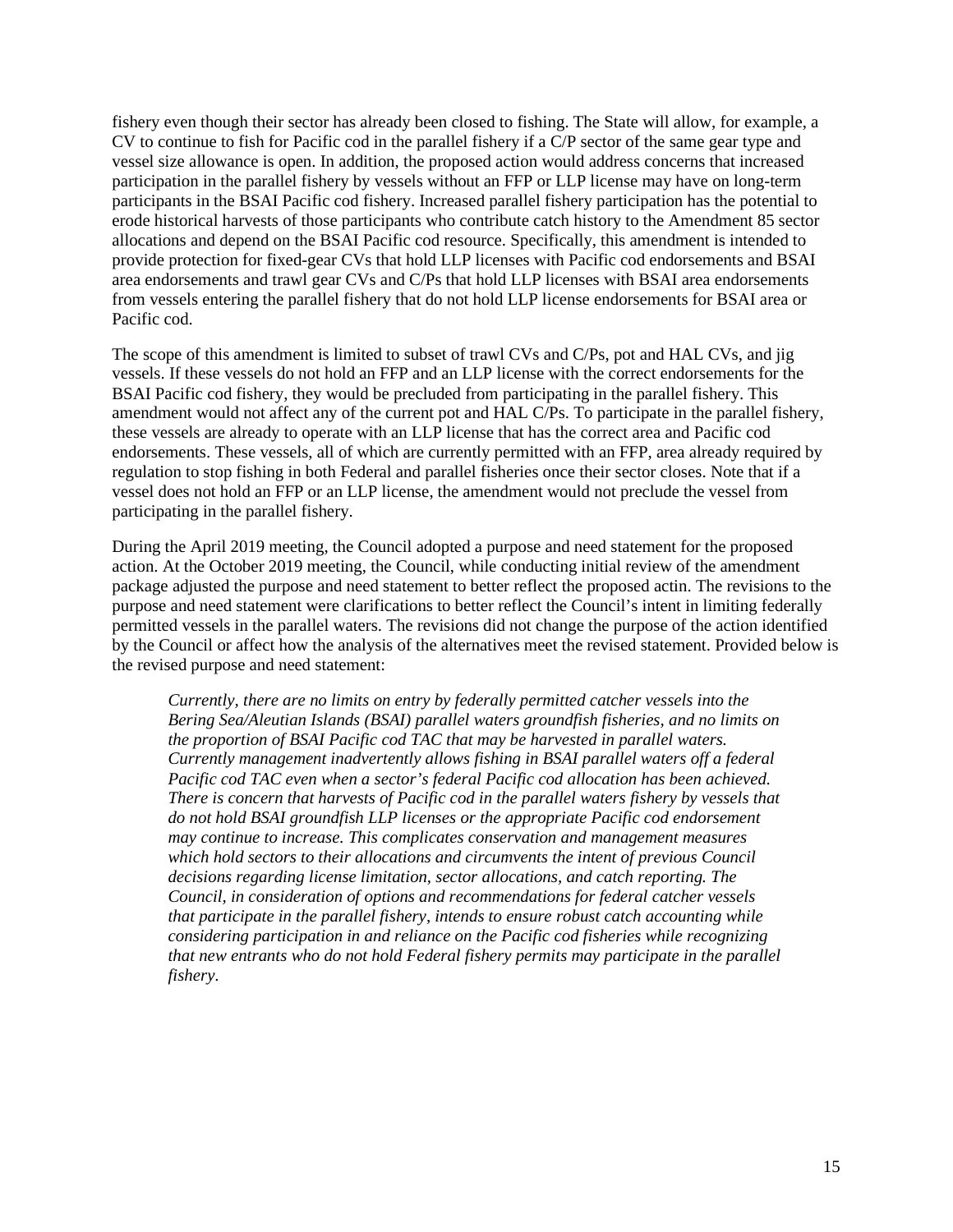fishery even though their sector has already been closed to fishing. The State will allow, for example, a CV to continue to fish for Pacific cod in the parallel fishery if a C/P sector of the same gear type and vessel size allowance is open. In addition, the proposed action would address concerns that increased participation in the parallel fishery by vessels without an FFP or LLP license may have on long-term participants in the BSAI Pacific cod fishery. Increased parallel fishery participation has the potential to erode historical harvests of those participants who contribute catch history to the Amendment 85 sector allocations and depend on the BSAI Pacific cod resource. Specifically, this amendment is intended to provide protection for fixed-gear CVs that hold LLP licenses with Pacific cod endorsements and BSAI area endorsements and trawl gear CVs and C/Ps that hold LLP licenses with BSAI area endorsements from vessels entering the parallel fishery that do not hold LLP license endorsements for BSAI area or Pacific cod.

The scope of this amendment is limited to subset of trawl CVs and C/Ps, pot and HAL CVs, and jig vessels. If these vessels do not hold an FFP and an LLP license with the correct endorsements for the BSAI Pacific cod fishery, they would be precluded from participating in the parallel fishery. This amendment would not affect any of the current pot and HAL C/Ps. To participate in the parallel fishery, these vessels are already to operate with an LLP license that has the correct area and Pacific cod endorsements. These vessels, all of which are currently permitted with an FFP, area already required by regulation to stop fishing in both Federal and parallel fisheries once their sector closes. Note that if a vessel does not hold an FFP or an LLP license, the amendment would not preclude the vessel from participating in the parallel fishery.

During the April 2019 meeting, the Council adopted a purpose and need statement for the proposed action. At the October 2019 meeting, the Council, while conducting initial review of the amendment package adjusted the purpose and need statement to better reflect the proposed actin. The revisions to the purpose and need statement were clarifications to better reflect the Council's intent in limiting federally permitted vessels in the parallel waters. The revisions did not change the purpose of the action identified by the Council or affect how the analysis of the alternatives meet the revised statement. Provided below is the revised purpose and need statement:

> *Currently, there are no limits on entry by federally permitted catcher vessels into the Bering Sea/Aleutian Islands (BSAI) parallel waters groundfish fisheries, and no limits on the proportion of BSAI Pacific cod TAC that may be harvested in parallel waters. Currently management inadvertently allows fishing in BSAI parallel waters off a federal Pacific cod TAC even when a sector's federal Pacific cod allocation has been achieved. There is concern that harvests of Pacific cod in the parallel waters fishery by vessels that do not hold BSAI groundfish LLP licenses or the appropriate Pacific cod endorsement may continue to increase. This complicates conservation and management measures which hold sectors to their allocations and circumvents the intent of previous Council decisions regarding license limitation, sector allocations, and catch reporting. The Council, in consideration of options and recommendations for federal catcher vessels that participate in the parallel fishery, intends to ensure robust catch accounting while considering participation in and reliance on the Pacific cod fisheries while recognizing that new entrants who do not hold Federal fishery permits may participate in the parallel fishery.*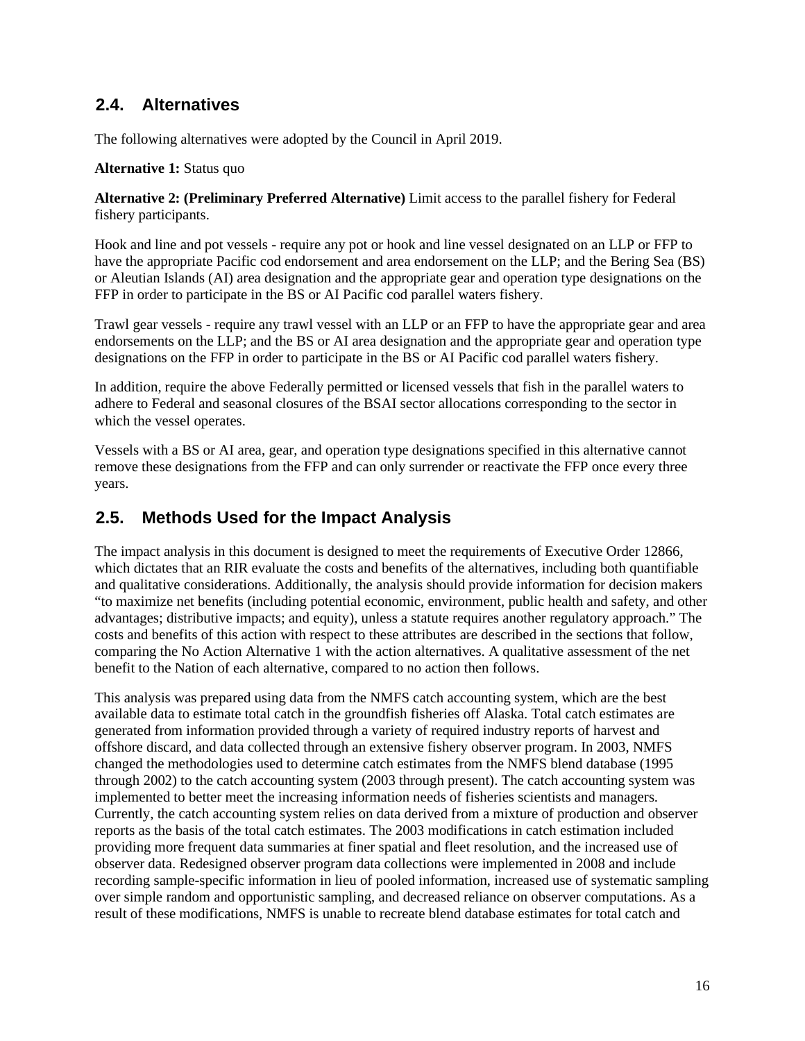## 2.4. Alternatives

The following alternatives were adopted by the Council in April 2019.

**Alternative 1:** Status quo

**Alternative 2: (Preliminary Preferred Alternative)** Limit access to the parallel fishery for Federal fishery participants.

Hook and line and pot vessels - require any pot or hook and line vessel designated on an LLP or FFP to have the appropriate Pacific cod endorsement and area endorsement on the LLP; and the Bering Sea (BS) or Aleutian Islands (AI) area designation and the appropriate gear and operation type designations on the FFP in order to participate in the BS or AI Pacific cod parallel waters fishery.

Trawl gear vessels - require any trawl vessel with an LLP or an FFP to have the appropriate gear and area endorsements on the LLP; and the BS or AI area designation and the appropriate gear and operation type designations on the FFP in order to participate in the BS or AI Pacific cod parallel waters fishery.

In addition, require the above Federally permitted or licensed vessels that fish in the parallel waters to adhere to Federal and seasonal closures of the BSAI sector allocations corresponding to the sector in which the vessel operates.

Vessels with a BS or AI area, gear, and operation type designations specified in this alternative cannot remove these designations from the FFP and can only surrender or reactivate the FFP once every three years.

## 2.5. Methods Used for the Impact Analysis

The impact analysis in this document is designed to meet the requirements of Executive Order 12866, which dictates that an RIR evaluate the costs and benefits of the alternatives, including both quantifiable and qualitative considerations. Additionally, the analysis should provide information for decision makers "to maximize net benefits (including potential economic, environment, public health and safety, and other advantages; distributive impacts; and equity), unless a statute requires another regulatory approach." The costs and benefits of this action with respect to these attributes are described in the sections that follow, comparing the No Action Alternative 1 with the action alternatives. A qualitative assessment of the net benefit to the Nation of each alternative, compared to no action then follows.

This analysis was prepared using data from the NMFS catch accounting system, which are the best available data to estimate total catch in the groundfish fisheries off Alaska. Total catch estimates are generated from information provided through a variety of required industry reports of harvest and offshore discard, and data collected through an extensive fishery observer program. In 2003, NMFS changed the methodologies used to determine catch estimates from the NMFS blend database (1995 through 2002) to the catch accounting system (2003 through present). The catch accounting system was implemented to better meet the increasing information needs of fisheries scientists and managers. Currently, the catch accounting system relies on data derived from a mixture of production and observer reports as the basis of the total catch estimates. The 2003 modifications in catch estimation included providing more frequent data summaries at finer spatial and fleet resolution, and the increased use of observer data. Redesigned observer program data collections were implemented in 2008 and include recording sample-specific information in lieu of pooled information, increased use of systematic sampling over simple random and opportunistic sampling, and decreased reliance on observer computations. As a result of these modifications, NMFS is unable to recreate blend database estimates for total catch and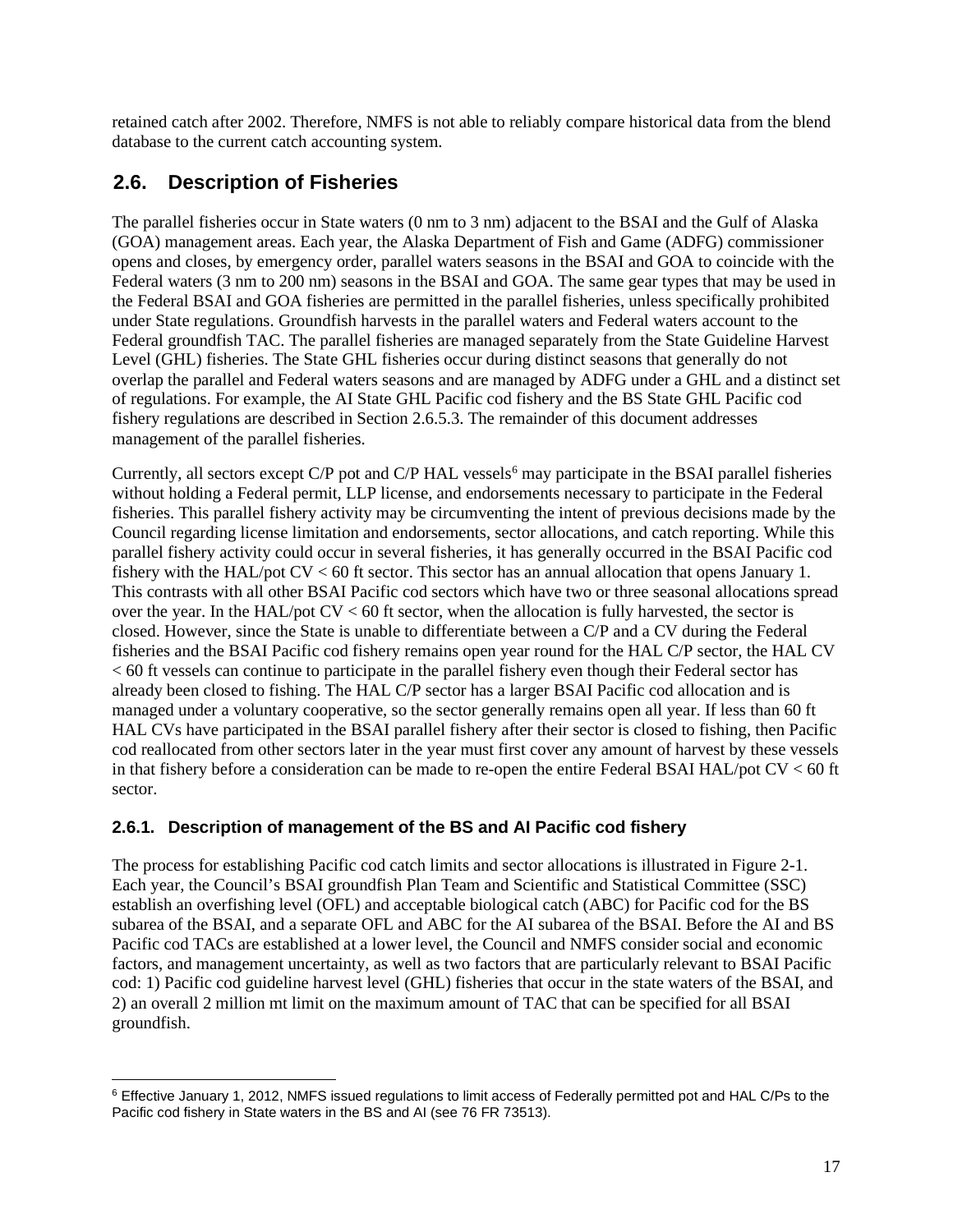retained catch after 2002. Therefore, NMFS is not able to reliably compare historical data from the blend database to the current catch accounting system.

## 2.6. Description of Fisheries

The parallel fisheries occur in State waters (0 nm to 3 nm) adjacent to the BSAI and the Gulf of Alaska (GOA) management areas. Each year, the Alaska Department of Fish and Game (ADFG) commissioner opens and closes, by emergency order, parallel waters seasons in the BSAI and GOA to coincide with the Federal waters (3 nm to 200 nm) seasons in the BSAI and GOA. The same gear types that may be used in the Federal BSAI and GOA fisheries are permitted in the parallel fisheries, unless specifically prohibited under State regulations. Groundfish harvests in the parallel waters and Federal waters account to the Federal groundfish TAC. The parallel fisheries are managed separately from the State Guideline Harvest Level (GHL) fisheries. The State GHL fisheries occur during distinct seasons that generally do not overlap the parallel and Federal waters seasons and are managed by ADFG under a GHL and a distinct set of regulations. For example, the AI State GHL Pacific cod fishery and the BS State GHL Pacific cod fishery regulations are described in Section 2.6.5.3. The remainder of this document addresses management of the parallel fisheries.

Currently, all sectors except C/P pot and C/P HAL vessels[6] may participate in the BSAI parallel fisheries without holding a Federal permit, LLP license, and endorsements necessary to participate in the Federal fisheries. This parallel fishery activity may be circumventing the intent of previous decisions made by the Council regarding license limitation and endorsements, sector allocations, and catch reporting. While this parallel fishery activity could occur in several fisheries, it has generally occurred in the BSAI Pacific cod fishery with the HAL/pot CV < 60 ft sector. This sector has an annual allocation that opens January 1. This contrasts with all other BSAI Pacific cod sectors which have two or three seasonal allocations spread over the year. In the HAL/pot CV < 60 ft sector, when the allocation is fully harvested, the sector is closed. However, since the State is unable to differentiate between a C/P and a CV during the Federal fisheries and the BSAI Pacific cod fishery remains open year round for the HAL C/P sector, the HAL CV < 60 ft vessels can continue to participate in the parallel fishery even though their Federal sector has already been closed to fishing. The HAL C/P sector has a larger BSAI Pacific cod allocation and is managed under a voluntary cooperative, so the sector generally remains open all year. If less than 60 ft HAL CVs have participated in the BSAI parallel fishery after their sector is closed to fishing, then Pacific cod reallocated from other sectors later in the year must first cover any amount of harvest by these vessels in that fishery before a consideration can be made to re-open the entire Federal BSAI HAL/pot CV < 60 ft sector.

### 2.6.1. Description of management of the BS and AI Pacific cod fishery

The process for establishing Pacific cod catch limits and sector allocations is illustrated in Figure 2-1. Each year, the Council's BSAI groundfish Plan Team and Scientific and Statistical Committee (SSC) establish an overfishing level (OFL) and acceptable biological catch (ABC) for Pacific cod for the BS subarea of the BSAI, and a separate OFL and ABC for the AI subarea of the BSAI. Before the AI and BS Pacific cod TACs are established at a lower level, the Council and NMFS consider social and economic factors, and management uncertainty, as well as two factors that are particularly relevant to BSAI Pacific cod: 1) Pacific cod guideline harvest level (GHL) fisheries that occur in the state waters of the BSAI, and 2) an overall 2 million mt limit on the maximum amount of TAC that can be specified for all BSAI groundfish.

[6] Effective January 1, 2012, NMFS issued regulations to limit access of Federally permitted pot and HAL C/Ps to the Pacific cod fishery in State waters in the BS and AI (see 76 FR 73513).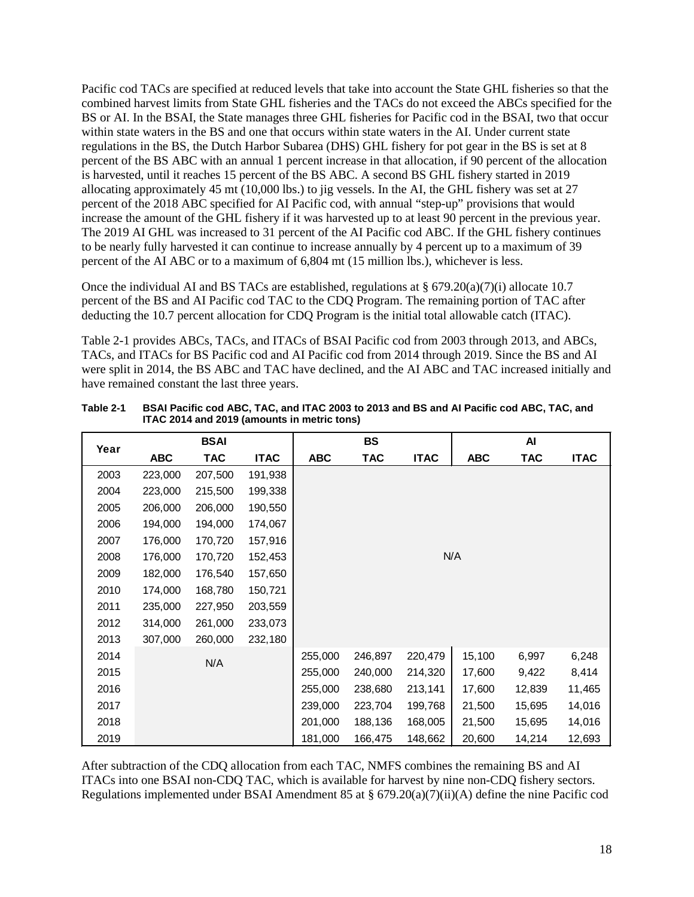Pacific cod TACs are specified at reduced levels that take into account the State GHL fisheries so that the combined harvest limits from State GHL fisheries and the TACs do not exceed the ABCs specified for the BS or AI. In the BSAI, the State manages three GHL fisheries for Pacific cod in the BSAI, two that occur within state waters in the BS and one that occurs within state waters in the AI. Under current state regulations in the BS, the Dutch Harbor Subarea (DHS) GHL fishery for pot gear in the BS is set at 8 percent of the BS ABC with an annual 1 percent increase in that allocation, if 90 percent of the allocation is harvested, until it reaches 15 percent of the BS ABC. A second BS GHL fishery started in 2019 allocating approximately 45 mt (10,000 lbs.) to jig vessels. In the AI, the GHL fishery was set at 27 percent of the 2018 ABC specified for AI Pacific cod, with annual "step-up" provisions that would increase the amount of the GHL fishery if it was harvested up to at least 90 percent in the previous year. The 2019 AI GHL was increased to 31 percent of the AI Pacific cod ABC. If the GHL fishery continues to be nearly fully harvested it can continue to increase annually by 4 percent up to a maximum of 39 percent of the AI ABC or to a maximum of 6,804 mt (15 million lbs.), whichever is less.

Once the individual AI and BS TACs are established, regulations at § 679.20(a)(7)(i) allocate 10.7 percent of the BS and AI Pacific cod TAC to the CDQ Program. The remaining portion of TAC after deducting the 10.7 percent allocation for CDQ Program is the initial total allowable catch (ITAC).

Table 2-1 provides ABCs, TACs, and ITACs of BSAI Pacific cod from 2003 through 2013, and ABCs, TACs, and ITACs for BS Pacific cod and AI Pacific cod from 2014 through 2019. Since the BS and AI were split in 2014, the BS ABC and TAC have declined, and the AI ABC and TAC increased initially and have remained constant the last three years.

**Table 2-1 BSAI Pacific cod ABC, TAC, and ITAC 2003 to 2013 and BS and AI Pacific cod ABC, TAC, and ITAC 2014 and 2019 (amounts in metric tons)**

| Year | BSAI | | | BS | | | AI | | |
|---|---|---|---|---|---|---|---|---|---|
| | ABC | TAC | ITAC | ABC | TAC | ITAC | ABC | TAC | ITAC |
| 2003 | 223,000 | 207,500 | 191,938 | N/A | | | | | |
| 2004 | 223,000 | 215,500 | 199,338 | | | | | | |
| 2005 | 206,000 | 206,000 | 190,550 | | | | | | |
| 2006 | 194,000 | 194,000 | 174,067 | | | | | | |
| 2007 | 176,000 | 170,720 | 157,916 | | | | | | |
| 2008 | 176,000 | 170,720 | 152,453 | | | | | | |
| 2009 | 182,000 | 176,540 | 157,650 | | | | | | |
| 2010 | 174,000 | 168,780 | 150,721 | | | | | | |
| 2011 | 235,000 | 227,950 | 203,559 | | | | | | |
| 2012 | 314,000 | 261,000 | 233,073 | | | | | | |
| 2013 | 307,000 | 260,000 | 232,180 | | | | | | |
| 2014 | N/A | | | 255,000 | 246,897 | 220,479 | 15,100 | 6,997 | 6,248 |
| 2015 | | | | 255,000 | 240,000 | 214,320 | 17,600 | 9,422 | 8,414 |
| 2016 | | | | 255,000 | 238,680 | 213,141 | 17,600 | 12,839 | 11,465 |
| 2017 | | | | 239,000 | 223,704 | 199,768 | 21,500 | 15,695 | 14,016 |
| 2018 | | | | 201,000 | 188,136 | 168,005 | 21,500 | 15,695 | 14,016 |
| 2019 | | | | 181,000 | 166,475 | 148,662 | 20,600 | 14,214 | 12,693 |

After subtraction of the CDQ allocation from each TAC, NMFS combines the remaining BS and AI ITACs into one BSAI non-CDQ TAC, which is available for harvest by nine non-CDQ fishery sectors. Regulations implemented under BSAI Amendment 85 at § 679.20(a)(7)(ii)(A) define the nine Pacific cod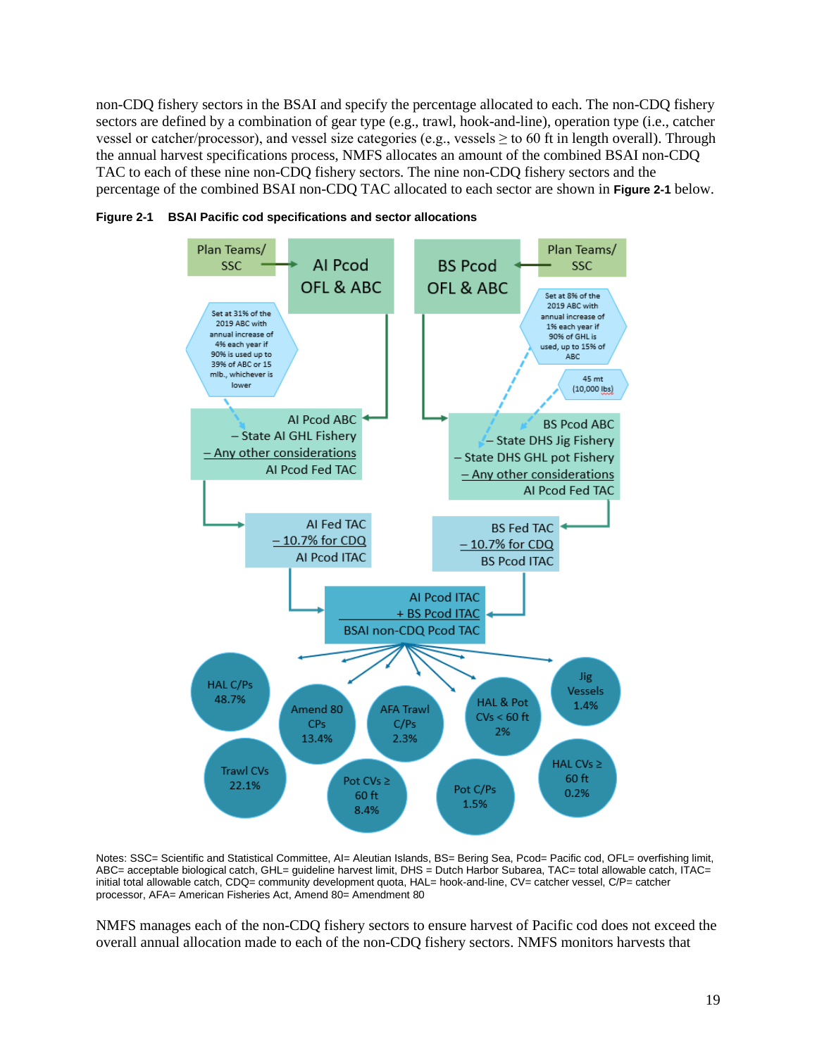non-CDQ fishery sectors in the BSAI and specify the percentage allocated to each. The non-CDQ fishery sectors are defined by a combination of gear type (e.g., trawl, hook-and-line), operation type (i.e., catcher vessel or catcher/processor), and vessel size categories (e.g., vessels ≥ to 60 ft in length overall). Through the annual harvest specifications process, NMFS allocates an amount of the combined BSAI non-CDQ TAC to each of these nine non-CDQ fishery sectors. The nine non-CDQ fishery sectors and the percentage of the combined BSAI non-CDQ TAC allocated to each sector are shown in **Figure 2-1** below.

**Figure 2-1 BSAI Pacific cod specifications and sector allocations**

Plan Teams/ SSC → AI Pcod OFL & ABC

BS Pcod OFL & ABC ← Plan Teams/ SSC

Set at 31% of the 2019 ABC with annual increase of 4% each year if 90% is used up to 39% of ABC or 15 mlb., whichever is lower

Set at 8% of the 2019 ABC with annual increase of 1% each year if 90% of GHL is used, up to 15% of ABC

45 mt (10,000 lbs)

AI Pcod ABC
– State AI GHL Fishery
– Any other considerations
AI Pcod Fed TAC

BS Pcod ABC
– State DHS Jig Fishery
– State DHS GHL pot Fishery
– Any other considerations
AI Pcod Fed TAC

AI Fed TAC
– 10.7% for CDQ
AI Pcod ITAC

BS Fed TAC
– 10.7% for CDQ
BS Pcod ITAC

AI Pcod ITAC
+ BS Pcod ITAC
BSAI non-CDQ Pcod TAC

HAL C/Ps 48.7%

Amend 80 CPs 13.4%

AFA Trawl C/Ps 2.3%

HAL & Pot CVs < 60 ft 2%

Jig Vessels 1.4%

Trawl CVs 22.1%

Pot CVs ≥ 60 ft 8.4%

Pot C/Ps 1.5%

HAL CVs ≥ 60 ft 0.2%

Notes: SSC= Scientific and Statistical Committee, AI= Aleutian Islands, BS= Bering Sea, Pcod= Pacific cod, OFL= overfishing limit, ABC= acceptable biological catch, GHL= guideline harvest limit, DHS = Dutch Harbor Subarea, TAC= total allowable catch, ITAC= initial total allowable catch, CDQ= community development quota, HAL= hook-and-line, CV= catcher vessel, C/P= catcher processor, AFA= American Fisheries Act, Amend 80= Amendment 80

NMFS manages each of the non-CDQ fishery sectors to ensure harvest of Pacific cod does not exceed the overall annual allocation made to each of the non-CDQ fishery sectors. NMFS monitors harvests that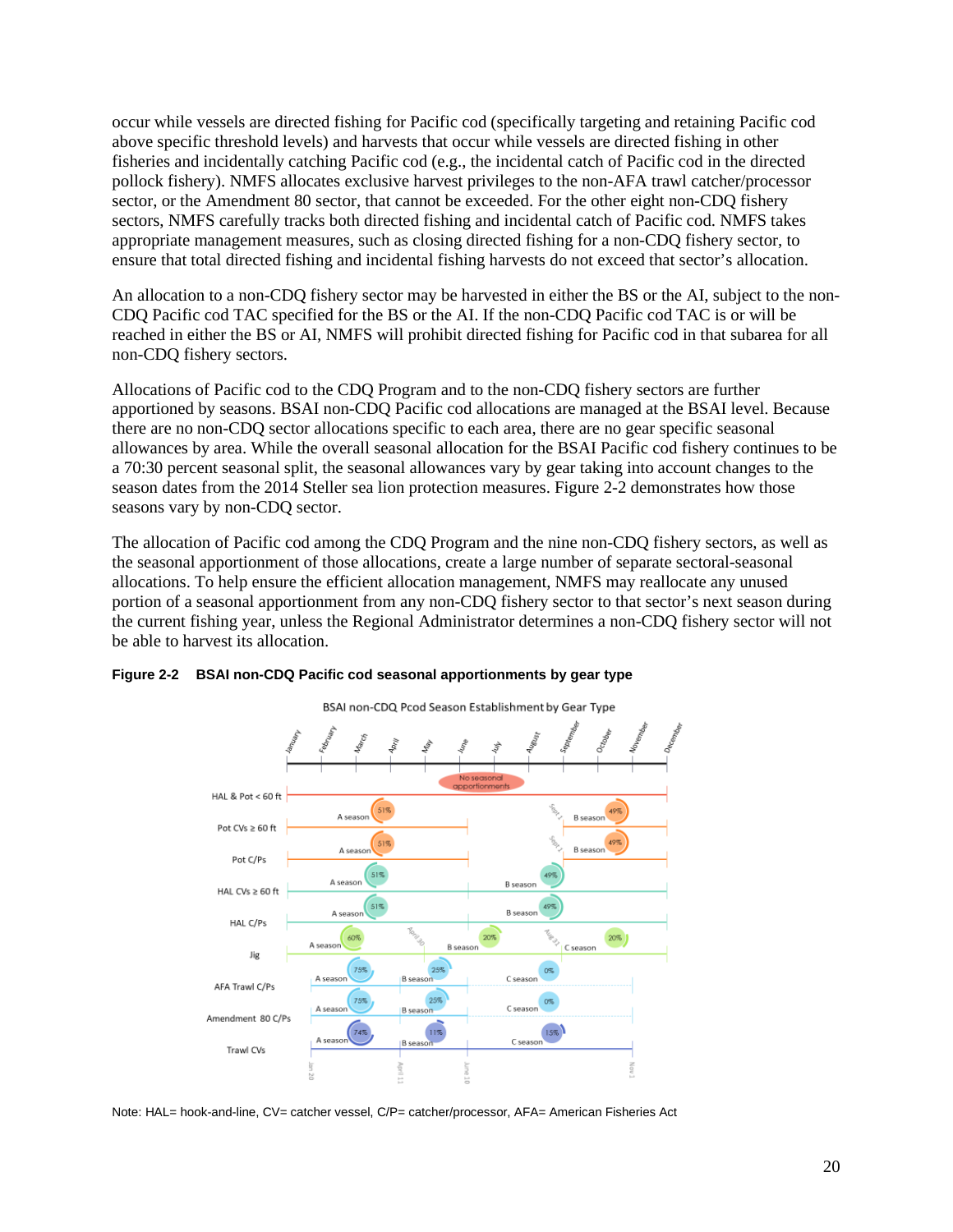occur while vessels are directed fishing for Pacific cod (specifically targeting and retaining Pacific cod above specific threshold levels) and harvests that occur while vessels are directed fishing in other fisheries and incidentally catching Pacific cod (e.g., the incidental catch of Pacific cod in the directed pollock fishery). NMFS allocates exclusive harvest privileges to the non-AFA trawl catcher/processor sector, or the Amendment 80 sector, that cannot be exceeded. For the other eight non-CDQ fishery sectors, NMFS carefully tracks both directed fishing and incidental catch of Pacific cod. NMFS takes appropriate management measures, such as closing directed fishing for a non-CDQ fishery sector, to ensure that total directed fishing and incidental fishing harvests do not exceed that sector's allocation.

An allocation to a non-CDQ fishery sector may be harvested in either the BS or the AI, subject to the non-CDQ Pacific cod TAC specified for the BS or the AI. If the non-CDQ Pacific cod TAC is or will be reached in either the BS or AI, NMFS will prohibit directed fishing for Pacific cod in that subarea for all non-CDQ fishery sectors.

Allocations of Pacific cod to the CDQ Program and to the non-CDQ fishery sectors are further apportioned by seasons. BSAI non-CDQ Pacific cod allocations are managed at the BSAI level. Because there are no non-CDQ sector allocations specific to each area, there are no gear specific seasonal allowances by area. While the overall seasonal allocation for the BSAI Pacific cod fishery continues to be a 70:30 percent seasonal split, the seasonal allowances vary by gear taking into account changes to the season dates from the 2014 Steller sea lion protection measures. Figure 2-2 demonstrates how those seasons vary by non-CDQ sector.

The allocation of Pacific cod among the CDQ Program and the nine non-CDQ fishery sectors, as well as the seasonal apportionment of those allocations, create a large number of separate sectoral-seasonal allocations. To help ensure the efficient allocation management, NMFS may reallocate any unused portion of a seasonal apportionment from any non-CDQ fishery sector to that sector's next season during the current fishing year, unless the Regional Administrator determines a non-CDQ fishery sector will not be able to harvest its allocation.

**Figure 2-2 BSAI non-CDQ Pacific cod seasonal apportionments by gear type**

BSAI non-CDQ Pcod Season Establishment by Gear Type

| Gear type | A season | B season | C season |
|---|---|---|---|
| HAL & Pot < 60 ft | No seasonal apportionments | | |
| Pot CVs ≥ 60 ft | 51% | 49% (Sept 1) | |
| Pot C/Ps | 51% | 49% (Sept 1) | |
| HAL CVs ≥ 60 ft | 51% | 49% | |
| HAL C/Ps | 51% | 49% | |
| Jig | 60% | 20% (April 30) | 20% (Aug 31) |
| AFA Trawl C/Ps | 75% | 25% | 0% |
| Amendment 80 C/Ps | 75% | 25% | 0% |
| Trawl CVs | 74% | 11% | 15% |

Trawl season dates: Jan 20, April 11, June 10, Nov 1

Note: HAL= hook-and-line, CV= catcher vessel, C/P= catcher/processor, AFA= American Fisheries Act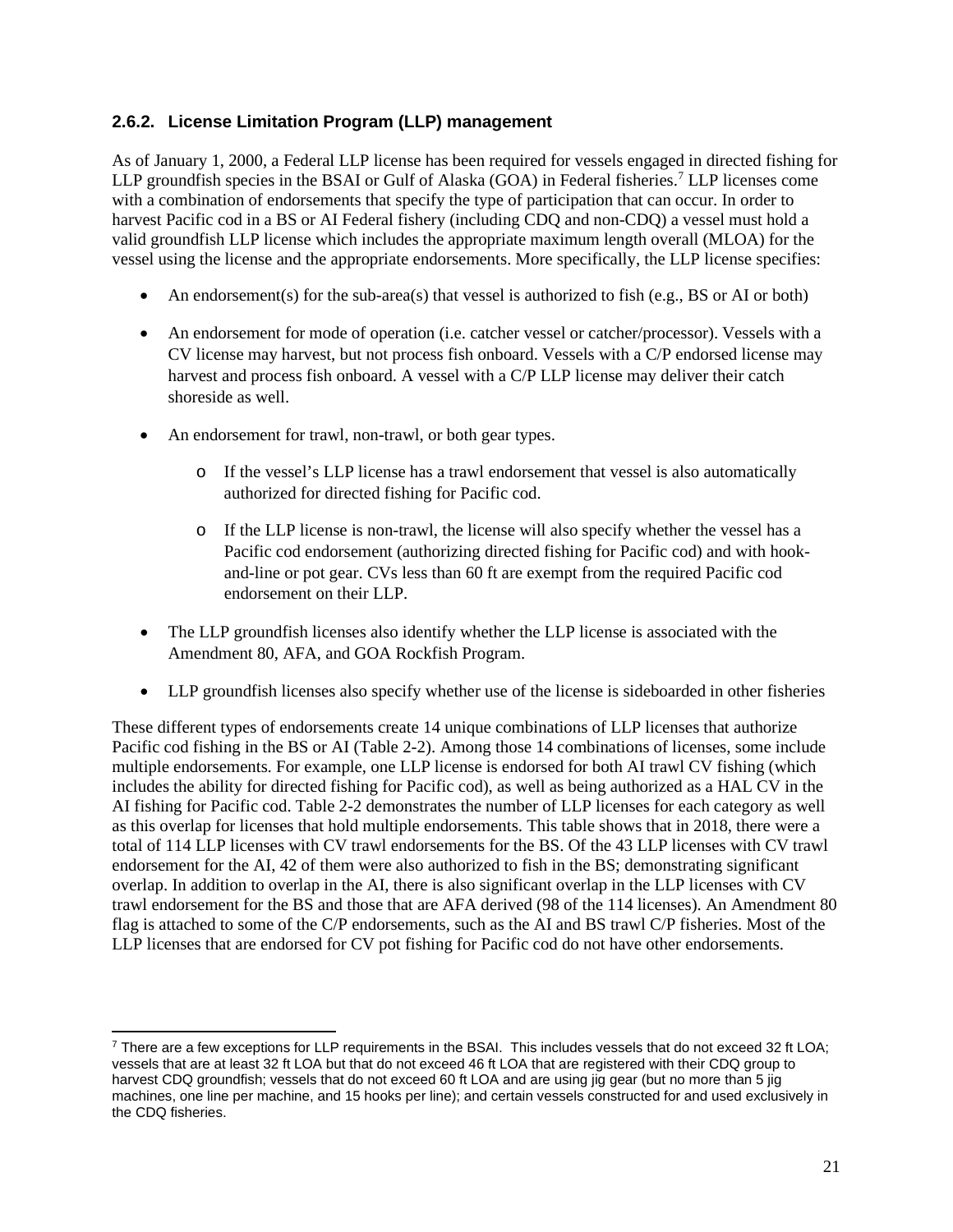### 2.6.2. License Limitation Program (LLP) management

As of January 1, 2000, a Federal LLP license has been required for vessels engaged in directed fishing for LLP groundfish species in the BSAI or Gulf of Alaska (GOA) in Federal fisheries.[7] LLP licenses come with a combination of endorsements that specify the type of participation that can occur. In order to harvest Pacific cod in a BS or AI Federal fishery (including CDQ and non-CDQ) a vessel must hold a valid groundfish LLP license which includes the appropriate maximum length overall (MLOA) for the vessel using the license and the appropriate endorsements. More specifically, the LLP license specifies:

- An endorsement(s) for the sub-area(s) that vessel is authorized to fish (e.g., BS or AI or both)
- An endorsement for mode of operation (i.e. catcher vessel or catcher/processor). Vessels with a CV license may harvest, but not process fish onboard. Vessels with a C/P endorsed license may harvest and process fish onboard. A vessel with a C/P LLP license may deliver their catch shoreside as well.
- An endorsement for trawl, non-trawl, or both gear types.
  - If the vessel's LLP license has a trawl endorsement that vessel is also automatically authorized for directed fishing for Pacific cod.
  - If the LLP license is non-trawl, the license will also specify whether the vessel has a Pacific cod endorsement (authorizing directed fishing for Pacific cod) and with hook-and-line or pot gear. CVs less than 60 ft are exempt from the required Pacific cod endorsement on their LLP.
- The LLP groundfish licenses also identify whether the LLP license is associated with the Amendment 80, AFA, and GOA Rockfish Program.
- LLP groundfish licenses also specify whether use of the license is sideboarded in other fisheries

These different types of endorsements create 14 unique combinations of LLP licenses that authorize Pacific cod fishing in the BS or AI (Table 2-2). Among those 14 combinations of licenses, some include multiple endorsements. For example, one LLP license is endorsed for both AI trawl CV fishing (which includes the ability for directed fishing for Pacific cod), as well as being authorized as a HAL CV in the AI fishing for Pacific cod. Table 2-2 demonstrates the number of LLP licenses for each category as well as this overlap for licenses that hold multiple endorsements. This table shows that in 2018, there were a total of 114 LLP licenses with CV trawl endorsements for the BS. Of the 43 LLP licenses with CV trawl endorsement for the AI, 42 of them were also authorized to fish in the BS; demonstrating significant overlap. In addition to overlap in the AI, there is also significant overlap in the LLP licenses with CV trawl endorsement for the BS and those that are AFA derived (98 of the 114 licenses). An Amendment 80 flag is attached to some of the C/P endorsements, such as the AI and BS trawl C/P fisheries. Most of the LLP licenses that are endorsed for CV pot fishing for Pacific cod do not have other endorsements.

[7] There are a few exceptions for LLP requirements in the BSAI. This includes vessels that do not exceed 32 ft LOA; vessels that are at least 32 ft LOA but that do not exceed 46 ft LOA that are registered with their CDQ group to harvest CDQ groundfish; vessels that do not exceed 60 ft LOA and are using jig gear (but no more than 5 jig machines, one line per machine, and 15 hooks per line); and certain vessels constructed for and used exclusively in the CDQ fisheries.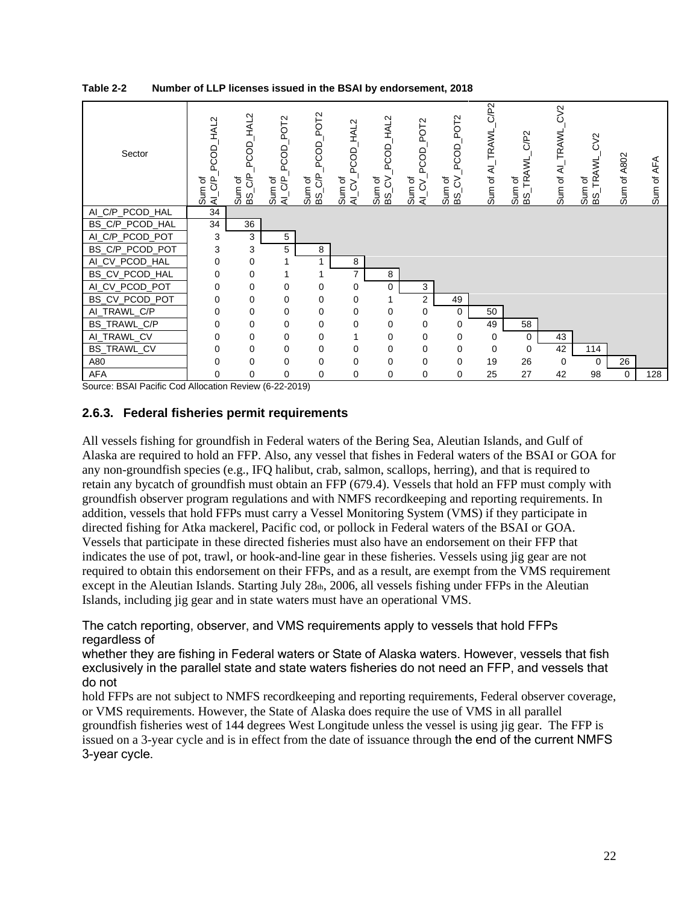**Table 2-2 Number of LLP licenses issued in the BSAI by endorsement, 2018**

| Sector | Sum of AI_C/P_PCOD_HAL2 | Sum of BS_C/P_PCOD_HAL2 | Sum of AI_C/P_PCOD_POT2 | Sum of BS_C/P_PCOD_POT2 | Sum of AI_CV_PCOD_HAL2 | Sum of BS_CV_PCOD_HAL2 | Sum of AI_CV_PCOD_POT2 | Sum of BS_CV_PCOD_POT2 | Sum of AI_TRAWL_C/P2 | Sum of BS_TRAWL_C/P2 | Sum of AI_TRAWL_CV2 | Sum of BS_TRAWL_CV2 | Sum of A802 | Sum of AFA |
|---|---|---|---|---|---|---|---|---|---|---|---|---|---|---|
| AI_C/P_PCOD_HAL | 34 | | | | | | | | | | | | | |
| BS_C/P_PCOD_HAL | 34 | 36 | | | | | | | | | | | | |
| AI_C/P_PCOD_POT | 3 | 3 | 5 | | | | | | | | | | | |
| BS_C/P_PCOD_POT | 3 | 3 | 5 | 8 | | | | | | | | | | |
| AI_CV_PCOD_HAL | 0 | 0 | 1 | 1 | 8 | | | | | | | | | |
| BS_CV_PCOD_HAL | 0 | 0 | 1 | 1 | 7 | 8 | | | | | | | | |
| AI_CV_PCOD_POT | 0 | 0 | 0 | 0 | 0 | 0 | 3 | | | | | | | |
| BS_CV_PCOD_POT | 0 | 0 | 0 | 0 | 0 | 1 | 2 | 49 | | | | | | |
| AI_TRAWL_C/P | 0 | 0 | 0 | 0 | 0 | 0 | 0 | 0 | 50 | | | | | |
| BS_TRAWL_C/P | 0 | 0 | 0 | 0 | 0 | 0 | 0 | 0 | 49 | 58 | | | | |
| AI_TRAWL_CV | 0 | 0 | 0 | 0 | 1 | 0 | 0 | 0 | 0 | 0 | 43 | | | |
| BS_TRAWL_CV | 0 | 0 | 0 | 0 | 0 | 0 | 0 | 0 | 0 | 0 | 42 | 114 | | |
| A80 | 0 | 0 | 0 | 0 | 0 | 0 | 0 | 0 | 19 | 26 | 0 | 0 | 26 | |
| AFA | 0 | 0 | 0 | 0 | 0 | 0 | 0 | 0 | 25 | 27 | 42 | 98 | 0 | 128 |

Source: BSAI Pacific Cod Allocation Review (6-22-2019)

### 2.6.3. Federal fisheries permit requirements

All vessels fishing for groundfish in Federal waters of the Bering Sea, Aleutian Islands, and Gulf of Alaska are required to hold an FFP. Also, any vessel that fishes in Federal waters of the BSAI or GOA for any non-groundfish species (e.g., IFQ halibut, crab, salmon, scallops, herring), and that is required to retain any bycatch of groundfish must obtain an FFP (679.4). Vessels that hold an FFP must comply with groundfish observer program regulations and with NMFS recordkeeping and reporting requirements. In addition, vessels that hold FFPs must carry a Vessel Monitoring System (VMS) if they participate in directed fishing for Atka mackerel, Pacific cod, or pollock in Federal waters of the BSAI or GOA. Vessels that participate in these directed fisheries must also have an endorsement on their FFP that indicates the use of pot, trawl, or hook-and-line gear in these fisheries. Vessels using jig gear are not required to obtain this endorsement on their FFPs, and as a result, are exempt from the VMS requirement except in the Aleutian Islands. Starting July 28th, 2006, all vessels fishing under FFPs in the Aleutian Islands, including jig gear and in state waters must have an operational VMS.

The catch reporting, observer, and VMS requirements apply to vessels that hold FFPs regardless of whether they are fishing in Federal waters or State of Alaska waters. However, vessels that fish exclusively in the parallel state and state waters fisheries do not need an FFP, and vessels that do not hold FFPs are not subject to NMFS recordkeeping and reporting requirements, Federal observer coverage, or VMS requirements. However, the State of Alaska does require the use of VMS in all parallel groundfish fisheries west of 144 degrees West Longitude unless the vessel is using jig gear. The FFP is issued on a 3-year cycle and is in effect from the date of issuance through the end of the current NMFS 3-year cycle.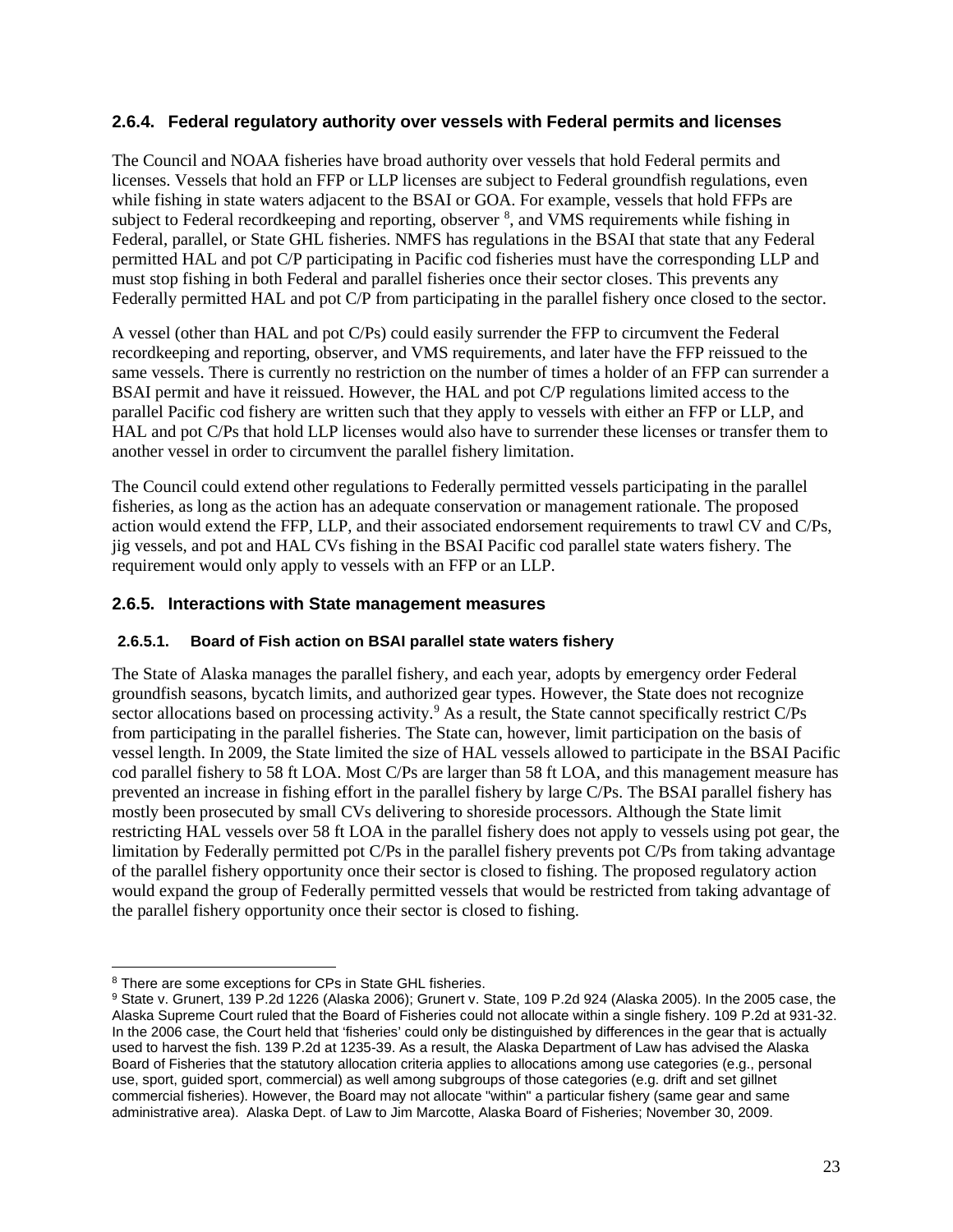### 2.6.4. Federal regulatory authority over vessels with Federal permits and licenses

The Council and NOAA fisheries have broad authority over vessels that hold Federal permits and licenses. Vessels that hold an FFP or LLP licenses are subject to Federal groundfish regulations, even while fishing in state waters adjacent to the BSAI or GOA. For example, vessels that hold FFPs are subject to Federal recordkeeping and reporting, observer [8], and VMS requirements while fishing in Federal, parallel, or State GHL fisheries. NMFS has regulations in the BSAI that state that any Federal permitted HAL and pot C/P participating in Pacific cod fisheries must have the corresponding LLP and must stop fishing in both Federal and parallel fisheries once their sector closes. This prevents any Federally permitted HAL and pot C/P from participating in the parallel fishery once closed to the sector.

A vessel (other than HAL and pot C/Ps) could easily surrender the FFP to circumvent the Federal recordkeeping and reporting, observer, and VMS requirements, and later have the FFP reissued to the same vessels. There is currently no restriction on the number of times a holder of an FFP can surrender a BSAI permit and have it reissued. However, the HAL and pot C/P regulations limited access to the parallel Pacific cod fishery are written such that they apply to vessels with either an FFP or LLP, and HAL and pot C/Ps that hold LLP licenses would also have to surrender these licenses or transfer them to another vessel in order to circumvent the parallel fishery limitation.

The Council could extend other regulations to Federally permitted vessels participating in the parallel fisheries, as long as the action has an adequate conservation or management rationale. The proposed action would extend the FFP, LLP, and their associated endorsement requirements to trawl CV and C/Ps, jig vessels, and pot and HAL CVs fishing in the BSAI Pacific cod parallel state waters fishery. The requirement would only apply to vessels with an FFP or an LLP.

### 2.6.5. Interactions with State management measures

#### 2.6.5.1. Board of Fish action on BSAI parallel state waters fishery

The State of Alaska manages the parallel fishery, and each year, adopts by emergency order Federal groundfish seasons, bycatch limits, and authorized gear types. However, the State does not recognize sector allocations based on processing activity.[9] As a result, the State cannot specifically restrict C/Ps from participating in the parallel fisheries. The State can, however, limit participation on the basis of vessel length. In 2009, the State limited the size of HAL vessels allowed to participate in the BSAI Pacific cod parallel fishery to 58 ft LOA. Most C/Ps are larger than 58 ft LOA, and this management measure has prevented an increase in fishing effort in the parallel fishery by large C/Ps. The BSAI parallel fishery has mostly been prosecuted by small CVs delivering to shoreside processors. Although the State limit restricting HAL vessels over 58 ft LOA in the parallel fishery does not apply to vessels using pot gear, the limitation by Federally permitted pot C/Ps in the parallel fishery prevents pot C/Ps from taking advantage of the parallel fishery opportunity once their sector is closed to fishing. The proposed regulatory action would expand the group of Federally permitted vessels that would be restricted from taking advantage of the parallel fishery opportunity once their sector is closed to fishing.

---

[8] There are some exceptions for CPs in State GHL fisheries.

[9] State v. Grunert, 139 P.2d 1226 (Alaska 2006); Grunert v. State, 109 P.2d 924 (Alaska 2005). In the 2005 case, the Alaska Supreme Court ruled that the Board of Fisheries could not allocate within a single fishery. 109 P.2d at 931-32. In the 2006 case, the Court held that 'fisheries' could only be distinguished by differences in the gear that is actually used to harvest the fish. 139 P.2d at 1235-39. As a result, the Alaska Department of Law has advised the Alaska Board of Fisheries that the statutory allocation criteria applies to allocations among use categories (e.g., personal use, sport, guided sport, commercial) as well among subgroups of those categories (e.g. drift and set gillnet commercial fisheries). However, the Board may not allocate "within" a particular fishery (same gear and same administrative area). Alaska Dept. of Law to Jim Marcotte, Alaska Board of Fisheries; November 30, 2009.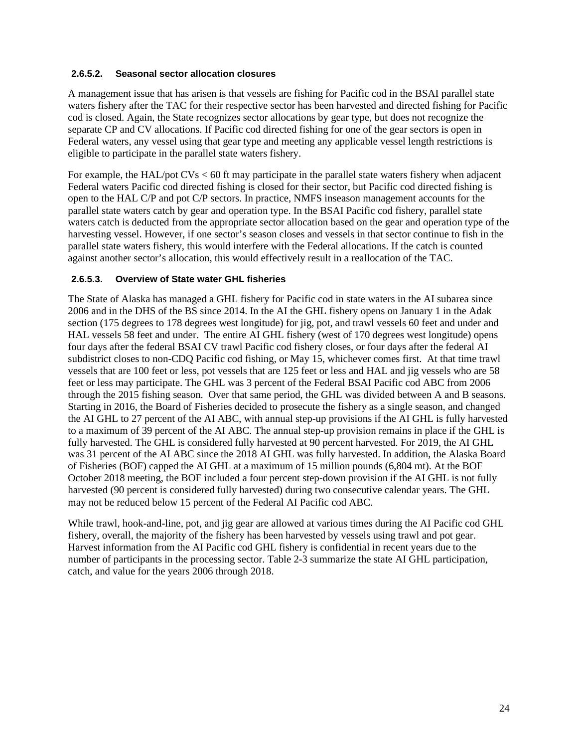#### 2.6.5.2. Seasonal sector allocation closures

A management issue that has arisen is that vessels are fishing for Pacific cod in the BSAI parallel state waters fishery after the TAC for their respective sector has been harvested and directed fishing for Pacific cod is closed. Again, the State recognizes sector allocations by gear type, but does not recognize the separate CP and CV allocations. If Pacific cod directed fishing for one of the gear sectors is open in Federal waters, any vessel using that gear type and meeting any applicable vessel length restrictions is eligible to participate in the parallel state waters fishery.

For example, the HAL/pot CVs < 60 ft may participate in the parallel state waters fishery when adjacent Federal waters Pacific cod directed fishing is closed for their sector, but Pacific cod directed fishing is open to the HAL C/P and pot C/P sectors. In practice, NMFS inseason management accounts for the parallel state waters catch by gear and operation type. In the BSAI Pacific cod fishery, parallel state waters catch is deducted from the appropriate sector allocation based on the gear and operation type of the harvesting vessel. However, if one sector's season closes and vessels in that sector continue to fish in the parallel state waters fishery, this would interfere with the Federal allocations. If the catch is counted against another sector's allocation, this would effectively result in a reallocation of the TAC.

#### 2.6.5.3. Overview of State water GHL fisheries

The State of Alaska has managed a GHL fishery for Pacific cod in state waters in the AI subarea since 2006 and in the DHS of the BS since 2014. In the AI the GHL fishery opens on January 1 in the Adak section (175 degrees to 178 degrees west longitude) for jig, pot, and trawl vessels 60 feet and under and HAL vessels 58 feet and under. The entire AI GHL fishery (west of 170 degrees west longitude) opens four days after the federal BSAI CV trawl Pacific cod fishery closes, or four days after the federal AI subdistrict closes to non-CDQ Pacific cod fishing, or May 15, whichever comes first. At that time trawl vessels that are 100 feet or less, pot vessels that are 125 feet or less and HAL and jig vessels who are 58 feet or less may participate. The GHL was 3 percent of the Federal BSAI Pacific cod ABC from 2006 through the 2015 fishing season. Over that same period, the GHL was divided between A and B seasons. Starting in 2016, the Board of Fisheries decided to prosecute the fishery as a single season, and changed the AI GHL to 27 percent of the AI ABC, with annual step-up provisions if the AI GHL is fully harvested to a maximum of 39 percent of the AI ABC. The annual step-up provision remains in place if the GHL is fully harvested. The GHL is considered fully harvested at 90 percent harvested. For 2019, the AI GHL was 31 percent of the AI ABC since the 2018 AI GHL was fully harvested. In addition, the Alaska Board of Fisheries (BOF) capped the AI GHL at a maximum of 15 million pounds (6,804 mt). At the BOF October 2018 meeting, the BOF included a four percent step-down provision if the AI GHL is not fully harvested (90 percent is considered fully harvested) during two consecutive calendar years. The GHL may not be reduced below 15 percent of the Federal AI Pacific cod ABC.

While trawl, hook-and-line, pot, and jig gear are allowed at various times during the AI Pacific cod GHL fishery, overall, the majority of the fishery has been harvested by vessels using trawl and pot gear. Harvest information from the AI Pacific cod GHL fishery is confidential in recent years due to the number of participants in the processing sector. Table 2-3 summarize the state AI GHL participation, catch, and value for the years 2006 through 2018.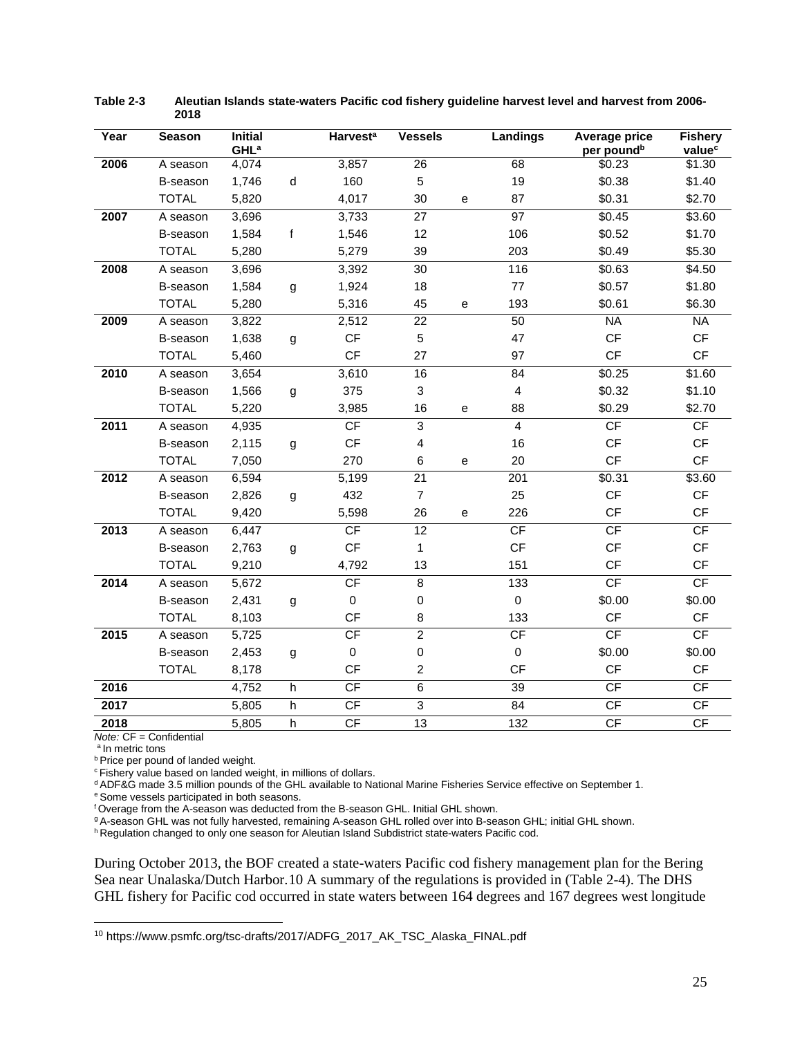**Table 2-3 Aleutian Islands state-waters Pacific cod fishery guideline harvest level and harvest from 2006-2018**

| Year | Season | Initial GHL[a] | | Harvest[a] | Vessels | | Landings | Average price per pound[b] | Fishery value[c] |
|---|---|---|---|---|---|---|---|---|---|
| **2006** | A season | 4,074 | | 3,857 | 26 | | 68 | $0.23 | $1.30 |
| | B-season | 1,746 | d | 160 | 5 | | 19 | $0.38 | $1.40 |
| | TOTAL | 5,820 | | 4,017 | 30 | e | 87 | $0.31 | $2.70 |
| **2007** | A season | 3,696 | | 3,733 | 27 | | 97 | $0.45 | $3.60 |
| | B-season | 1,584 | f | 1,546 | 12 | | 106 | $0.52 | $1.70 |
| | TOTAL | 5,280 | | 5,279 | 39 | | 203 | $0.49 | $5.30 |
| **2008** | A season | 3,696 | | 3,392 | 30 | | 116 | $0.63 | $4.50 |
| | B-season | 1,584 | g | 1,924 | 18 | | 77 | $0.57 | $1.80 |
| | TOTAL | 5,280 | | 5,316 | 45 | e | 193 | $0.61 | $6.30 |
| **2009** | A season | 3,822 | | 2,512 | 22 | | 50 | NA | NA |
| | B-season | 1,638 | g | CF | 5 | | 47 | CF | CF |
| | TOTAL | 5,460 | | CF | 27 | | 97 | CF | CF |
| **2010** | A season | 3,654 | | 3,610 | 16 | | 84 | $0.25 | $1.60 |
| | B-season | 1,566 | g | 375 | 3 | | 4 | $0.32 | $1.10 |
| | TOTAL | 5,220 | | 3,985 | 16 | e | 88 | $0.29 | $2.70 |
| **2011** | A season | 4,935 | | CF | 3 | | 4 | CF | CF |
| | B-season | 2,115 | g | CF | 4 | | 16 | CF | CF |
| | TOTAL | 7,050 | | 270 | 6 | e | 20 | CF | CF |
| **2012** | A season | 6,594 | | 5,199 | 21 | | 201 | $0.31 | $3.60 |
| | B-season | 2,826 | g | 432 | 7 | | 25 | CF | CF |
| | TOTAL | 9,420 | | 5,598 | 26 | e | 226 | CF | CF |
| **2013** | A season | 6,447 | | CF | 12 | | CF | CF | CF |
| | B-season | 2,763 | g | CF | 1 | | CF | CF | CF |
| | TOTAL | 9,210 | | 4,792 | 13 | | 151 | CF | CF |
| **2014** | A season | 5,672 | | CF | 8 | | 133 | CF | CF |
| | B-season | 2,431 | g | 0 | 0 | | 0 | $0.00 | $0.00 |
| | TOTAL | 8,103 | | CF | 8 | | 133 | CF | CF |
| **2015** | A season | 5,725 | | CF | 2 | | CF | CF | CF |
| | B-season | 2,453 | g | 0 | 0 | | 0 | $0.00 | $0.00 |
| | TOTAL | 8,178 | | CF | 2 | | CF | CF | CF |
| **2016** | | 4,752 | h | CF | 6 | | 39 | CF | CF |
| **2017** | | 5,805 | h | CF | 3 | | 84 | CF | CF |
| **2018** | | 5,805 | h | CF | 13 | | 132 | CF | CF |

*Note:* CF = Confidential
[a] In metric tons
[b] Price per pound of landed weight.
[c] Fishery value based on landed weight, in millions of dollars.
[d] ADF&G made 3.5 million pounds of the GHL available to National Marine Fisheries Service effective on September 1.
[e] Some vessels participated in both seasons.
[f] Overage from the A-season was deducted from the B-season GHL. Initial GHL shown.
[g] A-season GHL was not fully harvested, remaining A-season GHL rolled over into B-season GHL; initial GHL shown.
[h] Regulation changed to only one season for Aleutian Island Subdistrict state-waters Pacific cod.

During October 2013, the BOF created a state-waters Pacific cod fishery management plan for the Bering Sea near Unalaska/Dutch Harbor.[10] A summary of the regulations is provided in (Table 2-4). The DHS GHL fishery for Pacific cod occurred in state waters between 164 degrees and 167 degrees west longitude

[10] https://www.psmfc.org/tsc-drafts/2017/ADFG_2017_AK_TSC_Alaska_FINAL.pdf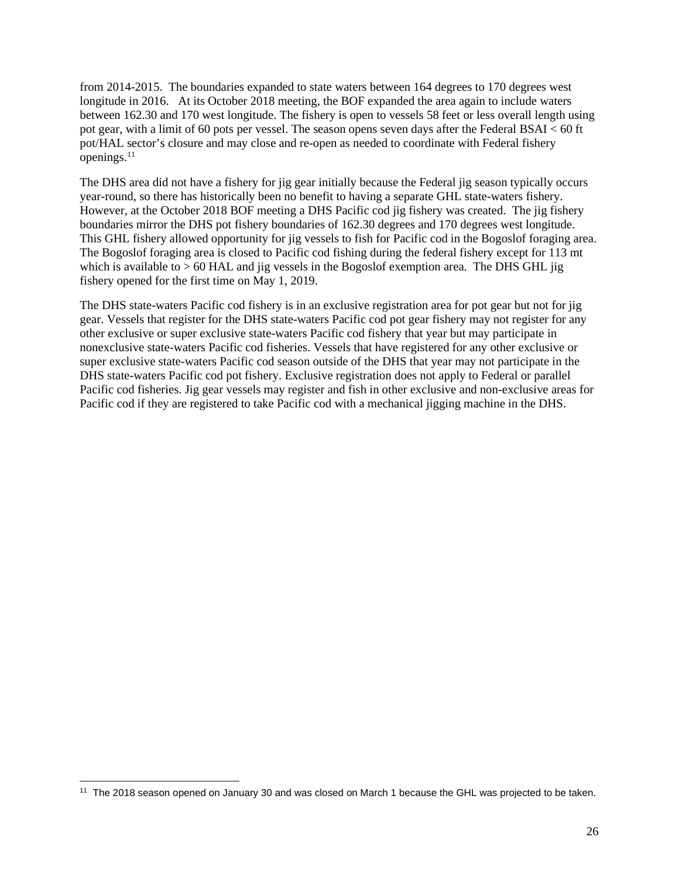from 2014-2015. The boundaries expanded to state waters between 164 degrees to 170 degrees west longitude in 2016. At its October 2018 meeting, the BOF expanded the area again to include waters between 162.30 and 170 west longitude. The fishery is open to vessels 58 feet or less overall length using pot gear, with a limit of 60 pots per vessel. The season opens seven days after the Federal BSAI < 60 ft pot/HAL sector's closure and may close and re-open as needed to coordinate with Federal fishery openings.[11]

The DHS area did not have a fishery for jig gear initially because the Federal jig season typically occurs year-round, so there has historically been no benefit to having a separate GHL state-waters fishery. However, at the October 2018 BOF meeting a DHS Pacific cod jig fishery was created. The jig fishery boundaries mirror the DHS pot fishery boundaries of 162.30 degrees and 170 degrees west longitude. This GHL fishery allowed opportunity for jig vessels to fish for Pacific cod in the Bogoslof foraging area. The Bogoslof foraging area is closed to Pacific cod fishing during the federal fishery except for 113 mt which is available to > 60 HAL and jig vessels in the Bogoslof exemption area. The DHS GHL jig fishery opened for the first time on May 1, 2019.

The DHS state-waters Pacific cod fishery is in an exclusive registration area for pot gear but not for jig gear. Vessels that register for the DHS state-waters Pacific cod pot gear fishery may not register for any other exclusive or super exclusive state-waters Pacific cod fishery that year but may participate in nonexclusive state-waters Pacific cod fisheries. Vessels that have registered for any other exclusive or super exclusive state-waters Pacific cod season outside of the DHS that year may not participate in the DHS state-waters Pacific cod pot fishery. Exclusive registration does not apply to Federal or parallel Pacific cod fisheries. Jig gear vessels may register and fish in other exclusive and non-exclusive areas for Pacific cod if they are registered to take Pacific cod with a mechanical jigging machine in the DHS.

---

[11] The 2018 season opened on January 30 and was closed on March 1 because the GHL was projected to be taken.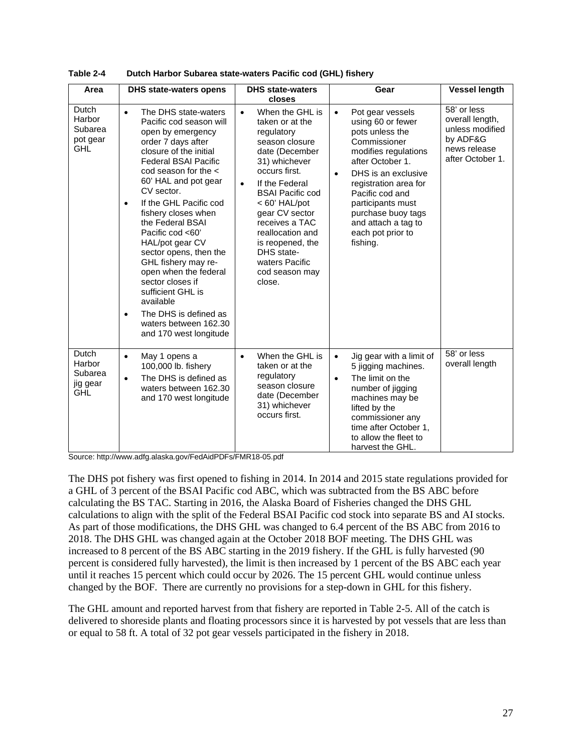**Table 2-4 Dutch Harbor Subarea state-waters Pacific cod (GHL) fishery**

| Area | DHS state-waters opens | DHS state-waters closes | Gear | Vessel length |
|---|---|---|---|---|
| Dutch Harbor Subarea pot gear GHL | • The DHS state-waters Pacific cod season will open by emergency order 7 days after closure of the initial Federal BSAI Pacific cod season for the < 60' HAL and pot gear CV sector.<br>• If the GHL Pacific cod fishery closes when the Federal BSAI Pacific cod <60' HAL/pot gear CV sector opens, then the GHL fishery may re-open when the federal sector closes if sufficient GHL is available<br>• The DHS is defined as waters between 162.30 and 170 west longitude | • When the GHL is taken or at the regulatory season closure date (December 31) whichever occurs first.<br>• If the Federal BSAI Pacific cod < 60' HAL/pot gear CV sector receives a TAC reallocation and is reopened, the DHS state-waters Pacific cod season may close. | • Pot gear vessels using 60 or fewer pots unless the Commissioner modifies regulations after October 1.<br>• DHS is an exclusive registration area for Pacific cod and participants must purchase buoy tags and attach a tag to each pot prior to fishing. | 58' or less overall length, unless modified by ADF&G news release after October 1. |
| Dutch Harbor Subarea jig gear GHL | • May 1 opens a 100,000 lb. fishery<br>• The DHS is defined as waters between 162.30 and 170 west longitude | • When the GHL is taken or at the regulatory season closure date (December 31) whichever occurs first. | • Jig gear with a limit of 5 jigging machines.<br>• The limit on the number of jigging machines may be lifted by the commissioner any time after October 1, to allow the fleet to harvest the GHL. | 58' or less overall length |

Source: http://www.adfg.alaska.gov/FedAidPDFs/FMR18-05.pdf

The DHS pot fishery was first opened to fishing in 2014. In 2014 and 2015 state regulations provided for a GHL of 3 percent of the BSAI Pacific cod ABC, which was subtracted from the BS ABC before calculating the BS TAC. Starting in 2016, the Alaska Board of Fisheries changed the DHS GHL calculations to align with the split of the Federal BSAI Pacific cod stock into separate BS and AI stocks. As part of those modifications, the DHS GHL was changed to 6.4 percent of the BS ABC from 2016 to 2018. The DHS GHL was changed again at the October 2018 BOF meeting. The DHS GHL was increased to 8 percent of the BS ABC starting in the 2019 fishery. If the GHL is fully harvested (90 percent is considered fully harvested), the limit is then increased by 1 percent of the BS ABC each year until it reaches 15 percent which could occur by 2026. The 15 percent GHL would continue unless changed by the BOF. There are currently no provisions for a step-down in GHL for this fishery.

The GHL amount and reported harvest from that fishery are reported in Table 2-5. All of the catch is delivered to shoreside plants and floating processors since it is harvested by pot vessels that are less than or equal to 58 ft. A total of 32 pot gear vessels participated in the fishery in 2018.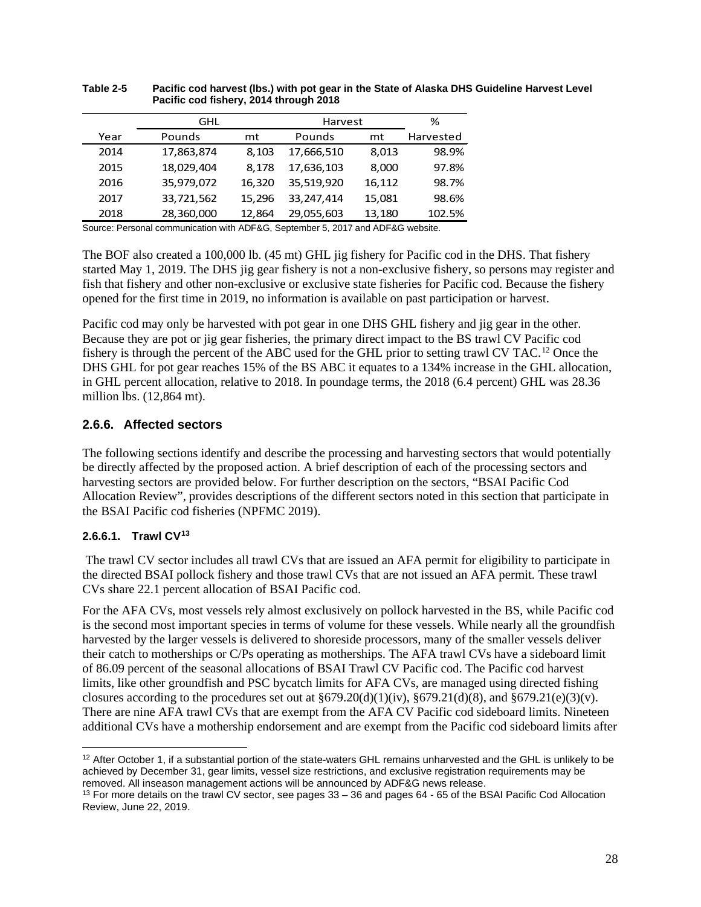**Table 2-5 Pacific cod harvest (lbs.) with pot gear in the State of Alaska DHS Guideline Harvest Level Pacific cod fishery, 2014 through 2018**

| Year | GHL | | Harvest | | % |
|---|---|---|---|---|---|
| | Pounds | mt | Pounds | mt | Harvested |
| 2014 | 17,863,874 | 8,103 | 17,666,510 | 8,013 | 98.9% |
| 2015 | 18,029,404 | 8,178 | 17,636,103 | 8,000 | 97.8% |
| 2016 | 35,979,072 | 16,320 | 35,519,920 | 16,112 | 98.7% |
| 2017 | 33,721,562 | 15,296 | 33,247,414 | 15,081 | 98.6% |
| 2018 | 28,360,000 | 12,864 | 29,055,603 | 13,180 | 102.5% |

Source: Personal communication with ADF&G, September 5, 2017 and ADF&G website.

The BOF also created a 100,000 lb. (45 mt) GHL jig fishery for Pacific cod in the DHS. That fishery started May 1, 2019. The DHS jig gear fishery is not a non-exclusive fishery, so persons may register and fish that fishery and other non-exclusive or exclusive state fisheries for Pacific cod. Because the fishery opened for the first time in 2019, no information is available on past participation or harvest.

Pacific cod may only be harvested with pot gear in one DHS GHL fishery and jig gear in the other. Because they are pot or jig gear fisheries, the primary direct impact to the BS trawl CV Pacific cod fishery is through the percent of the ABC used for the GHL prior to setting trawl CV TAC.[12] Once the DHS GHL for pot gear reaches 15% of the BS ABC it equates to a 134% increase in the GHL allocation, in GHL percent allocation, relative to 2018. In poundage terms, the 2018 (6.4 percent) GHL was 28.36 million lbs. (12,864 mt).

### 2.6.6. Affected sectors

The following sections identify and describe the processing and harvesting sectors that would potentially be directly affected by the proposed action. A brief description of each of the processing sectors and harvesting sectors are provided below. For further description on the sectors, "BSAI Pacific Cod Allocation Review", provides descriptions of the different sectors noted in this section that participate in the BSAI Pacific cod fisheries (NPFMC 2019).

#### 2.6.6.1. Trawl CV[13]

The trawl CV sector includes all trawl CVs that are issued an AFA permit for eligibility to participate in the directed BSAI pollock fishery and those trawl CVs that are not issued an AFA permit. These trawl CVs share 22.1 percent allocation of BSAI Pacific cod.

For the AFA CVs, most vessels rely almost exclusively on pollock harvested in the BS, while Pacific cod is the second most important species in terms of volume for these vessels. While nearly all the groundfish harvested by the larger vessels is delivered to shoreside processors, many of the smaller vessels deliver their catch to motherships or C/Ps operating as motherships. The AFA trawl CVs have a sideboard limit of 86.09 percent of the seasonal allocations of BSAI Trawl CV Pacific cod. The Pacific cod harvest limits, like other groundfish and PSC bycatch limits for AFA CVs, are managed using directed fishing closures according to the procedures set out at §679.20(d)(1)(iv), §679.21(d)(8), and §679.21(e)(3)(v). There are nine AFA trawl CVs that are exempt from the AFA CV Pacific cod sideboard limits. Nineteen additional CVs have a mothership endorsement and are exempt from the Pacific cod sideboard limits after

[12] After October 1, if a substantial portion of the state-waters GHL remains unharvested and the GHL is unlikely to be achieved by December 31, gear limits, vessel size restrictions, and exclusive registration requirements may be removed. All inseason management actions will be announced by ADF&G news release.

[13] For more details on the trawl CV sector, see pages 33 – 36 and pages 64 - 65 of the BSAI Pacific Cod Allocation Review, June 22, 2019.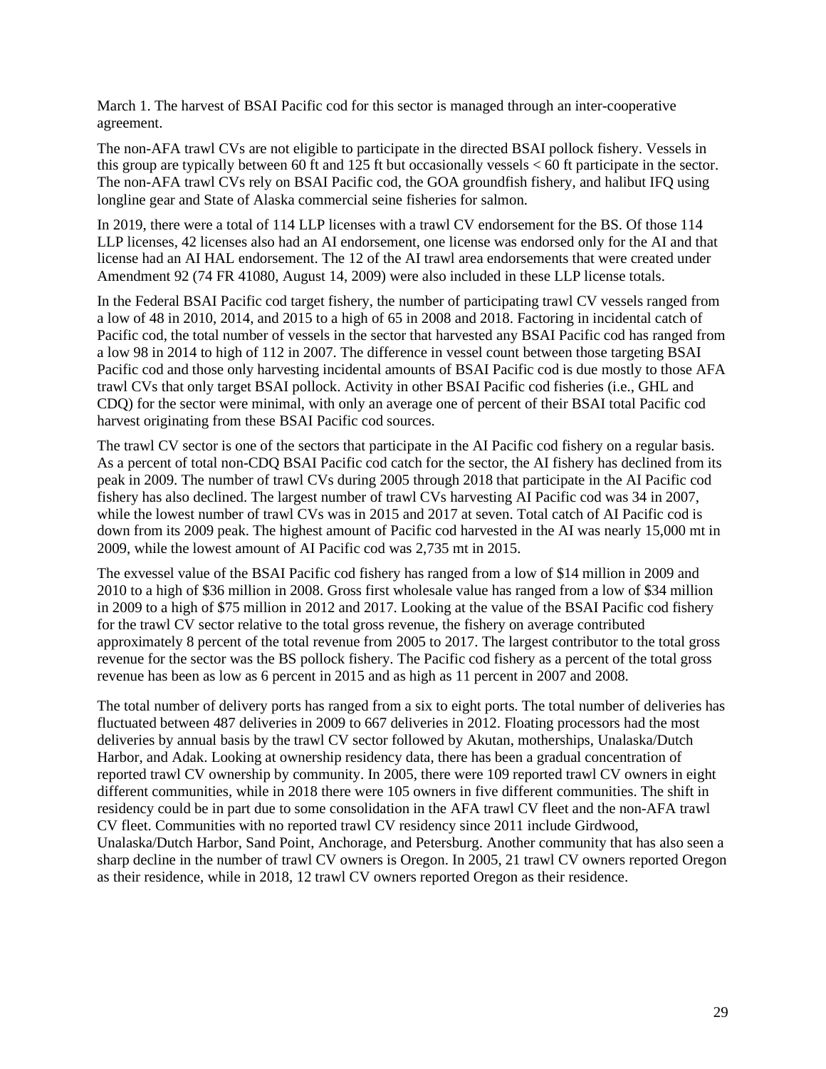March 1. The harvest of BSAI Pacific cod for this sector is managed through an inter-cooperative agreement.

The non-AFA trawl CVs are not eligible to participate in the directed BSAI pollock fishery. Vessels in this group are typically between 60 ft and 125 ft but occasionally vessels < 60 ft participate in the sector. The non-AFA trawl CVs rely on BSAI Pacific cod, the GOA groundfish fishery, and halibut IFQ using longline gear and State of Alaska commercial seine fisheries for salmon.

In 2019, there were a total of 114 LLP licenses with a trawl CV endorsement for the BS. Of those 114 LLP licenses, 42 licenses also had an AI endorsement, one license was endorsed only for the AI and that license had an AI HAL endorsement. The 12 of the AI trawl area endorsements that were created under Amendment 92 (74 FR 41080, August 14, 2009) were also included in these LLP license totals.

In the Federal BSAI Pacific cod target fishery, the number of participating trawl CV vessels ranged from a low of 48 in 2010, 2014, and 2015 to a high of 65 in 2008 and 2018. Factoring in incidental catch of Pacific cod, the total number of vessels in the sector that harvested any BSAI Pacific cod has ranged from a low 98 in 2014 to high of 112 in 2007. The difference in vessel count between those targeting BSAI Pacific cod and those only harvesting incidental amounts of BSAI Pacific cod is due mostly to those AFA trawl CVs that only target BSAI pollock. Activity in other BSAI Pacific cod fisheries (i.e., GHL and CDQ) for the sector were minimal, with only an average one of percent of their BSAI total Pacific cod harvest originating from these BSAI Pacific cod sources.

The trawl CV sector is one of the sectors that participate in the AI Pacific cod fishery on a regular basis. As a percent of total non-CDQ BSAI Pacific cod catch for the sector, the AI fishery has declined from its peak in 2009. The number of trawl CVs during 2005 through 2018 that participate in the AI Pacific cod fishery has also declined. The largest number of trawl CVs harvesting AI Pacific cod was 34 in 2007, while the lowest number of trawl CVs was in 2015 and 2017 at seven. Total catch of AI Pacific cod is down from its 2009 peak. The highest amount of Pacific cod harvested in the AI was nearly 15,000 mt in 2009, while the lowest amount of AI Pacific cod was 2,735 mt in 2015.

The exvessel value of the BSAI Pacific cod fishery has ranged from a low of $14 million in 2009 and 2010 to a high of $36 million in 2008. Gross first wholesale value has ranged from a low of $34 million in 2009 to a high of $75 million in 2012 and 2017. Looking at the value of the BSAI Pacific cod fishery for the trawl CV sector relative to the total gross revenue, the fishery on average contributed approximately 8 percent of the total revenue from 2005 to 2017. The largest contributor to the total gross revenue for the sector was the BS pollock fishery. The Pacific cod fishery as a percent of the total gross revenue has been as low as 6 percent in 2015 and as high as 11 percent in 2007 and 2008.

The total number of delivery ports has ranged from a six to eight ports. The total number of deliveries has fluctuated between 487 deliveries in 2009 to 667 deliveries in 2012. Floating processors had the most deliveries by annual basis by the trawl CV sector followed by Akutan, motherships, Unalaska/Dutch Harbor, and Adak. Looking at ownership residency data, there has been a gradual concentration of reported trawl CV ownership by community. In 2005, there were 109 reported trawl CV owners in eight different communities, while in 2018 there were 105 owners in five different communities. The shift in residency could be in part due to some consolidation in the AFA trawl CV fleet and the non-AFA trawl CV fleet. Communities with no reported trawl CV residency since 2011 include Girdwood, Unalaska/Dutch Harbor, Sand Point, Anchorage, and Petersburg. Another community that has also seen a sharp decline in the number of trawl CV owners is Oregon. In 2005, 21 trawl CV owners reported Oregon as their residence, while in 2018, 12 trawl CV owners reported Oregon as their residence.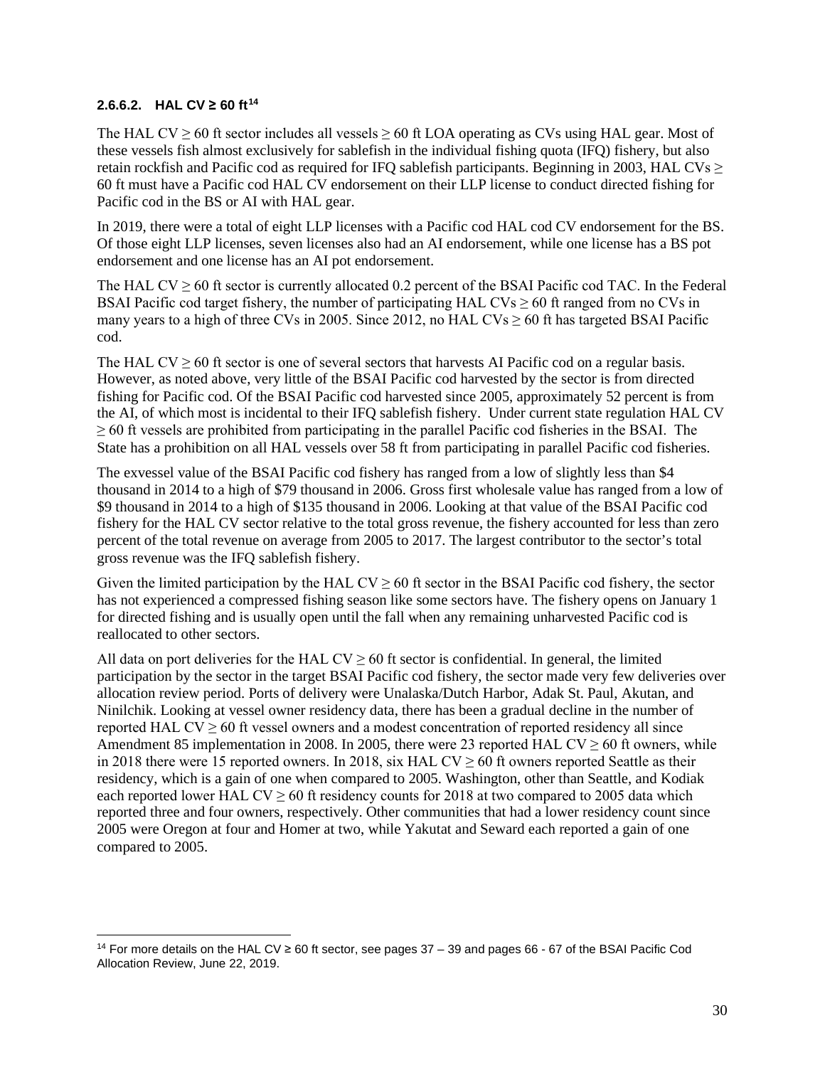#### 2.6.6.2. HAL CV ≥ 60 ft[14]

The HAL CV ≥ 60 ft sector includes all vessels ≥ 60 ft LOA operating as CVs using HAL gear. Most of these vessels fish almost exclusively for sablefish in the individual fishing quota (IFQ) fishery, but also retain rockfish and Pacific cod as required for IFQ sablefish participants. Beginning in 2003, HAL CVs ≥ 60 ft must have a Pacific cod HAL CV endorsement on their LLP license to conduct directed fishing for Pacific cod in the BS or AI with HAL gear.

In 2019, there were a total of eight LLP licenses with a Pacific cod HAL cod CV endorsement for the BS. Of those eight LLP licenses, seven licenses also had an AI endorsement, while one license has a BS pot endorsement and one license has an AI pot endorsement.

The HAL CV ≥ 60 ft sector is currently allocated 0.2 percent of the BSAI Pacific cod TAC. In the Federal BSAI Pacific cod target fishery, the number of participating HAL CVs ≥ 60 ft ranged from no CVs in many years to a high of three CVs in 2005. Since 2012, no HAL CVs ≥ 60 ft has targeted BSAI Pacific cod.

The HAL CV ≥ 60 ft sector is one of several sectors that harvests AI Pacific cod on a regular basis. However, as noted above, very little of the BSAI Pacific cod harvested by the sector is from directed fishing for Pacific cod. Of the BSAI Pacific cod harvested since 2005, approximately 52 percent is from the AI, of which most is incidental to their IFQ sablefish fishery. Under current state regulation HAL CV ≥ 60 ft vessels are prohibited from participating in the parallel Pacific cod fisheries in the BSAI. The State has a prohibition on all HAL vessels over 58 ft from participating in parallel Pacific cod fisheries.

The exvessel value of the BSAI Pacific cod fishery has ranged from a low of slightly less than $4 thousand in 2014 to a high of $79 thousand in 2006. Gross first wholesale value has ranged from a low of $9 thousand in 2014 to a high of $135 thousand in 2006. Looking at that value of the BSAI Pacific cod fishery for the HAL CV sector relative to the total gross revenue, the fishery accounted for less than zero percent of the total revenue on average from 2005 to 2017. The largest contributor to the sector's total gross revenue was the IFQ sablefish fishery.

Given the limited participation by the HAL CV ≥ 60 ft sector in the BSAI Pacific cod fishery, the sector has not experienced a compressed fishing season like some sectors have. The fishery opens on January 1 for directed fishing and is usually open until the fall when any remaining unharvested Pacific cod is reallocated to other sectors.

All data on port deliveries for the HAL CV ≥ 60 ft sector is confidential. In general, the limited participation by the sector in the target BSAI Pacific cod fishery, the sector made very few deliveries over allocation review period. Ports of delivery were Unalaska/Dutch Harbor, Adak St. Paul, Akutan, and Ninilchik. Looking at vessel owner residency data, there has been a gradual decline in the number of reported HAL CV ≥ 60 ft vessel owners and a modest concentration of reported residency all since Amendment 85 implementation in 2008. In 2005, there were 23 reported HAL CV ≥ 60 ft owners, while in 2018 there were 15 reported owners. In 2018, six HAL CV ≥ 60 ft owners reported Seattle as their residency, which is a gain of one when compared to 2005. Washington, other than Seattle, and Kodiak each reported lower HAL CV ≥ 60 ft residency counts for 2018 at two compared to 2005 data which reported three and four owners, respectively. Other communities that had a lower residency count since 2005 were Oregon at four and Homer at two, while Yakutat and Seward each reported a gain of one compared to 2005.

---

[14] For more details on the HAL CV ≥ 60 ft sector, see pages 37 – 39 and pages 66 - 67 of the BSAI Pacific Cod Allocation Review, June 22, 2019.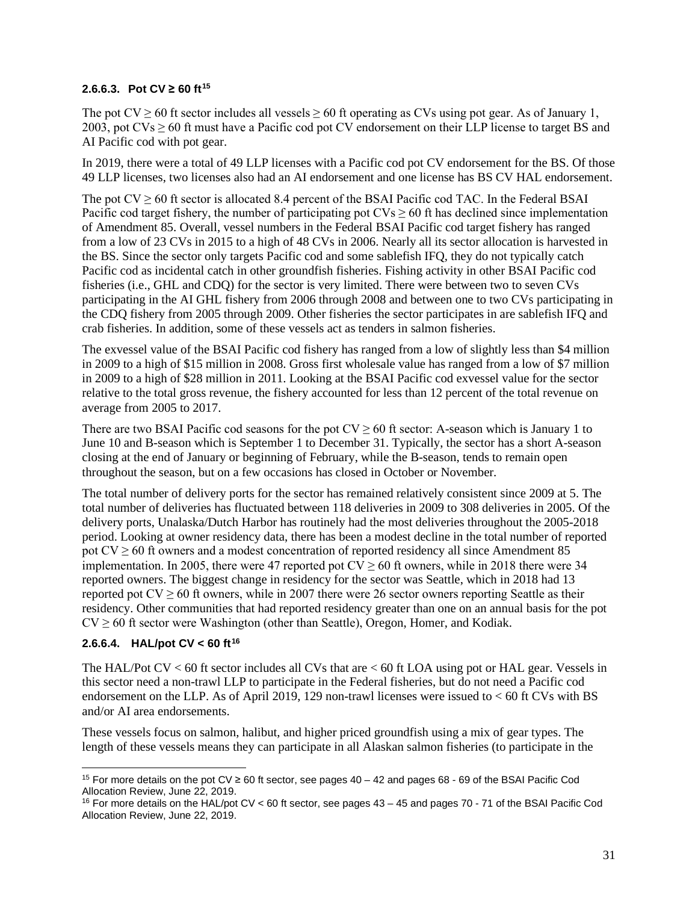#### 2.6.6.3. Pot CV ≥ 60 ft[15]

The pot CV ≥ 60 ft sector includes all vessels ≥ 60 ft operating as CVs using pot gear. As of January 1, 2003, pot CVs ≥ 60 ft must have a Pacific cod pot CV endorsement on their LLP license to target BS and AI Pacific cod with pot gear.

In 2019, there were a total of 49 LLP licenses with a Pacific cod pot CV endorsement for the BS. Of those 49 LLP licenses, two licenses also had an AI endorsement and one license has BS CV HAL endorsement.

The pot CV ≥ 60 ft sector is allocated 8.4 percent of the BSAI Pacific cod TAC. In the Federal BSAI Pacific cod target fishery, the number of participating pot CVs ≥ 60 ft has declined since implementation of Amendment 85. Overall, vessel numbers in the Federal BSAI Pacific cod target fishery has ranged from a low of 23 CVs in 2015 to a high of 48 CVs in 2006. Nearly all its sector allocation is harvested in the BS. Since the sector only targets Pacific cod and some sablefish IFQ, they do not typically catch Pacific cod as incidental catch in other groundfish fisheries. Fishing activity in other BSAI Pacific cod fisheries (i.e., GHL and CDQ) for the sector is very limited. There were between two to seven CVs participating in the AI GHL fishery from 2006 through 2008 and between one to two CVs participating in the CDQ fishery from 2005 through 2009. Other fisheries the sector participates in are sablefish IFQ and crab fisheries. In addition, some of these vessels act as tenders in salmon fisheries.

The exvessel value of the BSAI Pacific cod fishery has ranged from a low of slightly less than $4 million in 2009 to a high of $15 million in 2008. Gross first wholesale value has ranged from a low of $7 million in 2009 to a high of $28 million in 2011. Looking at the BSAI Pacific cod exvessel value for the sector relative to the total gross revenue, the fishery accounted for less than 12 percent of the total revenue on average from 2005 to 2017.

There are two BSAI Pacific cod seasons for the pot CV ≥ 60 ft sector: A-season which is January 1 to June 10 and B-season which is September 1 to December 31. Typically, the sector has a short A-season closing at the end of January or beginning of February, while the B-season, tends to remain open throughout the season, but on a few occasions has closed in October or November.

The total number of delivery ports for the sector has remained relatively consistent since 2009 at 5. The total number of deliveries has fluctuated between 118 deliveries in 2009 to 308 deliveries in 2005. Of the delivery ports, Unalaska/Dutch Harbor has routinely had the most deliveries throughout the 2005-2018 period. Looking at owner residency data, there has been a modest decline in the total number of reported pot CV ≥ 60 ft owners and a modest concentration of reported residency all since Amendment 85 implementation. In 2005, there were 47 reported pot CV ≥ 60 ft owners, while in 2018 there were 34 reported owners. The biggest change in residency for the sector was Seattle, which in 2018 had 13 reported pot CV ≥ 60 ft owners, while in 2007 there were 26 sector owners reporting Seattle as their residency. Other communities that had reported residency greater than one on an annual basis for the pot CV ≥ 60 ft sector were Washington (other than Seattle), Oregon, Homer, and Kodiak.

#### 2.6.6.4. HAL/pot CV < 60 ft[16]

The HAL/Pot CV < 60 ft sector includes all CVs that are < 60 ft LOA using pot or HAL gear. Vessels in this sector need a non-trawl LLP to participate in the Federal fisheries, but do not need a Pacific cod endorsement on the LLP. As of April 2019, 129 non-trawl licenses were issued to < 60 ft CVs with BS and/or AI area endorsements.

These vessels focus on salmon, halibut, and higher priced groundfish using a mix of gear types. The length of these vessels means they can participate in all Alaskan salmon fisheries (to participate in the

[15] For more details on the pot CV ≥ 60 ft sector, see pages 40 – 42 and pages 68 - 69 of the BSAI Pacific Cod Allocation Review, June 22, 2019.

[16] For more details on the HAL/pot CV < 60 ft sector, see pages 43 – 45 and pages 70 - 71 of the BSAI Pacific Cod Allocation Review, June 22, 2019.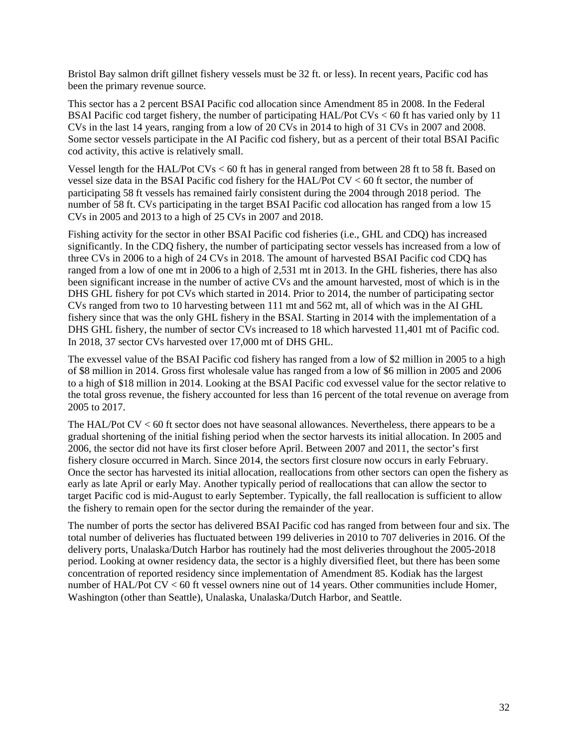Bristol Bay salmon drift gillnet fishery vessels must be 32 ft. or less). In recent years, Pacific cod has been the primary revenue source.

This sector has a 2 percent BSAI Pacific cod allocation since Amendment 85 in 2008. In the Federal BSAI Pacific cod target fishery, the number of participating HAL/Pot CVs < 60 ft has varied only by 11 CVs in the last 14 years, ranging from a low of 20 CVs in 2014 to high of 31 CVs in 2007 and 2008. Some sector vessels participate in the AI Pacific cod fishery, but as a percent of their total BSAI Pacific cod activity, this active is relatively small.

Vessel length for the HAL/Pot CVs < 60 ft has in general ranged from between 28 ft to 58 ft. Based on vessel size data in the BSAI Pacific cod fishery for the HAL/Pot CV < 60 ft sector, the number of participating 58 ft vessels has remained fairly consistent during the 2004 through 2018 period. The number of 58 ft. CVs participating in the target BSAI Pacific cod allocation has ranged from a low 15 CVs in 2005 and 2013 to a high of 25 CVs in 2007 and 2018.

Fishing activity for the sector in other BSAI Pacific cod fisheries (i.e., GHL and CDQ) has increased significantly. In the CDQ fishery, the number of participating sector vessels has increased from a low of three CVs in 2006 to a high of 24 CVs in 2018. The amount of harvested BSAI Pacific cod CDQ has ranged from a low of one mt in 2006 to a high of 2,531 mt in 2013. In the GHL fisheries, there has also been significant increase in the number of active CVs and the amount harvested, most of which is in the DHS GHL fishery for pot CVs which started in 2014. Prior to 2014, the number of participating sector CVs ranged from two to 10 harvesting between 111 mt and 562 mt, all of which was in the AI GHL fishery since that was the only GHL fishery in the BSAI. Starting in 2014 with the implementation of a DHS GHL fishery, the number of sector CVs increased to 18 which harvested 11,401 mt of Pacific cod. In 2018, 37 sector CVs harvested over 17,000 mt of DHS GHL.

The exvessel value of the BSAI Pacific cod fishery has ranged from a low of $2 million in 2005 to a high of $8 million in 2014. Gross first wholesale value has ranged from a low of $6 million in 2005 and 2006 to a high of $18 million in 2014. Looking at the BSAI Pacific cod exvessel value for the sector relative to the total gross revenue, the fishery accounted for less than 16 percent of the total revenue on average from 2005 to 2017.

The HAL/Pot CV < 60 ft sector does not have seasonal allowances. Nevertheless, there appears to be a gradual shortening of the initial fishing period when the sector harvests its initial allocation. In 2005 and 2006, the sector did not have its first closer before April. Between 2007 and 2011, the sector's first fishery closure occurred in March. Since 2014, the sectors first closure now occurs in early February. Once the sector has harvested its initial allocation, reallocations from other sectors can open the fishery as early as late April or early May. Another typically period of reallocations that can allow the sector to target Pacific cod is mid-August to early September. Typically, the fall reallocation is sufficient to allow the fishery to remain open for the sector during the remainder of the year.

The number of ports the sector has delivered BSAI Pacific cod has ranged from between four and six. The total number of deliveries has fluctuated between 199 deliveries in 2010 to 707 deliveries in 2016. Of the delivery ports, Unalaska/Dutch Harbor has routinely had the most deliveries throughout the 2005-2018 period. Looking at owner residency data, the sector is a highly diversified fleet, but there has been some concentration of reported residency since implementation of Amendment 85. Kodiak has the largest number of HAL/Pot CV < 60 ft vessel owners nine out of 14 years. Other communities include Homer, Washington (other than Seattle), Unalaska, Unalaska/Dutch Harbor, and Seattle.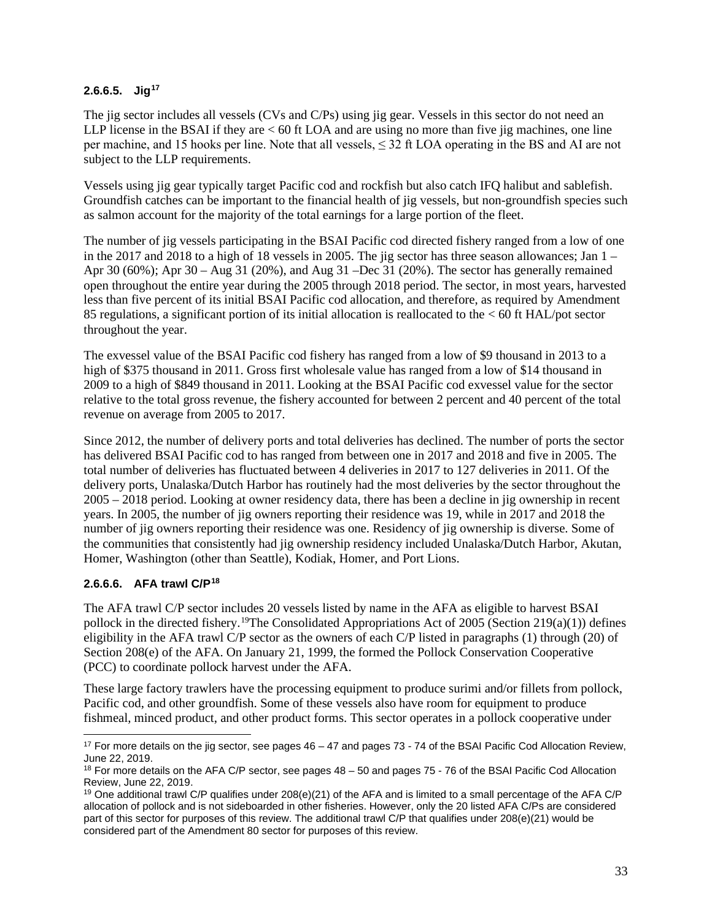#### 2.6.6.5. Jig[17]

The jig sector includes all vessels (CVs and C/Ps) using jig gear. Vessels in this sector do not need an LLP license in the BSAI if they are < 60 ft LOA and are using no more than five jig machines, one line per machine, and 15 hooks per line. Note that all vessels, ≤ 32 ft LOA operating in the BS and AI are not subject to the LLP requirements.

Vessels using jig gear typically target Pacific cod and rockfish but also catch IFQ halibut and sablefish. Groundfish catches can be important to the financial health of jig vessels, but non-groundfish species such as salmon account for the majority of the total earnings for a large portion of the fleet.

The number of jig vessels participating in the BSAI Pacific cod directed fishery ranged from a low of one in the 2017 and 2018 to a high of 18 vessels in 2005. The jig sector has three season allowances; Jan 1 – Apr 30 (60%); Apr 30 – Aug 31 (20%), and Aug 31 –Dec 31 (20%). The sector has generally remained open throughout the entire year during the 2005 through 2018 period. The sector, in most years, harvested less than five percent of its initial BSAI Pacific cod allocation, and therefore, as required by Amendment 85 regulations, a significant portion of its initial allocation is reallocated to the < 60 ft HAL/pot sector throughout the year.

The exvessel value of the BSAI Pacific cod fishery has ranged from a low of $9 thousand in 2013 to a high of $375 thousand in 2011. Gross first wholesale value has ranged from a low of $14 thousand in 2009 to a high of $849 thousand in 2011. Looking at the BSAI Pacific cod exvessel value for the sector relative to the total gross revenue, the fishery accounted for between 2 percent and 40 percent of the total revenue on average from 2005 to 2017.

Since 2012, the number of delivery ports and total deliveries has declined. The number of ports the sector has delivered BSAI Pacific cod to has ranged from between one in 2017 and 2018 and five in 2005. The total number of deliveries has fluctuated between 4 deliveries in 2017 to 127 deliveries in 2011. Of the delivery ports, Unalaska/Dutch Harbor has routinely had the most deliveries by the sector throughout the 2005 – 2018 period. Looking at owner residency data, there has been a decline in jig ownership in recent years. In 2005, the number of jig owners reporting their residence was 19, while in 2017 and 2018 the number of jig owners reporting their residence was one. Residency of jig ownership is diverse. Some of the communities that consistently had jig ownership residency included Unalaska/Dutch Harbor, Akutan, Homer, Washington (other than Seattle), Kodiak, Homer, and Port Lions.

#### 2.6.6.6. AFA trawl C/P[18]

The AFA trawl C/P sector includes 20 vessels listed by name in the AFA as eligible to harvest BSAI pollock in the directed fishery.[19] The Consolidated Appropriations Act of 2005 (Section 219(a)(1)) defines eligibility in the AFA trawl C/P sector as the owners of each C/P listed in paragraphs (1) through (20) of Section 208(e) of the AFA. On January 21, 1999, the formed the Pollock Conservation Cooperative (PCC) to coordinate pollock harvest under the AFA.

These large factory trawlers have the processing equipment to produce surimi and/or fillets from pollock, Pacific cod, and other groundfish. Some of these vessels also have room for equipment to produce fishmeal, minced product, and other product forms. This sector operates in a pollock cooperative under

---

[17] For more details on the jig sector, see pages 46 – 47 and pages 73 - 74 of the BSAI Pacific Cod Allocation Review, June 22, 2019.

[18] For more details on the AFA C/P sector, see pages 48 – 50 and pages 75 - 76 of the BSAI Pacific Cod Allocation Review, June 22, 2019.

[19] One additional trawl C/P qualifies under 208(e)(21) of the AFA and is limited to a small percentage of the AFA C/P allocation of pollock and is not sideboarded in other fisheries. However, only the 20 listed AFA C/Ps are considered part of this sector for purposes of this review. The additional trawl C/P that qualifies under 208(e)(21) would be considered part of the Amendment 80 sector for purposes of this review.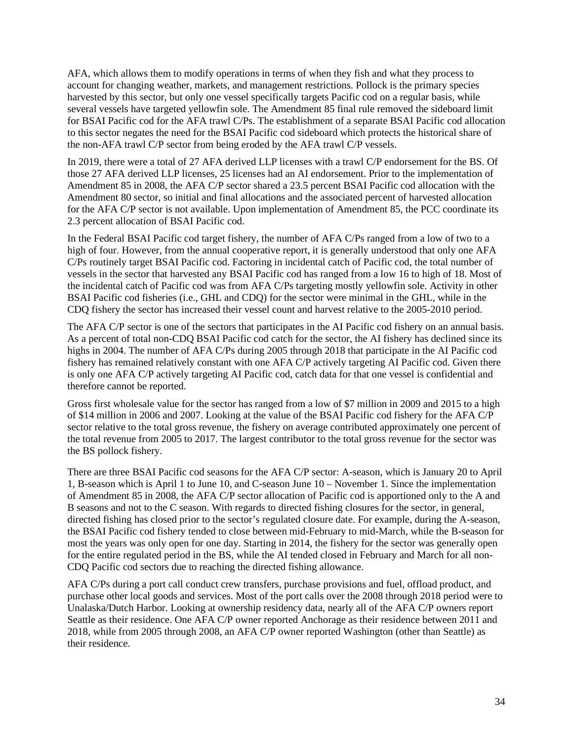AFA, which allows them to modify operations in terms of when they fish and what they process to account for changing weather, markets, and management restrictions. Pollock is the primary species harvested by this sector, but only one vessel specifically targets Pacific cod on a regular basis, while several vessels have targeted yellowfin sole. The Amendment 85 final rule removed the sideboard limit for BSAI Pacific cod for the AFA trawl C/Ps. The establishment of a separate BSAI Pacific cod allocation to this sector negates the need for the BSAI Pacific cod sideboard which protects the historical share of the non-AFA trawl C/P sector from being eroded by the AFA trawl C/P vessels.

In 2019, there were a total of 27 AFA derived LLP licenses with a trawl C/P endorsement for the BS. Of those 27 AFA derived LLP licenses, 25 licenses had an AI endorsement. Prior to the implementation of Amendment 85 in 2008, the AFA C/P sector shared a 23.5 percent BSAI Pacific cod allocation with the Amendment 80 sector, so initial and final allocations and the associated percent of harvested allocation for the AFA C/P sector is not available. Upon implementation of Amendment 85, the PCC coordinate its 2.3 percent allocation of BSAI Pacific cod.

In the Federal BSAI Pacific cod target fishery, the number of AFA C/Ps ranged from a low of two to a high of four. However, from the annual cooperative report, it is generally understood that only one AFA C/Ps routinely target BSAI Pacific cod. Factoring in incidental catch of Pacific cod, the total number of vessels in the sector that harvested any BSAI Pacific cod has ranged from a low 16 to high of 18. Most of the incidental catch of Pacific cod was from AFA C/Ps targeting mostly yellowfin sole. Activity in other BSAI Pacific cod fisheries (i.e., GHL and CDQ) for the sector were minimal in the GHL, while in the CDQ fishery the sector has increased their vessel count and harvest relative to the 2005-2010 period.

The AFA C/P sector is one of the sectors that participates in the AI Pacific cod fishery on an annual basis. As a percent of total non-CDQ BSAI Pacific cod catch for the sector, the AI fishery has declined since its highs in 2004. The number of AFA C/Ps during 2005 through 2018 that participate in the AI Pacific cod fishery has remained relatively constant with one AFA C/P actively targeting AI Pacific cod. Given there is only one AFA C/P actively targeting AI Pacific cod, catch data for that one vessel is confidential and therefore cannot be reported.

Gross first wholesale value for the sector has ranged from a low of $7 million in 2009 and 2015 to a high of $14 million in 2006 and 2007. Looking at the value of the BSAI Pacific cod fishery for the AFA C/P sector relative to the total gross revenue, the fishery on average contributed approximately one percent of the total revenue from 2005 to 2017. The largest contributor to the total gross revenue for the sector was the BS pollock fishery.

There are three BSAI Pacific cod seasons for the AFA C/P sector: A-season, which is January 20 to April 1, B-season which is April 1 to June 10, and C-season June 10 – November 1. Since the implementation of Amendment 85 in 2008, the AFA C/P sector allocation of Pacific cod is apportioned only to the A and B seasons and not to the C season. With regards to directed fishing closures for the sector, in general, directed fishing has closed prior to the sector's regulated closure date. For example, during the A-season, the BSAI Pacific cod fishery tended to close between mid-February to mid-March, while the B-season for most the years was only open for one day. Starting in 2014, the fishery for the sector was generally open for the entire regulated period in the BS, while the AI tended closed in February and March for all non-CDQ Pacific cod sectors due to reaching the directed fishing allowance.

AFA C/Ps during a port call conduct crew transfers, purchase provisions and fuel, offload product, and purchase other local goods and services. Most of the port calls over the 2008 through 2018 period were to Unalaska/Dutch Harbor. Looking at ownership residency data, nearly all of the AFA C/P owners report Seattle as their residence. One AFA C/P owner reported Anchorage as their residence between 2011 and 2018, while from 2005 through 2008, an AFA C/P owner reported Washington (other than Seattle) as their residence.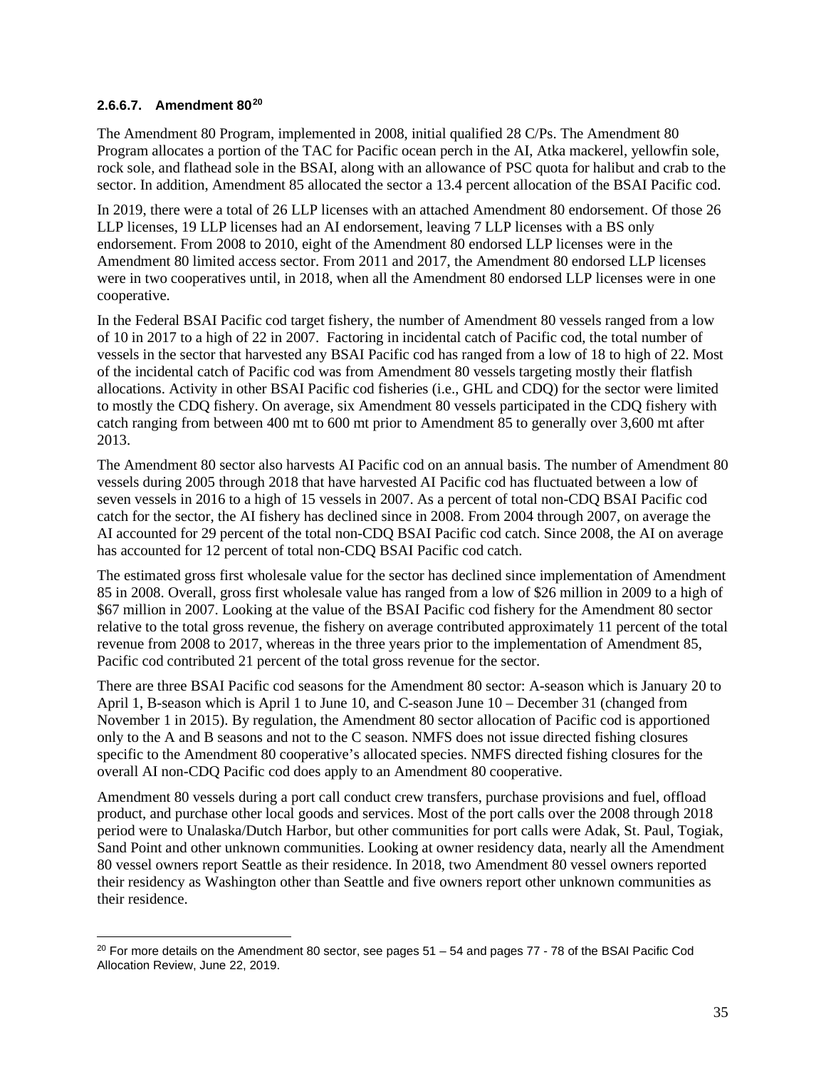#### 2.6.6.7. Amendment 80[20]

The Amendment 80 Program, implemented in 2008, initial qualified 28 C/Ps. The Amendment 80 Program allocates a portion of the TAC for Pacific ocean perch in the AI, Atka mackerel, yellowfin sole, rock sole, and flathead sole in the BSAI, along with an allowance of PSC quota for halibut and crab to the sector. In addition, Amendment 85 allocated the sector a 13.4 percent allocation of the BSAI Pacific cod.

In 2019, there were a total of 26 LLP licenses with an attached Amendment 80 endorsement. Of those 26 LLP licenses, 19 LLP licenses had an AI endorsement, leaving 7 LLP licenses with a BS only endorsement. From 2008 to 2010, eight of the Amendment 80 endorsed LLP licenses were in the Amendment 80 limited access sector. From 2011 and 2017, the Amendment 80 endorsed LLP licenses were in two cooperatives until, in 2018, when all the Amendment 80 endorsed LLP licenses were in one cooperative.

In the Federal BSAI Pacific cod target fishery, the number of Amendment 80 vessels ranged from a low of 10 in 2017 to a high of 22 in 2007. Factoring in incidental catch of Pacific cod, the total number of vessels in the sector that harvested any BSAI Pacific cod has ranged from a low of 18 to high of 22. Most of the incidental catch of Pacific cod was from Amendment 80 vessels targeting mostly their flatfish allocations. Activity in other BSAI Pacific cod fisheries (i.e., GHL and CDQ) for the sector were limited to mostly the CDQ fishery. On average, six Amendment 80 vessels participated in the CDQ fishery with catch ranging from between 400 mt to 600 mt prior to Amendment 85 to generally over 3,600 mt after 2013.

The Amendment 80 sector also harvests AI Pacific cod on an annual basis. The number of Amendment 80 vessels during 2005 through 2018 that have harvested AI Pacific cod has fluctuated between a low of seven vessels in 2016 to a high of 15 vessels in 2007. As a percent of total non-CDQ BSAI Pacific cod catch for the sector, the AI fishery has declined since in 2008. From 2004 through 2007, on average the AI accounted for 29 percent of the total non-CDQ BSAI Pacific cod catch. Since 2008, the AI on average has accounted for 12 percent of total non-CDQ BSAI Pacific cod catch.

The estimated gross first wholesale value for the sector has declined since implementation of Amendment 85 in 2008. Overall, gross first wholesale value has ranged from a low of $26 million in 2009 to a high of $67 million in 2007. Looking at the value of the BSAI Pacific cod fishery for the Amendment 80 sector relative to the total gross revenue, the fishery on average contributed approximately 11 percent of the total revenue from 2008 to 2017, whereas in the three years prior to the implementation of Amendment 85, Pacific cod contributed 21 percent of the total gross revenue for the sector.

There are three BSAI Pacific cod seasons for the Amendment 80 sector: A-season which is January 20 to April 1, B-season which is April 1 to June 10, and C-season June 10 – December 31 (changed from November 1 in 2015). By regulation, the Amendment 80 sector allocation of Pacific cod is apportioned only to the A and B seasons and not to the C season. NMFS does not issue directed fishing closures specific to the Amendment 80 cooperative's allocated species. NMFS directed fishing closures for the overall AI non-CDQ Pacific cod does apply to an Amendment 80 cooperative.

Amendment 80 vessels during a port call conduct crew transfers, purchase provisions and fuel, offload product, and purchase other local goods and services. Most of the port calls over the 2008 through 2018 period were to Unalaska/Dutch Harbor, but other communities for port calls were Adak, St. Paul, Togiak, Sand Point and other unknown communities. Looking at owner residency data, nearly all the Amendment 80 vessel owners report Seattle as their residence. In 2018, two Amendment 80 vessel owners reported their residency as Washington other than Seattle and five owners report other unknown communities as their residence.

---

[20] For more details on the Amendment 80 sector, see pages 51 – 54 and pages 77 - 78 of the BSAI Pacific Cod Allocation Review, June 22, 2019.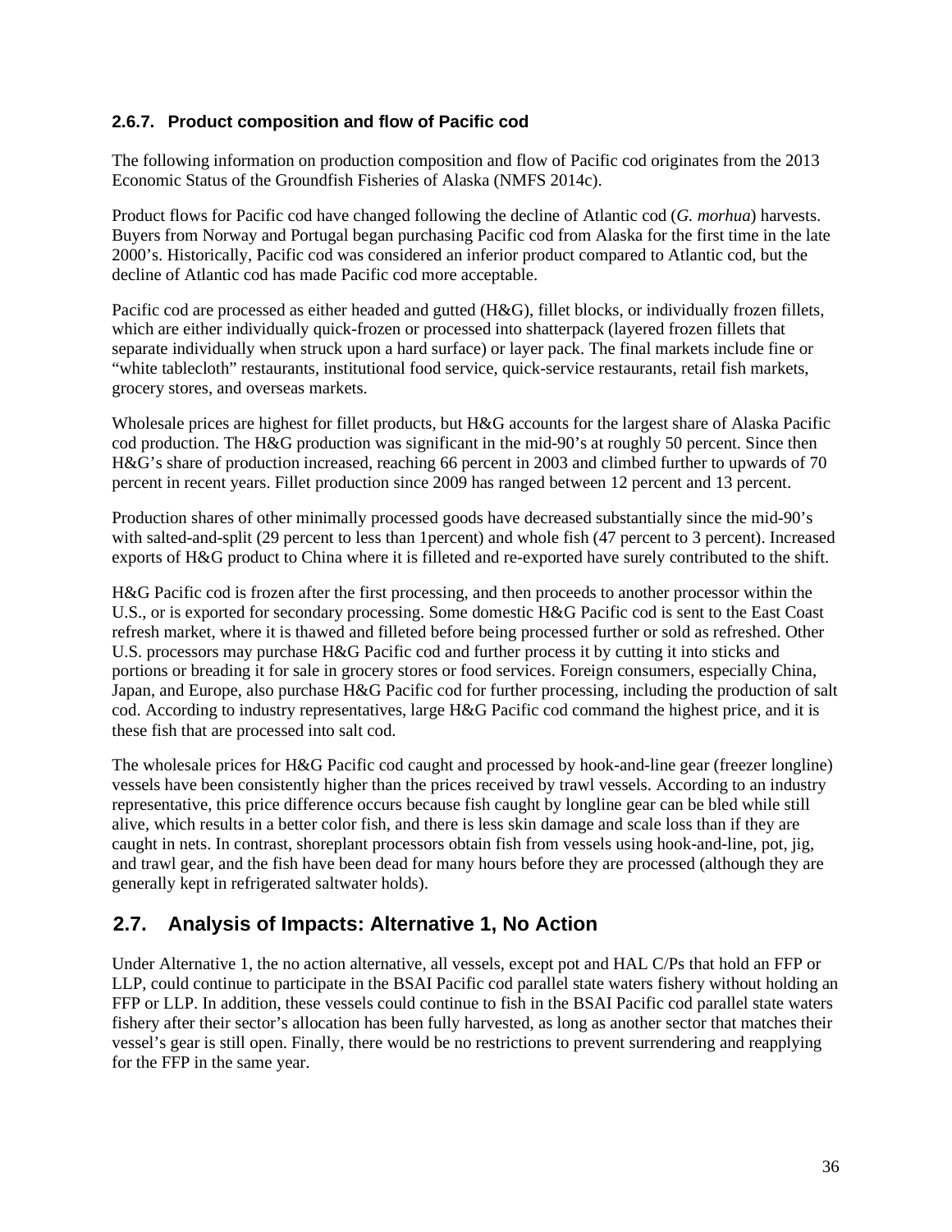### 2.6.7. Product composition and flow of Pacific cod

The following information on production composition and flow of Pacific cod originates from the 2013 Economic Status of the Groundfish Fisheries of Alaska (NMFS 2014c).

Product flows for Pacific cod have changed following the decline of Atlantic cod (*G. morhua*) harvests. Buyers from Norway and Portugal began purchasing Pacific cod from Alaska for the first time in the late 2000's. Historically, Pacific cod was considered an inferior product compared to Atlantic cod, but the decline of Atlantic cod has made Pacific cod more acceptable.

Pacific cod are processed as either headed and gutted (H&G), fillet blocks, or individually frozen fillets, which are either individually quick-frozen or processed into shatterpack (layered frozen fillets that separate individually when struck upon a hard surface) or layer pack. The final markets include fine or "white tablecloth" restaurants, institutional food service, quick-service restaurants, retail fish markets, grocery stores, and overseas markets.

Wholesale prices are highest for fillet products, but H&G accounts for the largest share of Alaska Pacific cod production. The H&G production was significant in the mid-90's at roughly 50 percent. Since then H&G's share of production increased, reaching 66 percent in 2003 and climbed further to upwards of 70 percent in recent years. Fillet production since 2009 has ranged between 12 percent and 13 percent.

Production shares of other minimally processed goods have decreased substantially since the mid-90's with salted-and-split (29 percent to less than 1percent) and whole fish (47 percent to 3 percent). Increased exports of H&G product to China where it is filleted and re-exported have surely contributed to the shift.

H&G Pacific cod is frozen after the first processing, and then proceeds to another processor within the U.S., or is exported for secondary processing. Some domestic H&G Pacific cod is sent to the East Coast refresh market, where it is thawed and filleted before being processed further or sold as refreshed. Other U.S. processors may purchase H&G Pacific cod and further process it by cutting it into sticks and portions or breading it for sale in grocery stores or food services. Foreign consumers, especially China, Japan, and Europe, also purchase H&G Pacific cod for further processing, including the production of salt cod. According to industry representatives, large H&G Pacific cod command the highest price, and it is these fish that are processed into salt cod.

The wholesale prices for H&G Pacific cod caught and processed by hook-and-line gear (freezer longline) vessels have been consistently higher than the prices received by trawl vessels. According to an industry representative, this price difference occurs because fish caught by longline gear can be bled while still alive, which results in a better color fish, and there is less skin damage and scale loss than if they are caught in nets. In contrast, shoreplant processors obtain fish from vessels using hook-and-line, pot, jig, and trawl gear, and the fish have been dead for many hours before they are processed (although they are generally kept in refrigerated saltwater holds).

## 2.7. Analysis of Impacts: Alternative 1, No Action

Under Alternative 1, the no action alternative, all vessels, except pot and HAL C/Ps that hold an FFP or LLP, could continue to participate in the BSAI Pacific cod parallel state waters fishery without holding an FFP or LLP. In addition, these vessels could continue to fish in the BSAI Pacific cod parallel state waters fishery after their sector's allocation has been fully harvested, as long as another sector that matches their vessel's gear is still open. Finally, there would be no restrictions to prevent surrendering and reapplying for the FFP in the same year.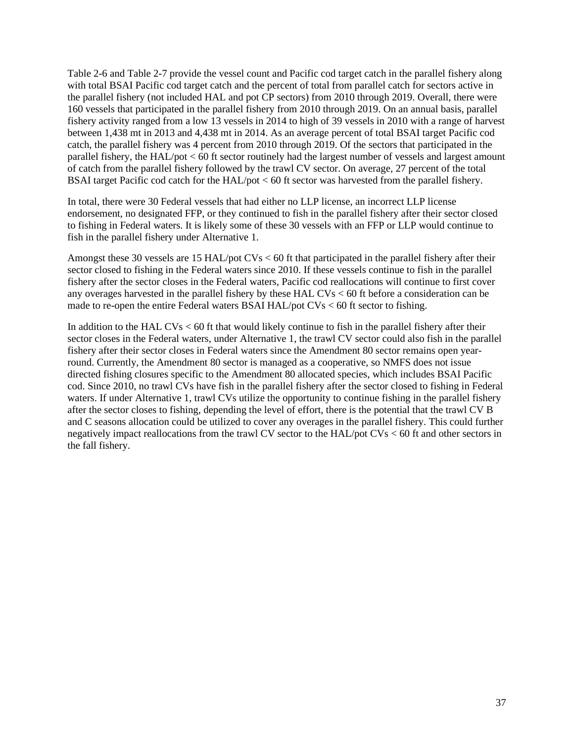Table 2-6 and Table 2-7 provide the vessel count and Pacific cod target catch in the parallel fishery along with total BSAI Pacific cod target catch and the percent of total from parallel catch for sectors active in the parallel fishery (not included HAL and pot CP sectors) from 2010 through 2019. Overall, there were 160 vessels that participated in the parallel fishery from 2010 through 2019. On an annual basis, parallel fishery activity ranged from a low 13 vessels in 2014 to high of 39 vessels in 2010 with a range of harvest between 1,438 mt in 2013 and 4,438 mt in 2014. As an average percent of total BSAI target Pacific cod catch, the parallel fishery was 4 percent from 2010 through 2019. Of the sectors that participated in the parallel fishery, the HAL/pot < 60 ft sector routinely had the largest number of vessels and largest amount of catch from the parallel fishery followed by the trawl CV sector. On average, 27 percent of the total BSAI target Pacific cod catch for the HAL/pot < 60 ft sector was harvested from the parallel fishery.

In total, there were 30 Federal vessels that had either no LLP license, an incorrect LLP license endorsement, no designated FFP, or they continued to fish in the parallel fishery after their sector closed to fishing in Federal waters. It is likely some of these 30 vessels with an FFP or LLP would continue to fish in the parallel fishery under Alternative 1.

Amongst these 30 vessels are 15 HAL/pot CVs < 60 ft that participated in the parallel fishery after their sector closed to fishing in the Federal waters since 2010. If these vessels continue to fish in the parallel fishery after the sector closes in the Federal waters, Pacific cod reallocations will continue to first cover any overages harvested in the parallel fishery by these HAL CVs < 60 ft before a consideration can be made to re-open the entire Federal waters BSAI HAL/pot CVs < 60 ft sector to fishing.

In addition to the HAL CVs < 60 ft that would likely continue to fish in the parallel fishery after their sector closes in the Federal waters, under Alternative 1, the trawl CV sector could also fish in the parallel fishery after their sector closes in Federal waters since the Amendment 80 sector remains open year-round. Currently, the Amendment 80 sector is managed as a cooperative, so NMFS does not issue directed fishing closures specific to the Amendment 80 allocated species, which includes BSAI Pacific cod. Since 2010, no trawl CVs have fish in the parallel fishery after the sector closed to fishing in Federal waters. If under Alternative 1, trawl CVs utilize the opportunity to continue fishing in the parallel fishery after the sector closes to fishing, depending the level of effort, there is the potential that the trawl CV B and C seasons allocation could be utilized to cover any overages in the parallel fishery. This could further negatively impact reallocations from the trawl CV sector to the HAL/pot CVs < 60 ft and other sectors in the fall fishery.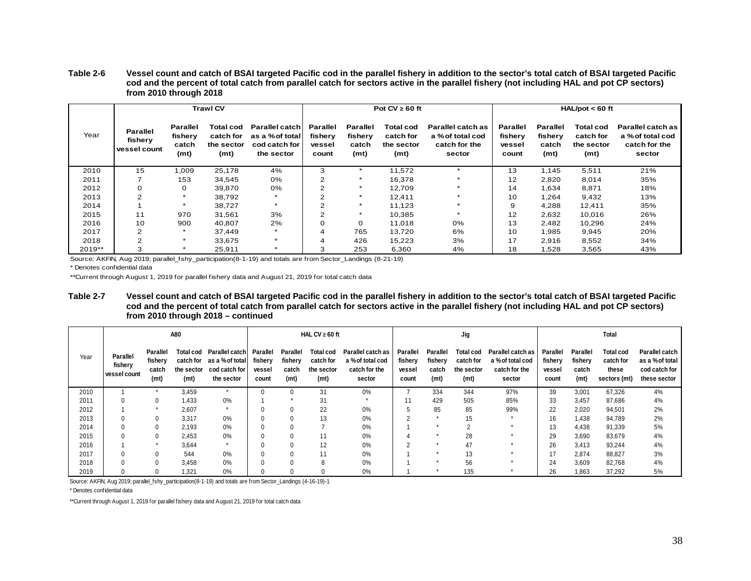**Table 2-6 Vessel count and catch of BSAI targeted Pacific cod in the parallel fishery in addition to the sector's total catch of BSAI targeted Pacific cod and the percent of total catch from parallel catch for sectors active in the parallel fishery (not including HAL and pot CP sectors) from 2010 through 2018**

| Year | Trawl CV | | | | Pot CV ≥ 60 ft | | | | HAL/pot < 60 ft | | | |
|---|---|---|---|---|---|---|---|---|---|---|---|---|
| | Parallel fishery vessel count | Parallel fishery catch (mt) | Total cod catch for the sector (mt) | Parallel catch as a % of total cod catch for the sector | Parallel fishery vessel count | Parallel fishery catch (mt) | Total cod catch for the sector (mt) | Parallel catch as a % of total cod catch for the sector | Parallel fishery vessel count | Parallel fishery catch (mt) | Total cod catch for the sector (mt) | Parallel catch as a % of total cod catch for the sector |
| 2010 | 15 | 1,009 | 25,178 | 4% | 3 | * | 11,572 | * | 13 | 1,145 | 5,511 | 21% |
| 2011 | 7 | 153 | 34,545 | 0% | 2 | * | 16,378 | * | 12 | 2,820 | 8,014 | 35% |
| 2012 | 0 | 0 | 39,870 | 0% | 2 | * | 12,709 | * | 14 | 1,634 | 8,871 | 18% |
| 2013 | 2 | * | 38,792 | * | 2 | * | 12,411 | * | 10 | 1,264 | 9,432 | 13% |
| 2014 | 1 | * | 38,727 | * | 2 | * | 11,123 | * | 9 | 4,288 | 12,411 | 35% |
| 2015 | 11 | 970 | 31,561 | 3% | 2 | * | 10,385 | * | 12 | 2,632 | 10,016 | 26% |
| 2016 | 10 | 900 | 40,807 | 2% | 0 | 0 | 11,018 | 0% | 13 | 2,482 | 10,296 | 24% |
| 2017 | 2 | * | 37,449 | * | 4 | 765 | 13,720 | 6% | 10 | 1,985 | 9,945 | 20% |
| 2018 | 2 | * | 33,675 | * | 4 | 426 | 15,223 | 3% | 17 | 2,916 | 8,552 | 34% |
| 2019** | 3 | * | 25,911 | * | 3 | 253 | 6,360 | 4% | 18 | 1,528 | 3,565 | 43% |

Source: AKFIN, Aug 2019; parallel_fshy_participation(8-1-19) and totals are from Sector_Landings (8-21-19)

* Denotes confidential data

**Current through August 1, 2019 for parallel fishery data and August 21, 2019 for total catch data

**Table 2-7 Vessel count and catch of BSAI targeted Pacific cod in the parallel fishery in addition to the sector's total catch of BSAI targeted Pacific cod and the percent of total catch from parallel catch for sectors active in the parallel fishery (not including HAL and pot CP sectors) from 2010 through 2018 – continued**

| Year | A80 | | | | HAL CV ≥ 60 ft | | | | Jig | | | | Total | | | |
|---|---|---|---|---|---|---|---|---|---|---|---|---|---|---|---|---|
| | Parallel fishery vessel count | Parallel fishery catch (mt) | Total cod catch for the sector (mt) | Parallel catch as a % of total cod catch for the sector | Parallel fishery vessel count | Parallel fishery catch (mt) | Total cod catch for the sector (mt) | Parallel catch as a % of total cod catch for the sector | Parallel fishery vessel count | Parallel fishery catch (mt) | Total cod catch for the sector (mt) | Parallel catch as a % of total cod catch for the sector | Parallel fishery vessel count | Parallel fishery catch (mt) | Total cod catch for these sectors (mt) | Parallel catch as a % of total cod catch for these sector |
| 2010 | 1 | * | 3,459 | * | 0 | 0 | 31 | 0% | 7 | 334 | 344 | 97% | 39 | 3,001 | 67,326 | 4% |
| 2011 | 0 | 0 | 1,433 | 0% | 1 | * | 31 | * | 11 | 429 | 505 | 85% | 33 | 3,457 | 87,686 | 4% |
| 2012 | 1 | * | 2,607 | * | 0 | 0 | 22 | 0% | 5 | 85 | 85 | 99% | 22 | 2,020 | 94,501 | 2% |
| 2013 | 0 | 0 | 3,317 | 0% | 0 | 0 | 13 | 0% | 2 | * | 15 | * | 16 | 1,438 | 94,789 | 2% |
| 2014 | 0 | 0 | 2,193 | 0% | 0 | 0 | 7 | 0% | 1 | * | 2 | * | 13 | 4,438 | 91,339 | 5% |
| 2015 | 0 | 0 | 2,453 | 0% | 0 | 0 | 11 | 0% | 4 | * | 28 | * | 29 | 3,690 | 83,679 | 4% |
| 2016 | 1 | * | 3,644 | * | 0 | 0 | 12 | 0% | 2 | * | 47 | * | 26 | 3,413 | 93,244 | 4% |
| 2017 | 0 | 0 | 544 | 0% | 0 | 0 | 11 | 0% | 1 | * | 13 | * | 17 | 2,874 | 88,827 | 3% |
| 2018 | 0 | 0 | 3,458 | 0% | 0 | 0 | 8 | 0% | 1 | * | 56 | * | 24 | 3,609 | 82,768 | 4% |
| 2019 | 0 | 0 | 1,321 | 0% | 0 | 0 | 0 | 0% | 1 | * | 135 | * | 26 | 1,863 | 37,292 | 5% |

Source: AKFIN, Aug 2019; parallel_fshy_participation(8-1-19) and totals are from Sector_Landings (4-16-19)-1

* Denotes confidential data

**Current through August 1, 2019 for parallel fishery data and August 21, 2019 for total catch data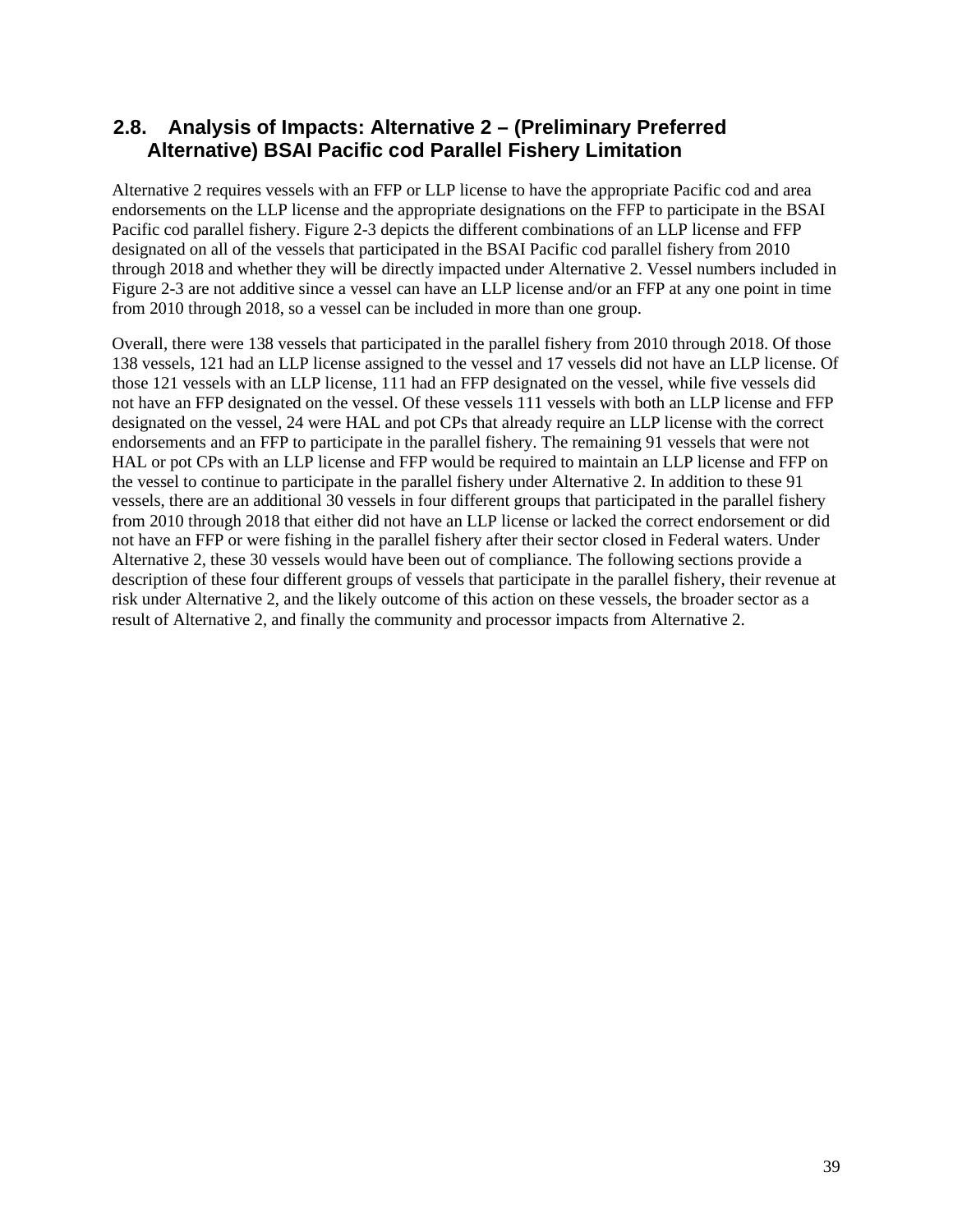## 2.8. Analysis of Impacts: Alternative 2 – (Preliminary Preferred Alternative) BSAI Pacific cod Parallel Fishery Limitation

Alternative 2 requires vessels with an FFP or LLP license to have the appropriate Pacific cod and area endorsements on the LLP license and the appropriate designations on the FFP to participate in the BSAI Pacific cod parallel fishery. Figure 2-3 depicts the different combinations of an LLP license and FFP designated on all of the vessels that participated in the BSAI Pacific cod parallel fishery from 2010 through 2018 and whether they will be directly impacted under Alternative 2. Vessel numbers included in Figure 2-3 are not additive since a vessel can have an LLP license and/or an FFP at any one point in time from 2010 through 2018, so a vessel can be included in more than one group.

Overall, there were 138 vessels that participated in the parallel fishery from 2010 through 2018. Of those 138 vessels, 121 had an LLP license assigned to the vessel and 17 vessels did not have an LLP license. Of those 121 vessels with an LLP license, 111 had an FFP designated on the vessel, while five vessels did not have an FFP designated on the vessel. Of these vessels 111 vessels with both an LLP license and FFP designated on the vessel, 24 were HAL and pot CPs that already require an LLP license with the correct endorsements and an FFP to participate in the parallel fishery. The remaining 91 vessels that were not HAL or pot CPs with an LLP license and FFP would be required to maintain an LLP license and FFP on the vessel to continue to participate in the parallel fishery under Alternative 2. In addition to these 91 vessels, there are an additional 30 vessels in four different groups that participated in the parallel fishery from 2010 through 2018 that either did not have an LLP license or lacked the correct endorsement or did not have an FFP or were fishing in the parallel fishery after their sector closed in Federal waters. Under Alternative 2, these 30 vessels would have been out of compliance. The following sections provide a description of these four different groups of vessels that participate in the parallel fishery, their revenue at risk under Alternative 2, and the likely outcome of this action on these vessels, the broader sector as a result of Alternative 2, and finally the community and processor impacts from Alternative 2.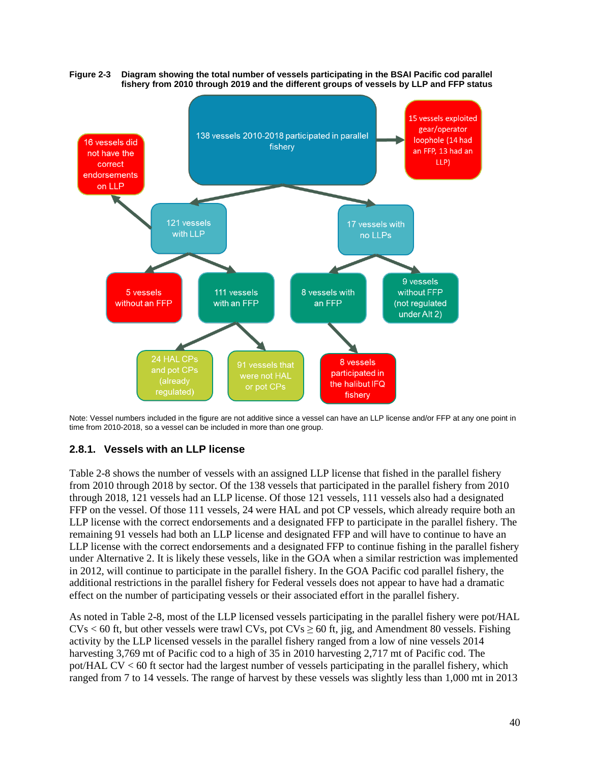**Figure 2-3 Diagram showing the total number of vessels participating in the BSAI Pacific cod parallel fishery from 2010 through 2019 and the different groups of vessels by LLP and FFP status**

- 138 vessels 2010-2018 participated in parallel fishery
  - 15 vessels exploited gear/operator loophole (14 had an FFP, 13 had an LLP)
  - 121 vessels with LLP
    - 16 vessels did not have the correct endorsements on LLP
    - 5 vessels without an FFP
    - 111 vessels with an FFP
      - 24 HAL CPs and pot CPs (already regulated)
      - 91 vessels that were not HAL or pot CPs
  - 17 vessels with no LLPs
    - 8 vessels with an FFP
      - 8 vessels participated in the halibut IFQ fishery
    - 9 vessels without FFP (not regulated under Alt 2)

Note: Vessel numbers included in the figure are not additive since a vessel can have an LLP license and/or FFP at any one point in time from 2010-2018, so a vessel can be included in more than one group.

### 2.8.1. Vessels with an LLP license

Table 2-8 shows the number of vessels with an assigned LLP license that fished in the parallel fishery from 2010 through 2018 by sector. Of the 138 vessels that participated in the parallel fishery from 2010 through 2018, 121 vessels had an LLP license. Of those 121 vessels, 111 vessels also had a designated FFP on the vessel. Of those 111 vessels, 24 were HAL and pot CP vessels, which already require both an LLP license with the correct endorsements and a designated FFP to participate in the parallel fishery. The remaining 91 vessels had both an LLP license and designated FFP and will have to continue to have an LLP license with the correct endorsements and a designated FFP to continue fishing in the parallel fishery under Alternative 2. It is likely these vessels, like in the GOA when a similar restriction was implemented in 2012, will continue to participate in the parallel fishery. In the GOA Pacific cod parallel fishery, the additional restrictions in the parallel fishery for Federal vessels does not appear to have had a dramatic effect on the number of participating vessels or their associated effort in the parallel fishery.

As noted in Table 2-8, most of the LLP licensed vessels participating in the parallel fishery were pot/HAL CVs < 60 ft, but other vessels were trawl CVs, pot CVs ≥ 60 ft, jig, and Amendment 80 vessels. Fishing activity by the LLP licensed vessels in the parallel fishery ranged from a low of nine vessels 2014 harvesting 3,769 mt of Pacific cod to a high of 35 in 2010 harvesting 2,717 mt of Pacific cod. The pot/HAL CV < 60 ft sector had the largest number of vessels participating in the parallel fishery, which ranged from 7 to 14 vessels. The range of harvest by these vessels was slightly less than 1,000 mt in 2013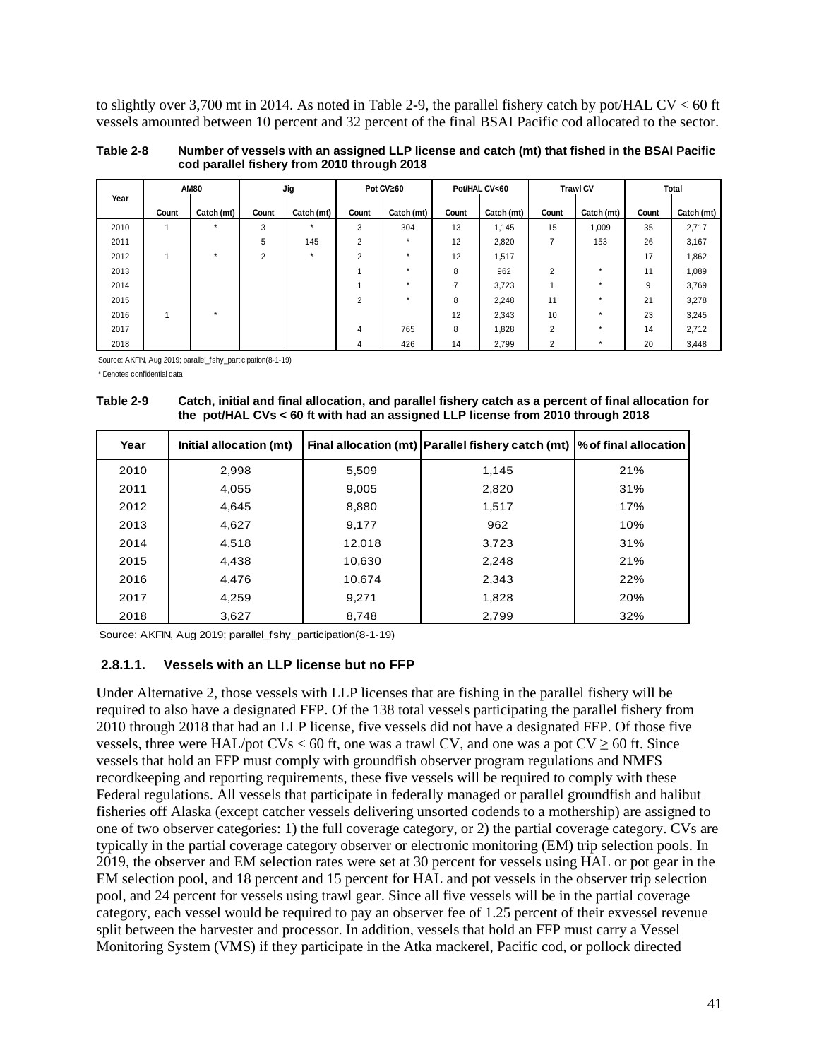to slightly over 3,700 mt in 2014. As noted in Table 2-9, the parallel fishery catch by pot/HAL CV < 60 ft vessels amounted between 10 percent and 32 percent of the final BSAI Pacific cod allocated to the sector.

**Table 2-8 Number of vessels with an assigned LLP license and catch (mt) that fished in the BSAI Pacific cod parallel fishery from 2010 through 2018**

| Year | AM80 | | Jig | | Pot CV≥60 | | Pot/HAL CV<60 | | Trawl CV | | Total | |
|---|---|---|---|---|---|---|---|---|---|---|---|---|
| | Count | Catch (mt) | Count | Catch (mt) | Count | Catch (mt) | Count | Catch (mt) | Count | Catch (mt) | Count | Catch (mt) |
| 2010 | 1 | * | 3 | * | 3 | 304 | 13 | 1,145 | 15 | 1,009 | 35 | 2,717 |
| 2011 | | | 5 | 145 | 2 | * | 12 | 2,820 | 7 | 153 | 26 | 3,167 |
| 2012 | 1 | * | 2 | * | 2 | * | 12 | 1,517 | | | 17 | 1,862 |
| 2013 | | | | | 1 | * | 8 | 962 | 2 | * | 11 | 1,089 |
| 2014 | | | | | 1 | * | 7 | 3,723 | 1 | * | 9 | 3,769 |
| 2015 | | | | | 2 | * | 8 | 2,248 | 11 | * | 21 | 3,278 |
| 2016 | 1 | * | | | | | 12 | 2,343 | 10 | * | 23 | 3,245 |
| 2017 | | | | | 4 | 765 | 8 | 1,828 | 2 | * | 14 | 2,712 |
| 2018 | | | | | 4 | 426 | 14 | 2,799 | 2 | * | 20 | 3,448 |

Source: AKFIN, Aug 2019; parallel_fshy_participation(8-1-19)

* Denotes confidential data

**Table 2-9 Catch, initial and final allocation, and parallel fishery catch as a percent of final allocation for the pot/HAL CVs < 60 ft with had an assigned LLP license from 2010 through 2018**

| Year | Initial allocation (mt) | Final allocation (mt) | Parallel fishery catch (mt) | % of final allocation |
|---|---|---|---|---|
| 2010 | 2,998 | 5,509 | 1,145 | 21% |
| 2011 | 4,055 | 9,005 | 2,820 | 31% |
| 2012 | 4,645 | 8,880 | 1,517 | 17% |
| 2013 | 4,627 | 9,177 | 962 | 10% |
| 2014 | 4,518 | 12,018 | 3,723 | 31% |
| 2015 | 4,438 | 10,630 | 2,248 | 21% |
| 2016 | 4,476 | 10,674 | 2,343 | 22% |
| 2017 | 4,259 | 9,271 | 1,828 | 20% |
| 2018 | 3,627 | 8,748 | 2,799 | 32% |

Source: AKFIN, Aug 2019; parallel_fshy_participation(8-1-19)

#### 2.8.1.1. Vessels with an LLP license but no FFP

Under Alternative 2, those vessels with LLP licenses that are fishing in the parallel fishery will be required to also have a designated FFP. Of the 138 total vessels participating the parallel fishery from 2010 through 2018 that had an LLP license, five vessels did not have a designated FFP. Of those five vessels, three were HAL/pot CVs < 60 ft, one was a trawl CV, and one was a pot CV ≥ 60 ft. Since vessels that hold an FFP must comply with groundfish observer program regulations and NMFS recordkeeping and reporting requirements, these five vessels will be required to comply with these Federal regulations. All vessels that participate in federally managed or parallel groundfish and halibut fisheries off Alaska (except catcher vessels delivering unsorted codends to a mothership) are assigned to one of two observer categories: 1) the full coverage category, or 2) the partial coverage category. CVs are typically in the partial coverage category observer or electronic monitoring (EM) trip selection pools. In 2019, the observer and EM selection rates were set at 30 percent for vessels using HAL or pot gear in the EM selection pool, and 18 percent and 15 percent for HAL and pot vessels in the observer trip selection pool, and 24 percent for vessels using trawl gear. Since all five vessels will be in the partial coverage category, each vessel would be required to pay an observer fee of 1.25 percent of their exvessel revenue split between the harvester and processor. In addition, vessels that hold an FFP must carry a Vessel Monitoring System (VMS) if they participate in the Atka mackerel, Pacific cod, or pollock directed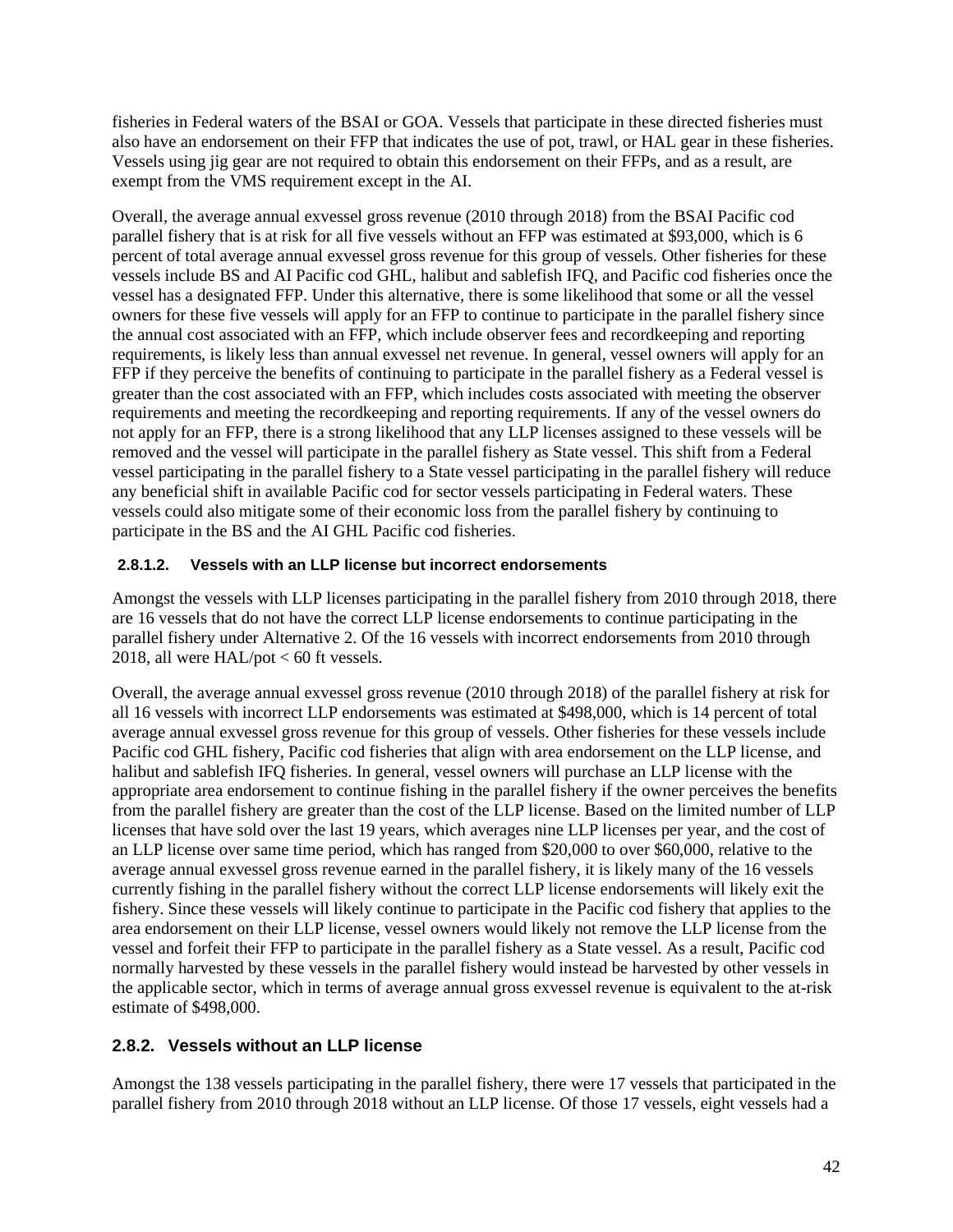fisheries in Federal waters of the BSAI or GOA. Vessels that participate in these directed fisheries must also have an endorsement on their FFP that indicates the use of pot, trawl, or HAL gear in these fisheries. Vessels using jig gear are not required to obtain this endorsement on their FFPs, and as a result, are exempt from the VMS requirement except in the AI.

Overall, the average annual exvessel gross revenue (2010 through 2018) from the BSAI Pacific cod parallel fishery that is at risk for all five vessels without an FFP was estimated at $93,000, which is 6 percent of total average annual exvessel gross revenue for this group of vessels. Other fisheries for these vessels include BS and AI Pacific cod GHL, halibut and sablefish IFQ, and Pacific cod fisheries once the vessel has a designated FFP. Under this alternative, there is some likelihood that some or all the vessel owners for these five vessels will apply for an FFP to continue to participate in the parallel fishery since the annual cost associated with an FFP, which include observer fees and recordkeeping and reporting requirements, is likely less than annual exvessel net revenue. In general, vessel owners will apply for an FFP if they perceive the benefits of continuing to participate in the parallel fishery as a Federal vessel is greater than the cost associated with an FFP, which includes costs associated with meeting the observer requirements and meeting the recordkeeping and reporting requirements. If any of the vessel owners do not apply for an FFP, there is a strong likelihood that any LLP licenses assigned to these vessels will be removed and the vessel will participate in the parallel fishery as State vessel. This shift from a Federal vessel participating in the parallel fishery to a State vessel participating in the parallel fishery will reduce any beneficial shift in available Pacific cod for sector vessels participating in Federal waters. These vessels could also mitigate some of their economic loss from the parallel fishery by continuing to participate in the BS and the AI GHL Pacific cod fisheries.

#### 2.8.1.2. Vessels with an LLP license but incorrect endorsements

Amongst the vessels with LLP licenses participating in the parallel fishery from 2010 through 2018, there are 16 vessels that do not have the correct LLP license endorsements to continue participating in the parallel fishery under Alternative 2. Of the 16 vessels with incorrect endorsements from 2010 through 2018, all were HAL/pot < 60 ft vessels.

Overall, the average annual exvessel gross revenue (2010 through 2018) of the parallel fishery at risk for all 16 vessels with incorrect LLP endorsements was estimated at $498,000, which is 14 percent of total average annual exvessel gross revenue for this group of vessels. Other fisheries for these vessels include Pacific cod GHL fishery, Pacific cod fisheries that align with area endorsement on the LLP license, and halibut and sablefish IFQ fisheries. In general, vessel owners will purchase an LLP license with the appropriate area endorsement to continue fishing in the parallel fishery if the owner perceives the benefits from the parallel fishery are greater than the cost of the LLP license. Based on the limited number of LLP licenses that have sold over the last 19 years, which averages nine LLP licenses per year, and the cost of an LLP license over same time period, which has ranged from $20,000 to over $60,000, relative to the average annual exvessel gross revenue earned in the parallel fishery, it is likely many of the 16 vessels currently fishing in the parallel fishery without the correct LLP license endorsements will likely exit the fishery. Since these vessels will likely continue to participate in the Pacific cod fishery that applies to the area endorsement on their LLP license, vessel owners would likely not remove the LLP license from the vessel and forfeit their FFP to participate in the parallel fishery as a State vessel. As a result, Pacific cod normally harvested by these vessels in the parallel fishery would instead be harvested by other vessels in the applicable sector, which in terms of average annual gross exvessel revenue is equivalent to the at-risk estimate of $498,000.

### 2.8.2. Vessels without an LLP license

Amongst the 138 vessels participating in the parallel fishery, there were 17 vessels that participated in the parallel fishery from 2010 through 2018 without an LLP license. Of those 17 vessels, eight vessels had a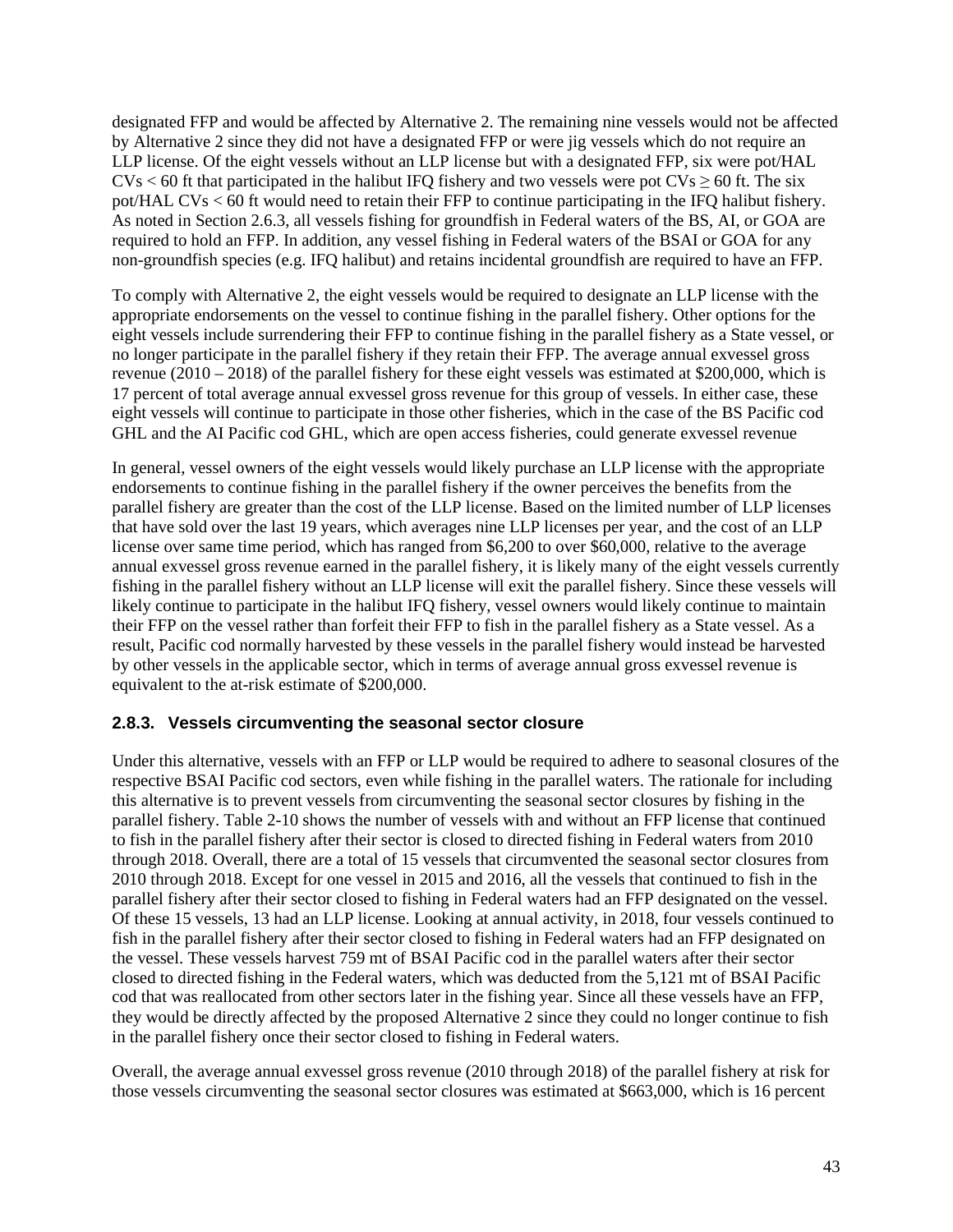designated FFP and would be affected by Alternative 2. The remaining nine vessels would not be affected by Alternative 2 since they did not have a designated FFP or were jig vessels which do not require an LLP license. Of the eight vessels without an LLP license but with a designated FFP, six were pot/HAL CVs < 60 ft that participated in the halibut IFQ fishery and two vessels were pot CVs ≥ 60 ft. The six pot/HAL CVs < 60 ft would need to retain their FFP to continue participating in the IFQ halibut fishery. As noted in Section 2.6.3, all vessels fishing for groundfish in Federal waters of the BS, AI, or GOA are required to hold an FFP. In addition, any vessel fishing in Federal waters of the BSAI or GOA for any non-groundfish species (e.g. IFQ halibut) and retains incidental groundfish are required to have an FFP.

To comply with Alternative 2, the eight vessels would be required to designate an LLP license with the appropriate endorsements on the vessel to continue fishing in the parallel fishery. Other options for the eight vessels include surrendering their FFP to continue fishing in the parallel fishery as a State vessel, or no longer participate in the parallel fishery if they retain their FFP. The average annual exvessel gross revenue (2010 – 2018) of the parallel fishery for these eight vessels was estimated at $200,000, which is 17 percent of total average annual exvessel gross revenue for this group of vessels. In either case, these eight vessels will continue to participate in those other fisheries, which in the case of the BS Pacific cod GHL and the AI Pacific cod GHL, which are open access fisheries, could generate exvessel revenue

In general, vessel owners of the eight vessels would likely purchase an LLP license with the appropriate endorsements to continue fishing in the parallel fishery if the owner perceives the benefits from the parallel fishery are greater than the cost of the LLP license. Based on the limited number of LLP licenses that have sold over the last 19 years, which averages nine LLP licenses per year, and the cost of an LLP license over same time period, which has ranged from $6,200 to over $60,000, relative to the average annual exvessel gross revenue earned in the parallel fishery, it is likely many of the eight vessels currently fishing in the parallel fishery without an LLP license will exit the parallel fishery. Since these vessels will likely continue to participate in the halibut IFQ fishery, vessel owners would likely continue to maintain their FFP on the vessel rather than forfeit their FFP to fish in the parallel fishery as a State vessel. As a result, Pacific cod normally harvested by these vessels in the parallel fishery would instead be harvested by other vessels in the applicable sector, which in terms of average annual gross exvessel revenue is equivalent to the at-risk estimate of $200,000.

### 2.8.3. Vessels circumventing the seasonal sector closure

Under this alternative, vessels with an FFP or LLP would be required to adhere to seasonal closures of the respective BSAI Pacific cod sectors, even while fishing in the parallel waters. The rationale for including this alternative is to prevent vessels from circumventing the seasonal sector closures by fishing in the parallel fishery. Table 2-10 shows the number of vessels with and without an FFP license that continued to fish in the parallel fishery after their sector is closed to directed fishing in Federal waters from 2010 through 2018. Overall, there are a total of 15 vessels that circumvented the seasonal sector closures from 2010 through 2018. Except for one vessel in 2015 and 2016, all the vessels that continued to fish in the parallel fishery after their sector closed to fishing in Federal waters had an FFP designated on the vessel. Of these 15 vessels, 13 had an LLP license. Looking at annual activity, in 2018, four vessels continued to fish in the parallel fishery after their sector closed to fishing in Federal waters had an FFP designated on the vessel. These vessels harvest 759 mt of BSAI Pacific cod in the parallel waters after their sector closed to directed fishing in the Federal waters, which was deducted from the 5,121 mt of BSAI Pacific cod that was reallocated from other sectors later in the fishing year. Since all these vessels have an FFP, they would be directly affected by the proposed Alternative 2 since they could no longer continue to fish in the parallel fishery once their sector closed to fishing in Federal waters.

Overall, the average annual exvessel gross revenue (2010 through 2018) of the parallel fishery at risk for those vessels circumventing the seasonal sector closures was estimated at $663,000, which is 16 percent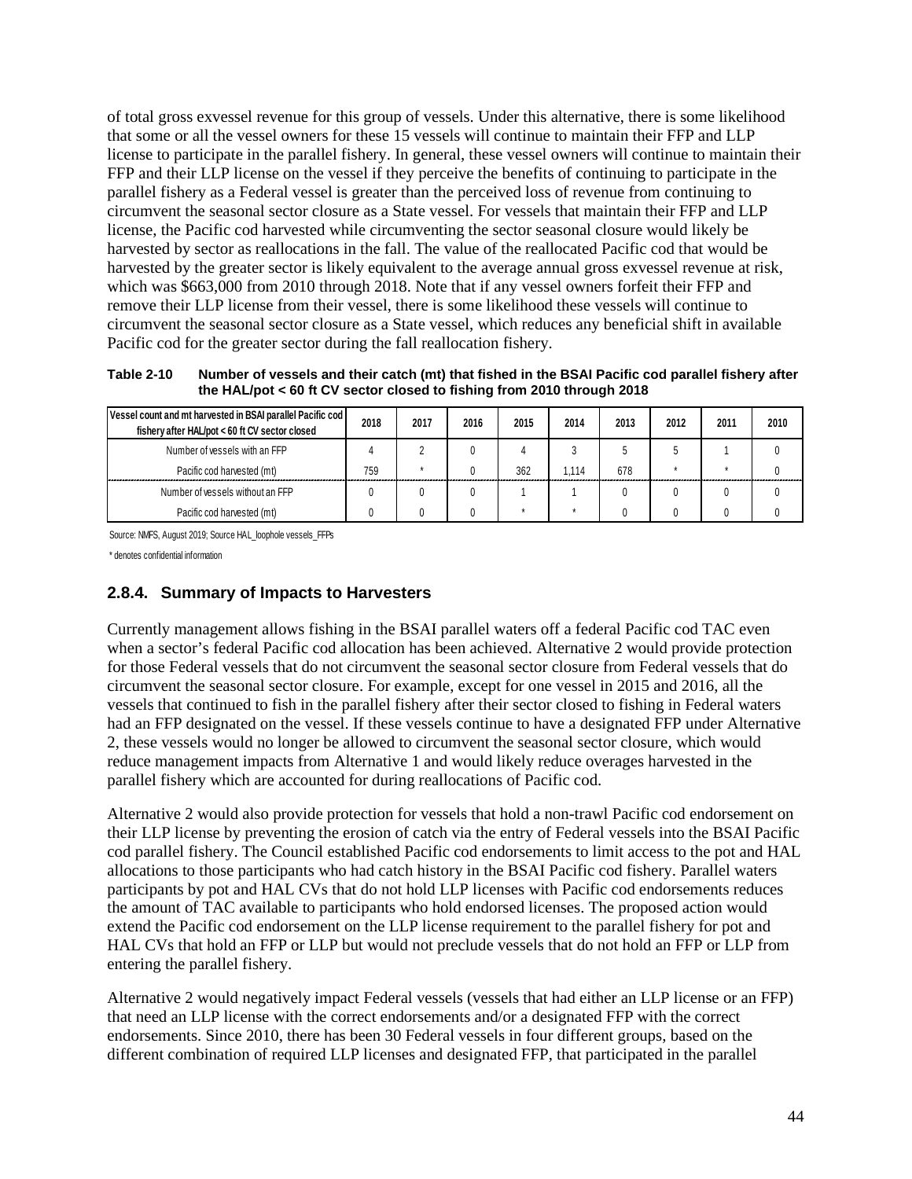of total gross exvessel revenue for this group of vessels. Under this alternative, there is some likelihood that some or all the vessel owners for these 15 vessels will continue to maintain their FFP and LLP license to participate in the parallel fishery. In general, these vessel owners will continue to maintain their FFP and their LLP license on the vessel if they perceive the benefits of continuing to participate in the parallel fishery as a Federal vessel is greater than the perceived loss of revenue from continuing to circumvent the seasonal sector closure as a State vessel. For vessels that maintain their FFP and LLP license, the Pacific cod harvested while circumventing the sector seasonal closure would likely be harvested by sector as reallocations in the fall. The value of the reallocated Pacific cod that would be harvested by the greater sector is likely equivalent to the average annual gross exvessel revenue at risk, which was $663,000 from 2010 through 2018. Note that if any vessel owners forfeit their FFP and remove their LLP license from their vessel, there is some likelihood these vessels will continue to circumvent the seasonal sector closure as a State vessel, which reduces any beneficial shift in available Pacific cod for the greater sector during the fall reallocation fishery.

**Table 2-10 Number of vessels and their catch (mt) that fished in the BSAI Pacific cod parallel fishery after the HAL/pot < 60 ft CV sector closed to fishing from 2010 through 2018**

| Vessel count and mt harvested in BSAI parallel Pacific cod fishery after HAL/pot < 60 ft CV sector closed | 2018 | 2017 | 2016 | 2015 | 2014 | 2013 | 2012 | 2011 | 2010 |
|---|---|---|---|---|---|---|---|---|---|
| Number of vessels with an FFP | 4 | 2 | 0 | 4 | 3 | 5 | 5 | 1 | 0 |
| Pacific cod harvested (mt) | 759 | * | 0 | 362 | 1,114 | 678 | * | * | 0 |
| Number of vessels without an FFP | 0 | 0 | 0 | 1 | 1 | 0 | 0 | 0 | 0 |
| Pacific cod harvested (mt) | 0 | 0 | 0 | * | * | 0 | 0 | 0 | 0 |

Source: NMFS, August 2019; Source HAL_loophole vessels_FFPs

\* denotes confidential information

### 2.8.4. Summary of Impacts to Harvesters

Currently management allows fishing in the BSAI parallel waters off a federal Pacific cod TAC even when a sector's federal Pacific cod allocation has been achieved. Alternative 2 would provide protection for those Federal vessels that do not circumvent the seasonal sector closure from Federal vessels that do circumvent the seasonal sector closure. For example, except for one vessel in 2015 and 2016, all the vessels that continued to fish in the parallel fishery after their sector closed to fishing in Federal waters had an FFP designated on the vessel. If these vessels continue to have a designated FFP under Alternative 2, these vessels would no longer be allowed to circumvent the seasonal sector closure, which would reduce management impacts from Alternative 1 and would likely reduce overages harvested in the parallel fishery which are accounted for during reallocations of Pacific cod.

Alternative 2 would also provide protection for vessels that hold a non-trawl Pacific cod endorsement on their LLP license by preventing the erosion of catch via the entry of Federal vessels into the BSAI Pacific cod parallel fishery. The Council established Pacific cod endorsements to limit access to the pot and HAL allocations to those participants who had catch history in the BSAI Pacific cod fishery. Parallel waters participants by pot and HAL CVs that do not hold LLP licenses with Pacific cod endorsements reduces the amount of TAC available to participants who hold endorsed licenses. The proposed action would extend the Pacific cod endorsement on the LLP license requirement to the parallel fishery for pot and HAL CVs that hold an FFP or LLP but would not preclude vessels that do not hold an FFP or LLP from entering the parallel fishery.

Alternative 2 would negatively impact Federal vessels (vessels that had either an LLP license or an FFP) that need an LLP license with the correct endorsements and/or a designated FFP with the correct endorsements. Since 2010, there has been 30 Federal vessels in four different groups, based on the different combination of required LLP licenses and designated FFP, that participated in the parallel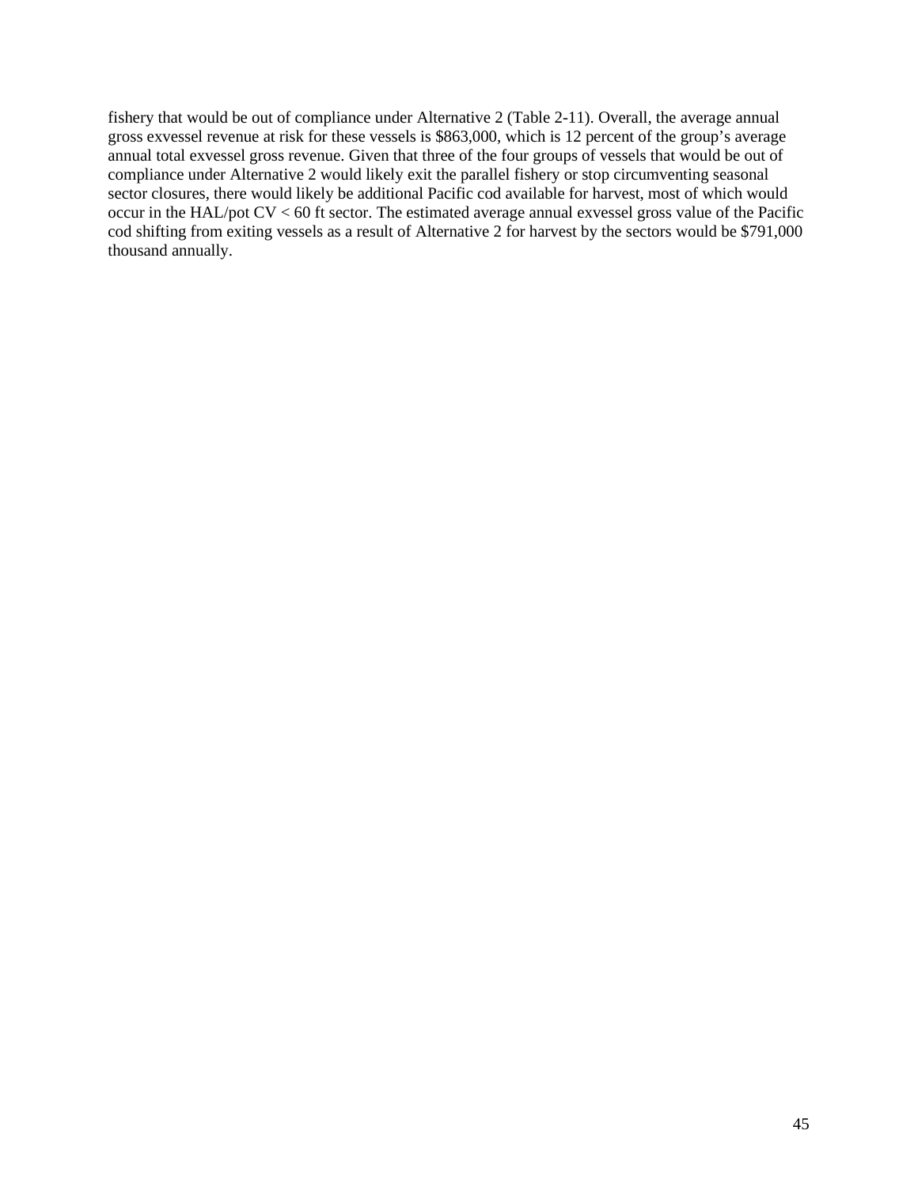fishery that would be out of compliance under Alternative 2 (Table 2-11). Overall, the average annual gross exvessel revenue at risk for these vessels is $863,000, which is 12 percent of the group's average annual total exvessel gross revenue. Given that three of the four groups of vessels that would be out of compliance under Alternative 2 would likely exit the parallel fishery or stop circumventing seasonal sector closures, there would likely be additional Pacific cod available for harvest, most of which would occur in the HAL/pot CV < 60 ft sector. The estimated average annual exvessel gross value of the Pacific cod shifting from exiting vessels as a result of Alternative 2 for harvest by the sectors would be $791,000 thousand annually.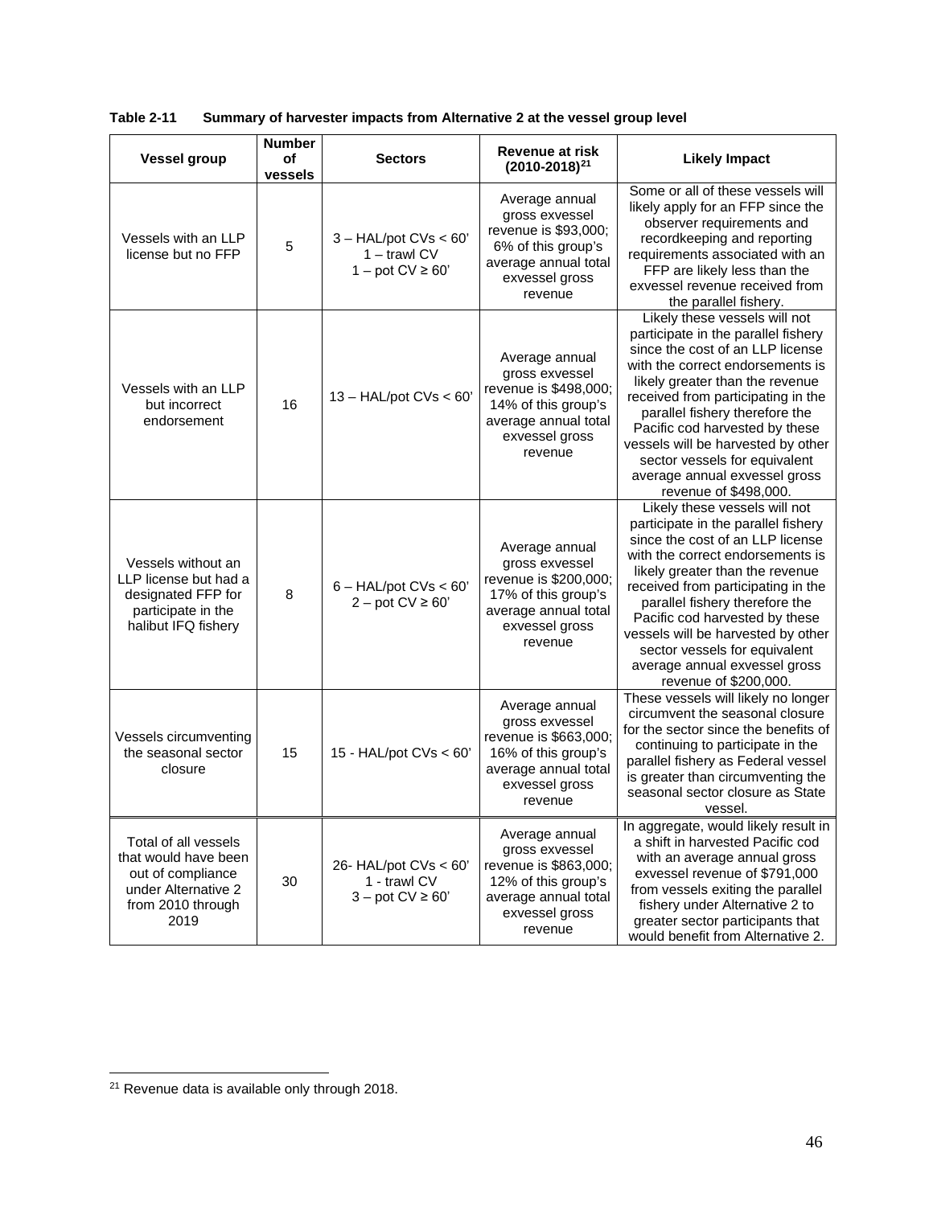**Table 2-11 Summary of harvester impacts from Alternative 2 at the vessel group level**

| Vessel group | Number of vessels | Sectors | Revenue at risk (2010-2018)[21] | Likely Impact |
|---|---|---|---|---|
| Vessels with an LLP license but no FFP | 5 | 3 – HAL/pot CVs < 60'<br>1 – trawl CV<br>1 – pot CV ≥ 60' | Average annual gross exvessel revenue is \$93,000; 6% of this group's average annual total exvessel gross revenue | Some or all of these vessels will likely apply for an FFP since the observer requirements and recordkeeping and reporting requirements associated with an FFP are likely less than the exvessel revenue received from the parallel fishery. |
| Vessels with an LLP but incorrect endorsement | 16 | 13 – HAL/pot CVs < 60' | Average annual gross exvessel revenue is \$498,000; 14% of this group's average annual total exvessel gross revenue | Likely these vessels will not participate in the parallel fishery since the cost of an LLP license with the correct endorsements is likely greater than the revenue received from participating in the parallel fishery therefore the Pacific cod harvested by these vessels will be harvested by other sector vessels for equivalent average annual exvessel gross revenue of \$498,000. |
| Vessels without an LLP license but had a designated FFP for participate in the halibut IFQ fishery | 8 | 6 – HAL/pot CVs < 60'<br>2 – pot CV ≥ 60' | Average annual gross exvessel revenue is \$200,000; 17% of this group's average annual total exvessel gross revenue | Likely these vessels will not participate in the parallel fishery since the cost of an LLP license with the correct endorsements is likely greater than the revenue received from participating in the parallel fishery therefore the Pacific cod harvested by these vessels will be harvested by other sector vessels for equivalent average annual exvessel gross revenue of \$200,000. |
| Vessels circumventing the seasonal sector closure | 15 | 15 - HAL/pot CVs < 60' | Average annual gross exvessel revenue is \$663,000; 16% of this group's average annual total exvessel gross revenue | These vessels will likely no longer circumvent the seasonal closure for the sector since the benefits of continuing to participate in the parallel fishery as Federal vessel is greater than circumventing the seasonal sector closure as State vessel. |
| Total of all vessels that would have been out of compliance under Alternative 2 from 2010 through 2019 | 30 | 26- HAL/pot CVs < 60'<br>1 - trawl CV<br>3 – pot CV ≥ 60' | Average annual gross exvessel revenue is \$863,000; 12% of this group's average annual total exvessel gross revenue | In aggregate, would likely result in a shift in harvested Pacific cod with an average annual gross exvessel revenue of \$791,000 from vessels exiting the parallel fishery under Alternative 2 to greater sector participants that would benefit from Alternative 2. |

[21] Revenue data is available only through 2018.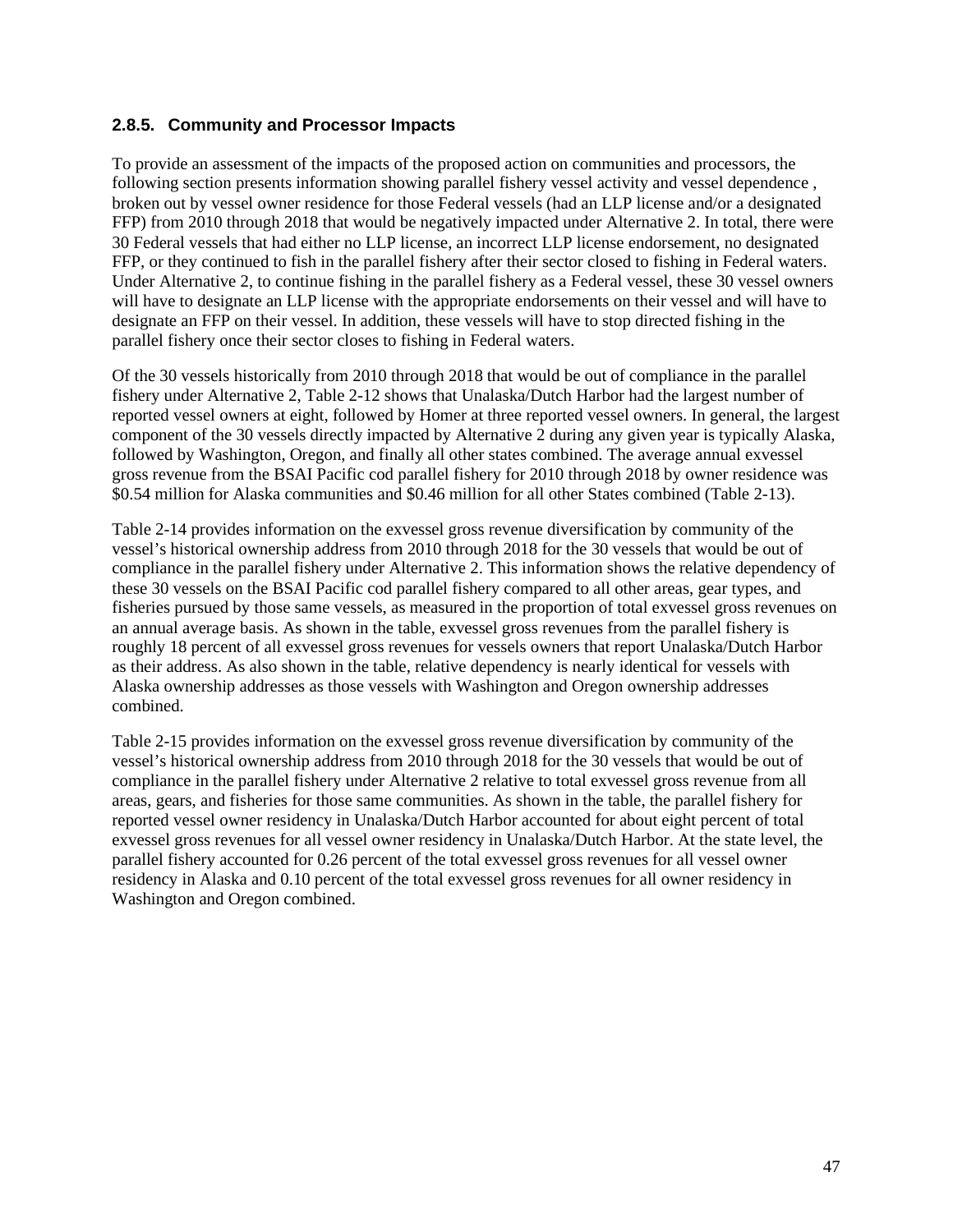### 2.8.5. Community and Processor Impacts

To provide an assessment of the impacts of the proposed action on communities and processors, the following section presents information showing parallel fishery vessel activity and vessel dependence , broken out by vessel owner residence for those Federal vessels (had an LLP license and/or a designated FFP) from 2010 through 2018 that would be negatively impacted under Alternative 2. In total, there were 30 Federal vessels that had either no LLP license, an incorrect LLP license endorsement, no designated FFP, or they continued to fish in the parallel fishery after their sector closed to fishing in Federal waters. Under Alternative 2, to continue fishing in the parallel fishery as a Federal vessel, these 30 vessel owners will have to designate an LLP license with the appropriate endorsements on their vessel and will have to designate an FFP on their vessel. In addition, these vessels will have to stop directed fishing in the parallel fishery once their sector closes to fishing in Federal waters.

Of the 30 vessels historically from 2010 through 2018 that would be out of compliance in the parallel fishery under Alternative 2, Table 2-12 shows that Unalaska/Dutch Harbor had the largest number of reported vessel owners at eight, followed by Homer at three reported vessel owners. In general, the largest component of the 30 vessels directly impacted by Alternative 2 during any given year is typically Alaska, followed by Washington, Oregon, and finally all other states combined. The average annual exvessel gross revenue from the BSAI Pacific cod parallel fishery for 2010 through 2018 by owner residence was \$0.54 million for Alaska communities and \$0.46 million for all other States combined (Table 2-13).

Table 2-14 provides information on the exvessel gross revenue diversification by community of the vessel's historical ownership address from 2010 through 2018 for the 30 vessels that would be out of compliance in the parallel fishery under Alternative 2. This information shows the relative dependency of these 30 vessels on the BSAI Pacific cod parallel fishery compared to all other areas, gear types, and fisheries pursued by those same vessels, as measured in the proportion of total exvessel gross revenues on an annual average basis. As shown in the table, exvessel gross revenues from the parallel fishery is roughly 18 percent of all exvessel gross revenues for vessels owners that report Unalaska/Dutch Harbor as their address. As also shown in the table, relative dependency is nearly identical for vessels with Alaska ownership addresses as those vessels with Washington and Oregon ownership addresses combined.

Table 2-15 provides information on the exvessel gross revenue diversification by community of the vessel's historical ownership address from 2010 through 2018 for the 30 vessels that would be out of compliance in the parallel fishery under Alternative 2 relative to total exvessel gross revenue from all areas, gears, and fisheries for those same communities. As shown in the table, the parallel fishery for reported vessel owner residency in Unalaska/Dutch Harbor accounted for about eight percent of total exvessel gross revenues for all vessel owner residency in Unalaska/Dutch Harbor. At the state level, the parallel fishery accounted for 0.26 percent of the total exvessel gross revenues for all vessel owner residency in Alaska and 0.10 percent of the total exvessel gross revenues for all owner residency in Washington and Oregon combined.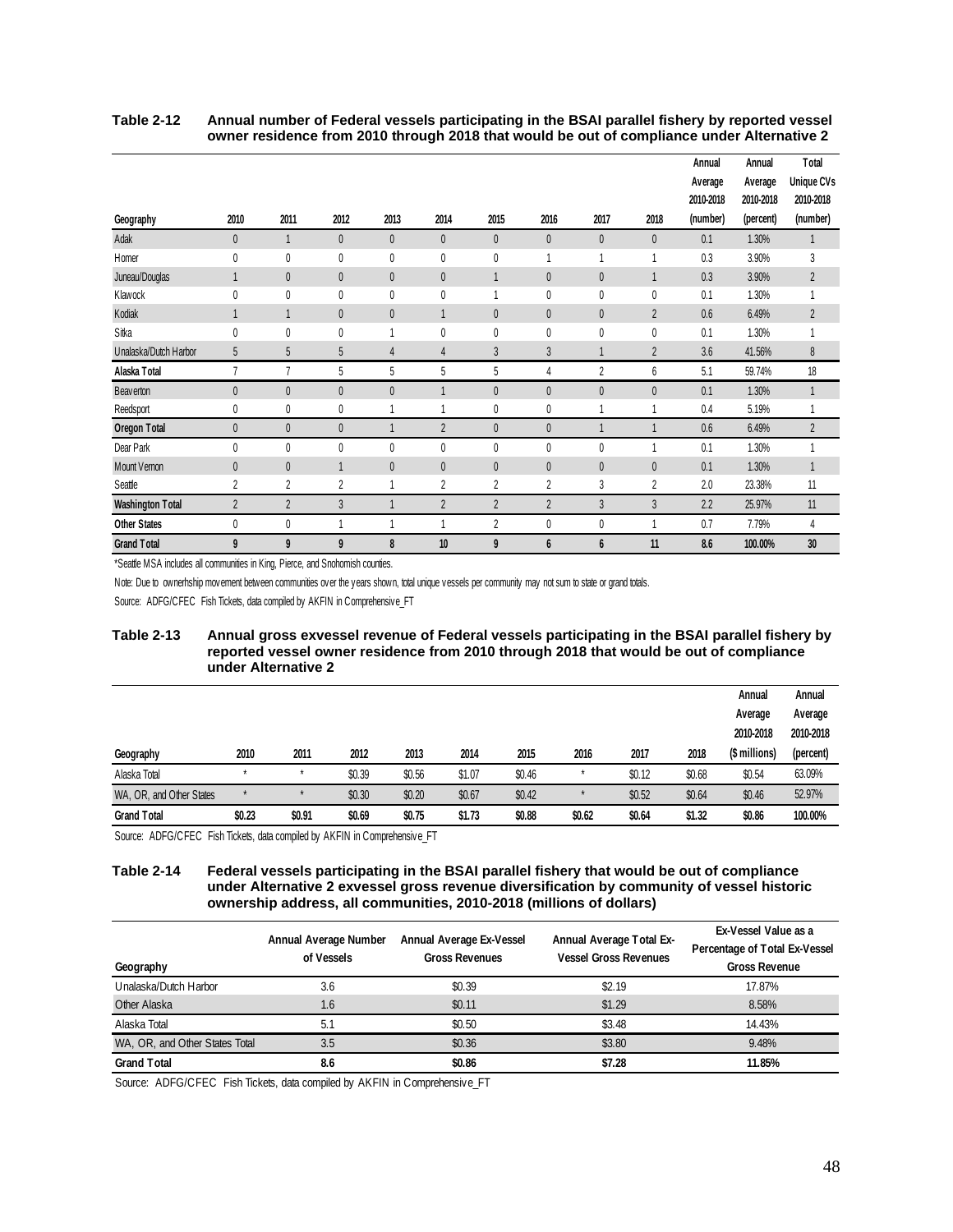**Table 2-12 Annual number of Federal vessels participating in the BSAI parallel fishery by reported vessel owner residence from 2010 through 2018 that would be out of compliance under Alternative 2**

| Geography | 2010 | 2011 | 2012 | 2013 | 2014 | 2015 | 2016 | 2017 | 2018 | Annual Average 2010-2018 (number) | Annual Average 2010-2018 (percent) | Total Unique CVs 2010-2018 (number) |
|---|---|---|---|---|---|---|---|---|---|---|---|---|
| Adak | 0 | 1 | 0 | 0 | 0 | 0 | 0 | 0 | 0 | 0.1 | 1.30% | 1 |
| Homer | 0 | 0 | 0 | 0 | 0 | 0 | 1 | 1 | 1 | 0.3 | 3.90% | 3 |
| Juneau/Douglas | 1 | 0 | 0 | 0 | 0 | 1 | 0 | 0 | 1 | 0.3 | 3.90% | 2 |
| Klawock | 0 | 0 | 0 | 0 | 0 | 1 | 0 | 0 | 0 | 0.1 | 1.30% | 1 |
| Kodiak | 1 | 1 | 0 | 0 | 1 | 0 | 0 | 0 | 2 | 0.6 | 6.49% | 2 |
| Sitka | 0 | 0 | 0 | 1 | 0 | 0 | 0 | 0 | 0 | 0.1 | 1.30% | 1 |
| Unalaska/Dutch Harbor | 5 | 5 | 5 | 4 | 4 | 3 | 3 | 1 | 2 | 3.6 | 41.56% | 8 |
| **Alaska Total** | 7 | 7 | 5 | 5 | 5 | 5 | 4 | 2 | 6 | 5.1 | 59.74% | 18 |
| Beaverton | 0 | 0 | 0 | 0 | 1 | 0 | 0 | 0 | 0 | 0.1 | 1.30% | 1 |
| Reedsport | 0 | 0 | 0 | 1 | 1 | 0 | 0 | 1 | 1 | 0.4 | 5.19% | 1 |
| **Oregon Total** | 0 | 0 | 0 | 1 | 2 | 0 | 0 | 1 | 1 | 0.6 | 6.49% | 2 |
| Dear Park | 0 | 0 | 0 | 0 | 0 | 0 | 0 | 0 | 1 | 0.1 | 1.30% | 1 |
| Mount Vernon | 0 | 0 | 1 | 0 | 0 | 0 | 0 | 0 | 0 | 0.1 | 1.30% | 1 |
| Seattle | 2 | 2 | 2 | 1 | 2 | 2 | 2 | 3 | 2 | 2.0 | 23.38% | 11 |
| **Washington Total** | 2 | 2 | 3 | 1 | 2 | 2 | 2 | 3 | 3 | 2.2 | 25.97% | 11 |
| **Other States** | 0 | 0 | 1 | 1 | 1 | 2 | 0 | 0 | 1 | 0.7 | 7.79% | 4 |
| **Grand Total** | **9** | **9** | **9** | **8** | **10** | **9** | **6** | **6** | **11** | **8.6** | **100.00%** | **30** |

*Seattle MSA includes all communities in King, Pierce, and Snohomish counties.

Note: Due to ownerhship movement between communities over the years shown, total unique vessels per community may not sum to state or grand totals.

Source: ADFG/CFEC Fish Tickets, data compiled by AKFIN in Comprehensive_FT

**Table 2-13 Annual gross exvessel revenue of Federal vessels participating in the BSAI parallel fishery by reported vessel owner residence from 2010 through 2018 that would be out of compliance under Alternative 2**

| Geography | 2010 | 2011 | 2012 | 2013 | 2014 | 2015 | 2016 | 2017 | 2018 | Annual Average 2010-2018 ($ millions) | Annual Average 2010-2018 (percent) |
|---|---|---|---|---|---|---|---|---|---|---|---|
| Alaska Total | * | * | $0.39 | $0.56 | $1.07 | $0.46 | * | $0.12 | $0.68 | $0.54 | 63.09% |
| WA, OR, and Other States | * | * | $0.30 | $0.20 | $0.67 | $0.42 | * | $0.52 | $0.64 | $0.46 | 52.97% |
| **Grand Total** | **$0.23** | **$0.91** | **$0.69** | **$0.75** | **$1.73** | **$0.88** | **$0.62** | **$0.64** | **$1.32** | **$0.86** | **100.00%** |

Source: ADFG/CFEC Fish Tickets, data compiled by AKFIN in Comprehensive_FT

**Table 2-14 Federal vessels participating in the BSAI parallel fishery that would be out of compliance under Alternative 2 exvessel gross revenue diversification by community of vessel historic ownership address, all communities, 2010-2018 (millions of dollars)**

| Geography | Annual Average Number of Vessels | Annual Average Ex-Vessel Gross Revenues | Annual Average Total Ex-Vessel Gross Revenues | Ex-Vessel Value as a Percentage of Total Ex-Vessel Gross Revenue |
|---|---|---|---|---|
| Unalaska/Dutch Harbor | 3.6 | $0.39 | $2.19 | 17.87% |
| Other Alaska | 1.6 | $0.11 | $1.29 | 8.58% |
| Alaska Total | 5.1 | $0.50 | $3.48 | 14.43% |
| WA, OR, and Other States Total | 3.5 | $0.36 | $3.80 | 9.48% |
| **Grand Total** | **8.6** | **$0.86** | **$7.28** | **11.85%** |

Source: ADFG/CFEC Fish Tickets, data compiled by AKFIN in Comprehensive_FT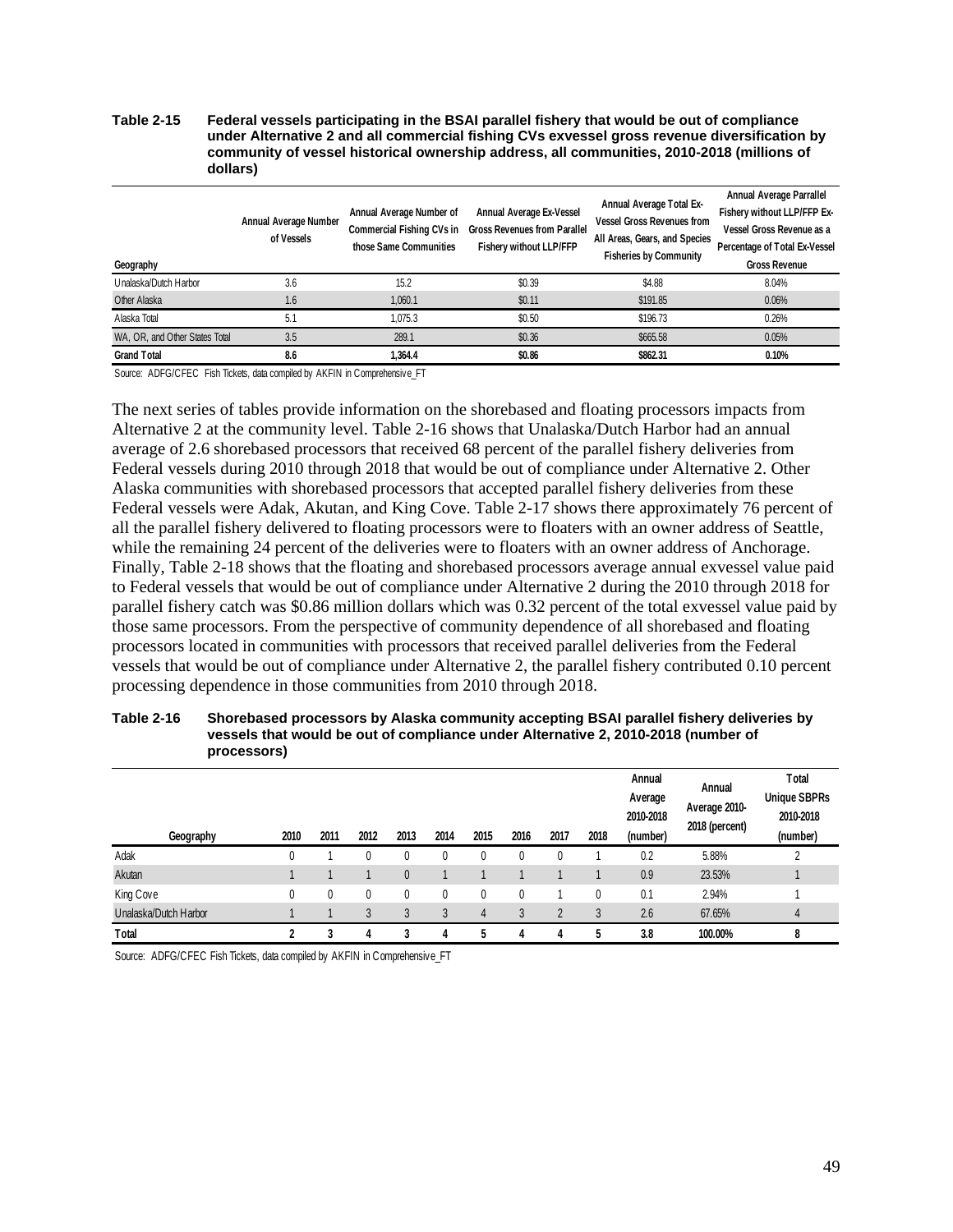**Table 2-15 Federal vessels participating in the BSAI parallel fishery that would be out of compliance under Alternative 2 and all commercial fishing CVs exvessel gross revenue diversification by community of vessel historical ownership address, all communities, 2010-2018 (millions of dollars)**

| Geography | Annual Average Number of Vessels | Annual Average Number of Commercial Fishing CVs in those Same Communities | Annual Average Ex-Vessel Gross Revenues from Parallel Fishery without LLP/FFP | Annual Average Total Ex-Vessel Gross Revenues from All Areas, Gears, and Species Fisheries by Community | Annual Average Parrallel Fishery without LLP/FFP Ex-Vessel Gross Revenue as a Percentage of Total Ex-Vessel Gross Revenue |
|---|---|---|---|---|---|
| Unalaska/Dutch Harbor | 3.6 | 15.2 | $0.39 | $4.88 | 8.04% |
| Other Alaska | 1.6 | 1,060.1 | $0.11 | $191.85 | 0.06% |
| Alaska Total | 5.1 | 1,075.3 | $0.50 | $196.73 | 0.26% |
| WA, OR, and Other States Total | 3.5 | 289.1 | $0.36 | $665.58 | 0.05% |
| **Grand Total** | **8.6** | **1,364.4** | **$0.86** | **$862.31** | **0.10%** |

Source: ADFG/CFEC Fish Tickets, data compiled by AKFIN in Comprehensive_FT

The next series of tables provide information on the shorebased and floating processors impacts from Alternative 2 at the community level. Table 2-16 shows that Unalaska/Dutch Harbor had an annual average of 2.6 shorebased processors that received 68 percent of the parallel fishery deliveries from Federal vessels during 2010 through 2018 that would be out of compliance under Alternative 2. Other Alaska communities with shorebased processors that accepted parallel fishery deliveries from these Federal vessels were Adak, Akutan, and King Cove. Table 2-17 shows there approximately 76 percent of all the parallel fishery delivered to floating processors were to floaters with an owner address of Seattle, while the remaining 24 percent of the deliveries were to floaters with an owner address of Anchorage. Finally, Table 2-18 shows that the floating and shorebased processors average annual exvessel value paid to Federal vessels that would be out of compliance under Alternative 2 during the 2010 through 2018 for parallel fishery catch was $0.86 million dollars which was 0.32 percent of the total exvessel value paid by those same processors. From the perspective of community dependence of all shorebased and floating processors located in communities with processors that received parallel deliveries from the Federal vessels that would be out of compliance under Alternative 2, the parallel fishery contributed 0.10 percent processing dependence in those communities from 2010 through 2018.

**Table 2-16 Shorebased processors by Alaska community accepting BSAI parallel fishery deliveries by vessels that would be out of compliance under Alternative 2, 2010-2018 (number of processors)**

| Geography | 2010 | 2011 | 2012 | 2013 | 2014 | 2015 | 2016 | 2017 | 2018 | Annual Average 2010-2018 (number) | Annual Average 2010-2018 (percent) | Total Unique SBPRs 2010-2018 (number) |
|---|---|---|---|---|---|---|---|---|---|---|---|---|
| Adak | 0 | 1 | 0 | 0 | 0 | 0 | 0 | 0 | 1 | 0.2 | 5.88% | 2 |
| Akutan | 1 | 1 | 1 | 0 | 1 | 1 | 1 | 1 | 1 | 0.9 | 23.53% | 1 |
| King Cove | 0 | 0 | 0 | 0 | 0 | 0 | 0 | 1 | 0 | 0.1 | 2.94% | 1 |
| Unalaska/Dutch Harbor | 1 | 1 | 3 | 3 | 3 | 4 | 3 | 2 | 3 | 2.6 | 67.65% | 4 |
| **Total** | **2** | **3** | **4** | **3** | **4** | **5** | **4** | **4** | **5** | **3.8** | **100.00%** | **8** |

Source: ADFG/CFEC Fish Tickets, data compiled by AKFIN in Comprehensive_FT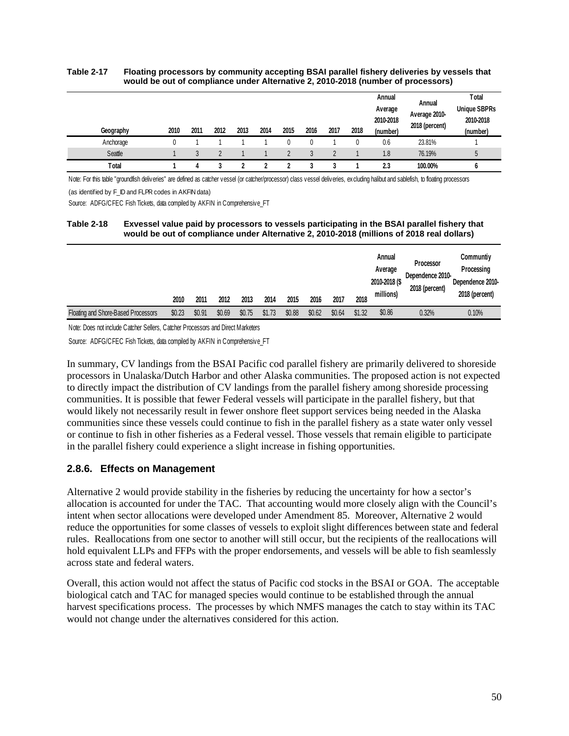**Table 2-17 Floating processors by community accepting BSAI parallel fishery deliveries by vessels that would be out of compliance under Alternative 2, 2010-2018 (number of processors)**

| Geography | 2010 | 2011 | 2012 | 2013 | 2014 | 2015 | 2016 | 2017 | 2018 | Annual Average 2010-2018 (number) | Annual Average 2010-2018 (percent) | Total Unique SBPRs 2010-2018 (number) |
|---|---|---|---|---|---|---|---|---|---|---|---|---|
| Anchorage | 0 | 1 | 1 | 1 | 1 | 0 | 0 | 1 | 0 | 0.6 | 23.81% | 1 |
| Seattle | 1 | 3 | 2 | 1 | 1 | 2 | 3 | 2 | 1 | 1.8 | 76.19% | 5 |
| **Total** | **1** | **4** | **3** | **2** | **2** | **2** | **3** | **3** | **1** | **2.3** | **100.00%** | **6** |

Note: For this table "groundfish deliveries" are defined as catcher vessel (or catcher/processor) class vessel deliveries, excluding halibut and sablefish, to floating processors (as identified by F_ID and FLPR codes in AKFIN data)

Source: ADFG/CFEC Fish Tickets, data compiled by AKFIN in Comprehensive_FT

**Table 2-18 Exvessel value paid by processors to vessels participating in the BSAI parallel fishery that would be out of compliance under Alternative 2, 2010-2018 (millions of 2018 real dollars)**

| | 2010 | 2011 | 2012 | 2013 | 2014 | 2015 | 2016 | 2017 | 2018 | Annual Average 2010-2018 ($ millions) | Processor Dependence 2010-2018 (percent) | Communtiy Processing Dependence 2010-2018 (percent) |
|---|---|---|---|---|---|---|---|---|---|---|---|---|
| Floating and Shore-Based Processors | $0.23 | $0.91 | $0.69 | $0.75 | $1.73 | $0.88 | $0.62 | $0.64 | $1.32 | $0.86 | 0.32% | 0.10% |

Note: Does not include Catcher Sellers, Catcher Processors and Direct Marketers

Source: ADFG/CFEC Fish Tickets, data compiled by AKFIN in Comprehensive_FT

In summary, CV landings from the BSAI Pacific cod parallel fishery are primarily delivered to shoreside processors in Unalaska/Dutch Harbor and other Alaska communities. The proposed action is not expected to directly impact the distribution of CV landings from the parallel fishery among shoreside processing communities. It is possible that fewer Federal vessels will participate in the parallel fishery, but that would likely not necessarily result in fewer onshore fleet support services being needed in the Alaska communities since these vessels could continue to fish in the parallel fishery as a state water only vessel or continue to fish in other fisheries as a Federal vessel. Those vessels that remain eligible to participate in the parallel fishery could experience a slight increase in fishing opportunities.

### 2.8.6. Effects on Management

Alternative 2 would provide stability in the fisheries by reducing the uncertainty for how a sector's allocation is accounted for under the TAC. That accounting would more closely align with the Council's intent when sector allocations were developed under Amendment 85. Moreover, Alternative 2 would reduce the opportunities for some classes of vessels to exploit slight differences between state and federal rules. Reallocations from one sector to another will still occur, but the recipients of the reallocations will hold equivalent LLPs and FFPs with the proper endorsements, and vessels will be able to fish seamlessly across state and federal waters.

Overall, this action would not affect the status of Pacific cod stocks in the BSAI or GOA. The acceptable biological catch and TAC for managed species would continue to be established through the annual harvest specifications process. The processes by which NMFS manages the catch to stay within its TAC would not change under the alternatives considered for this action.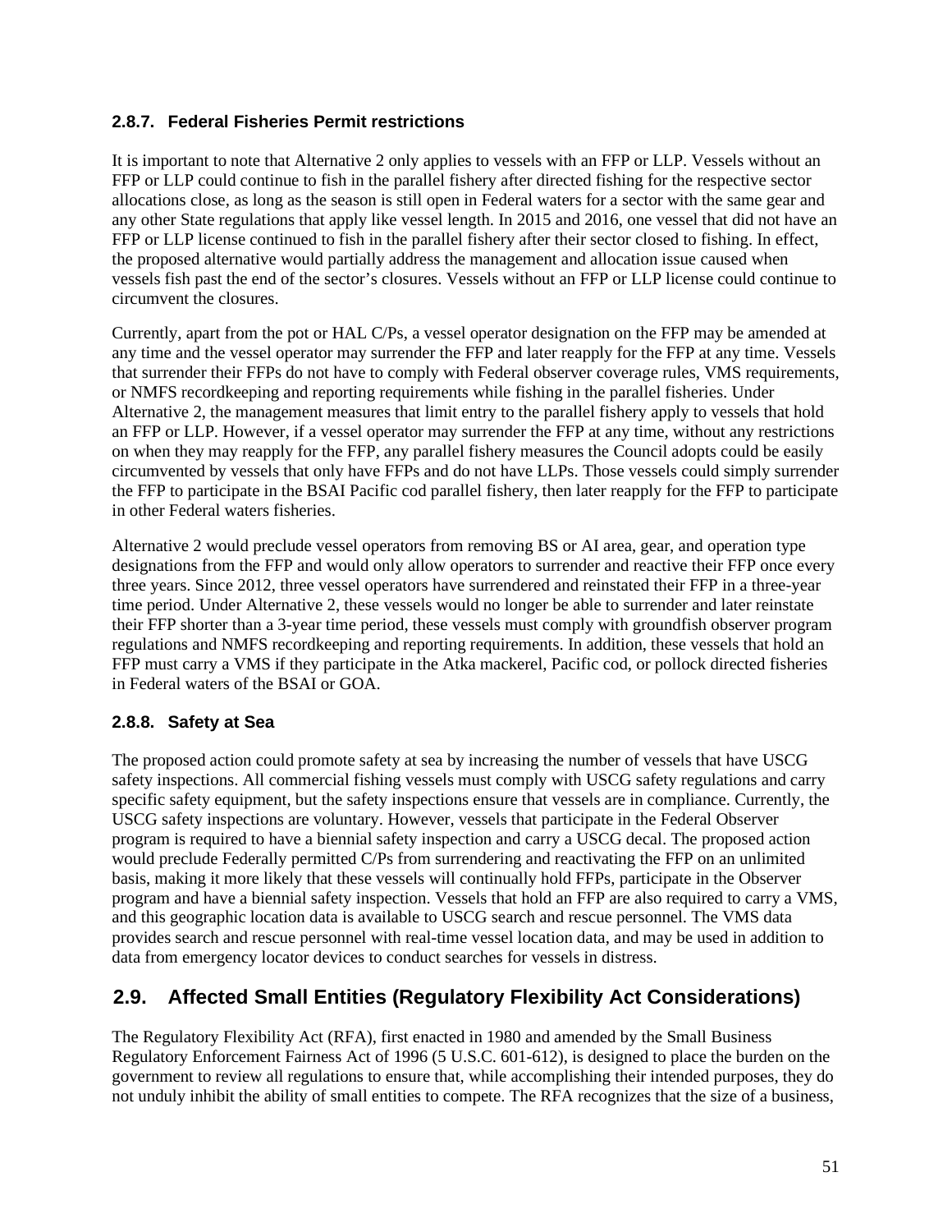### 2.8.7. Federal Fisheries Permit restrictions

It is important to note that Alternative 2 only applies to vessels with an FFP or LLP. Vessels without an FFP or LLP could continue to fish in the parallel fishery after directed fishing for the respective sector allocations close, as long as the season is still open in Federal waters for a sector with the same gear and any other State regulations that apply like vessel length. In 2015 and 2016, one vessel that did not have an FFP or LLP license continued to fish in the parallel fishery after their sector closed to fishing. In effect, the proposed alternative would partially address the management and allocation issue caused when vessels fish past the end of the sector's closures. Vessels without an FFP or LLP license could continue to circumvent the closures.

Currently, apart from the pot or HAL C/Ps, a vessel operator designation on the FFP may be amended at any time and the vessel operator may surrender the FFP and later reapply for the FFP at any time. Vessels that surrender their FFPs do not have to comply with Federal observer coverage rules, VMS requirements, or NMFS recordkeeping and reporting requirements while fishing in the parallel fisheries. Under Alternative 2, the management measures that limit entry to the parallel fishery apply to vessels that hold an FFP or LLP. However, if a vessel operator may surrender the FFP at any time, without any restrictions on when they may reapply for the FFP, any parallel fishery measures the Council adopts could be easily circumvented by vessels that only have FFPs and do not have LLPs. Those vessels could simply surrender the FFP to participate in the BSAI Pacific cod parallel fishery, then later reapply for the FFP to participate in other Federal waters fisheries.

Alternative 2 would preclude vessel operators from removing BS or AI area, gear, and operation type designations from the FFP and would only allow operators to surrender and reactive their FFP once every three years. Since 2012, three vessel operators have surrendered and reinstated their FFP in a three-year time period. Under Alternative 2, these vessels would no longer be able to surrender and later reinstate their FFP shorter than a 3-year time period, these vessels must comply with groundfish observer program regulations and NMFS recordkeeping and reporting requirements. In addition, these vessels that hold an FFP must carry a VMS if they participate in the Atka mackerel, Pacific cod, or pollock directed fisheries in Federal waters of the BSAI or GOA.

### 2.8.8. Safety at Sea

The proposed action could promote safety at sea by increasing the number of vessels that have USCG safety inspections. All commercial fishing vessels must comply with USCG safety regulations and carry specific safety equipment, but the safety inspections ensure that vessels are in compliance. Currently, the USCG safety inspections are voluntary. However, vessels that participate in the Federal Observer program is required to have a biennial safety inspection and carry a USCG decal. The proposed action would preclude Federally permitted C/Ps from surrendering and reactivating the FFP on an unlimited basis, making it more likely that these vessels will continually hold FFPs, participate in the Observer program and have a biennial safety inspection. Vessels that hold an FFP are also required to carry a VMS, and this geographic location data is available to USCG search and rescue personnel. The VMS data provides search and rescue personnel with real-time vessel location data, and may be used in addition to data from emergency locator devices to conduct searches for vessels in distress.

## 2.9. Affected Small Entities (Regulatory Flexibility Act Considerations)

The Regulatory Flexibility Act (RFA), first enacted in 1980 and amended by the Small Business Regulatory Enforcement Fairness Act of 1996 (5 U.S.C. 601-612), is designed to place the burden on the government to review all regulations to ensure that, while accomplishing their intended purposes, they do not unduly inhibit the ability of small entities to compete. The RFA recognizes that the size of a business,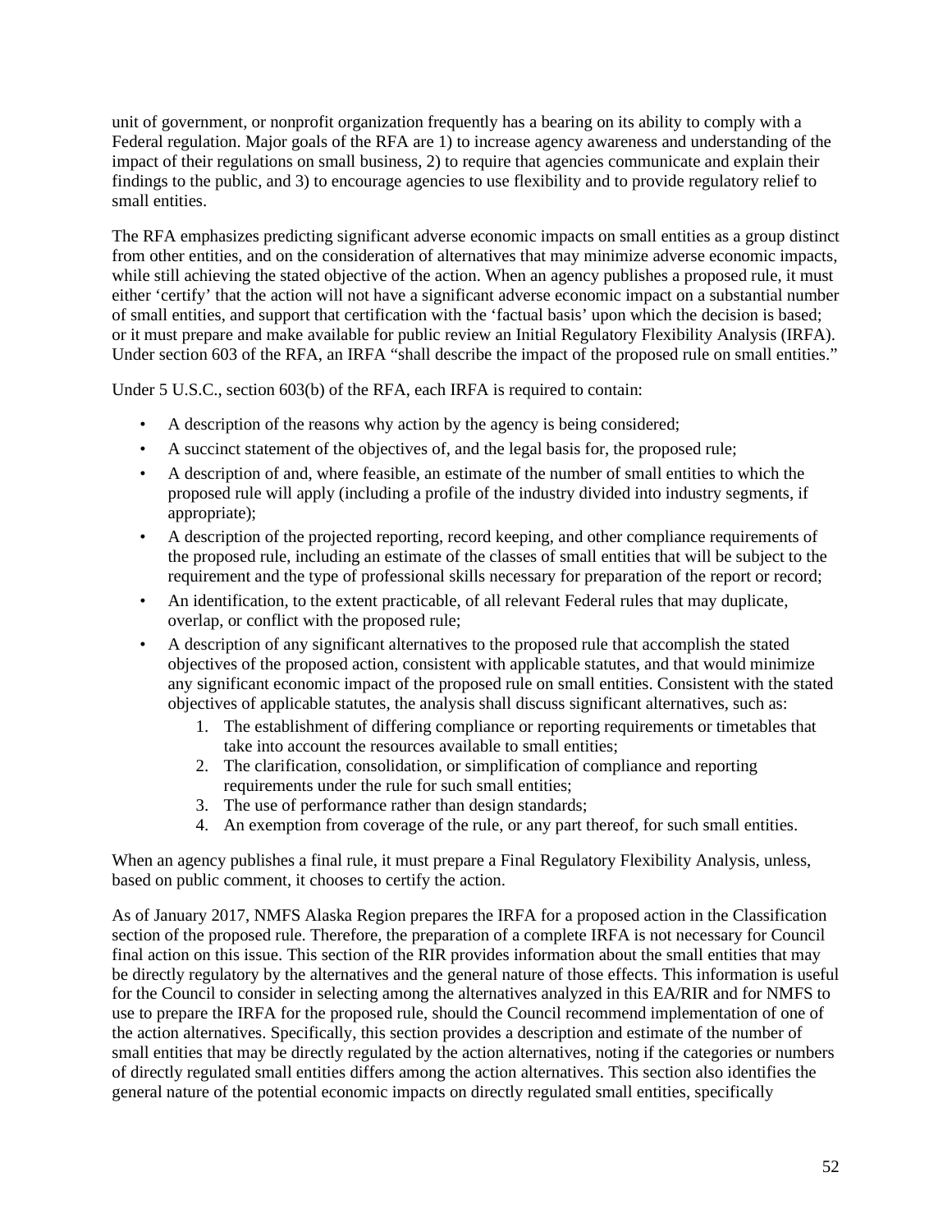unit of government, or nonprofit organization frequently has a bearing on its ability to comply with a Federal regulation. Major goals of the RFA are 1) to increase agency awareness and understanding of the impact of their regulations on small business, 2) to require that agencies communicate and explain their findings to the public, and 3) to encourage agencies to use flexibility and to provide regulatory relief to small entities.

The RFA emphasizes predicting significant adverse economic impacts on small entities as a group distinct from other entities, and on the consideration of alternatives that may minimize adverse economic impacts, while still achieving the stated objective of the action. When an agency publishes a proposed rule, it must either 'certify' that the action will not have a significant adverse economic impact on a substantial number of small entities, and support that certification with the 'factual basis' upon which the decision is based; or it must prepare and make available for public review an Initial Regulatory Flexibility Analysis (IRFA). Under section 603 of the RFA, an IRFA "shall describe the impact of the proposed rule on small entities."

Under 5 U.S.C., section 603(b) of the RFA, each IRFA is required to contain:

- A description of the reasons why action by the agency is being considered;
- A succinct statement of the objectives of, and the legal basis for, the proposed rule;
- A description of and, where feasible, an estimate of the number of small entities to which the proposed rule will apply (including a profile of the industry divided into industry segments, if appropriate);
- A description of the projected reporting, record keeping, and other compliance requirements of the proposed rule, including an estimate of the classes of small entities that will be subject to the requirement and the type of professional skills necessary for preparation of the report or record;
- An identification, to the extent practicable, of all relevant Federal rules that may duplicate, overlap, or conflict with the proposed rule;
- A description of any significant alternatives to the proposed rule that accomplish the stated objectives of the proposed action, consistent with applicable statutes, and that would minimize any significant economic impact of the proposed rule on small entities. Consistent with the stated objectives of applicable statutes, the analysis shall discuss significant alternatives, such as:
    1. The establishment of differing compliance or reporting requirements or timetables that take into account the resources available to small entities;
    2. The clarification, consolidation, or simplification of compliance and reporting requirements under the rule for such small entities;
    3. The use of performance rather than design standards;
    4. An exemption from coverage of the rule, or any part thereof, for such small entities.

When an agency publishes a final rule, it must prepare a Final Regulatory Flexibility Analysis, unless, based on public comment, it chooses to certify the action.

As of January 2017, NMFS Alaska Region prepares the IRFA for a proposed action in the Classification section of the proposed rule. Therefore, the preparation of a complete IRFA is not necessary for Council final action on this issue. This section of the RIR provides information about the small entities that may be directly regulatory by the alternatives and the general nature of those effects. This information is useful for the Council to consider in selecting among the alternatives analyzed in this EA/RIR and for NMFS to use to prepare the IRFA for the proposed rule, should the Council recommend implementation of one of the action alternatives. Specifically, this section provides a description and estimate of the number of small entities that may be directly regulated by the action alternatives, noting if the categories or numbers of directly regulated small entities differs among the action alternatives. This section also identifies the general nature of the potential economic impacts on directly regulated small entities, specifically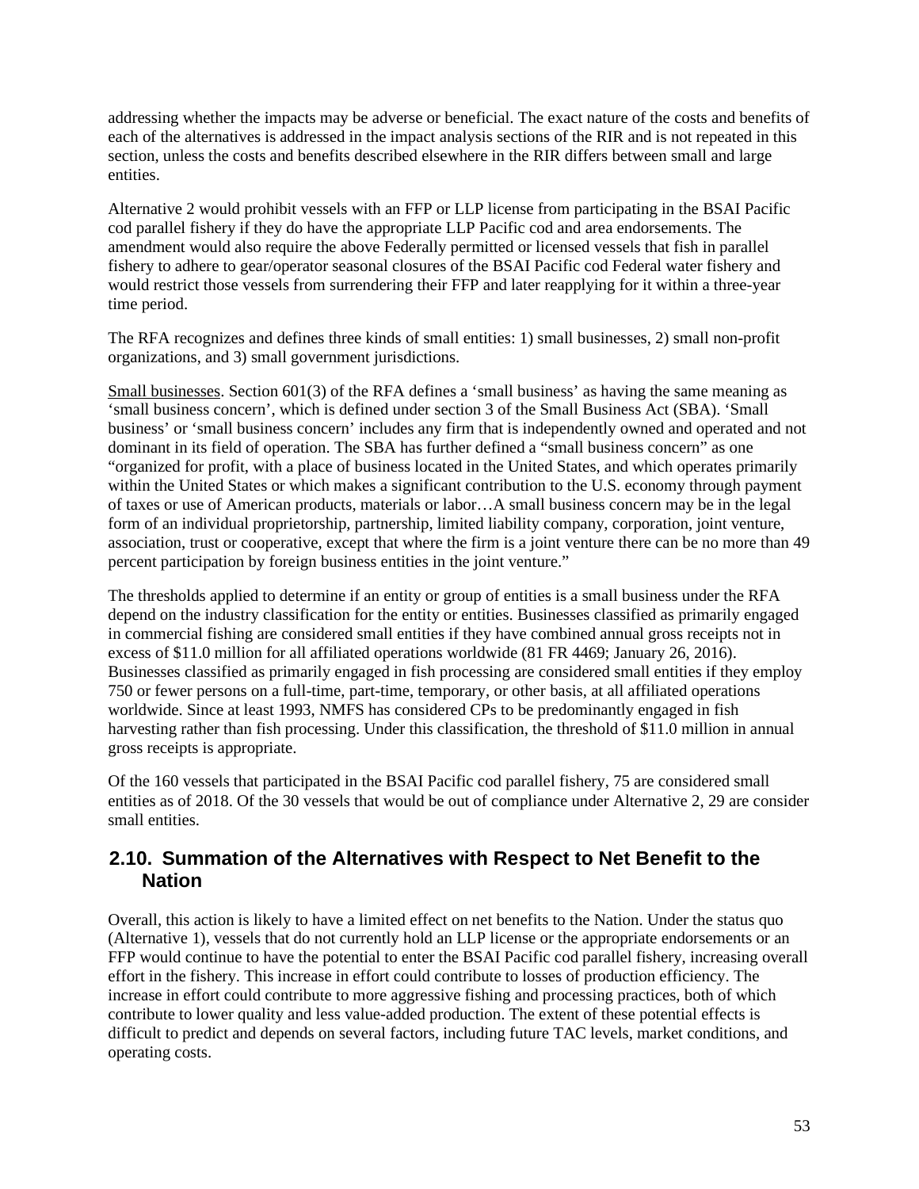addressing whether the impacts may be adverse or beneficial. The exact nature of the costs and benefits of each of the alternatives is addressed in the impact analysis sections of the RIR and is not repeated in this section, unless the costs and benefits described elsewhere in the RIR differs between small and large entities.

Alternative 2 would prohibit vessels with an FFP or LLP license from participating in the BSAI Pacific cod parallel fishery if they do have the appropriate LLP Pacific cod and area endorsements. The amendment would also require the above Federally permitted or licensed vessels that fish in parallel fishery to adhere to gear/operator seasonal closures of the BSAI Pacific cod Federal water fishery and would restrict those vessels from surrendering their FFP and later reapplying for it within a three-year time period.

The RFA recognizes and defines three kinds of small entities: 1) small businesses, 2) small non-profit organizations, and 3) small government jurisdictions.

Small businesses. Section 601(3) of the RFA defines a 'small business' as having the same meaning as 'small business concern', which is defined under section 3 of the Small Business Act (SBA). 'Small business' or 'small business concern' includes any firm that is independently owned and operated and not dominant in its field of operation. The SBA has further defined a "small business concern" as one "organized for profit, with a place of business located in the United States, and which operates primarily within the United States or which makes a significant contribution to the U.S. economy through payment of taxes or use of American products, materials or labor…A small business concern may be in the legal form of an individual proprietorship, partnership, limited liability company, corporation, joint venture, association, trust or cooperative, except that where the firm is a joint venture there can be no more than 49 percent participation by foreign business entities in the joint venture."

The thresholds applied to determine if an entity or group of entities is a small business under the RFA depend on the industry classification for the entity or entities. Businesses classified as primarily engaged in commercial fishing are considered small entities if they have combined annual gross receipts not in excess of $11.0 million for all affiliated operations worldwide (81 FR 4469; January 26, 2016). Businesses classified as primarily engaged in fish processing are considered small entities if they employ 750 or fewer persons on a full-time, part-time, temporary, or other basis, at all affiliated operations worldwide. Since at least 1993, NMFS has considered CPs to be predominantly engaged in fish harvesting rather than fish processing. Under this classification, the threshold of $11.0 million in annual gross receipts is appropriate.

Of the 160 vessels that participated in the BSAI Pacific cod parallel fishery, 75 are considered small entities as of 2018. Of the 30 vessels that would be out of compliance under Alternative 2, 29 are consider small entities.

## 2.10. Summation of the Alternatives with Respect to Net Benefit to the Nation

Overall, this action is likely to have a limited effect on net benefits to the Nation. Under the status quo (Alternative 1), vessels that do not currently hold an LLP license or the appropriate endorsements or an FFP would continue to have the potential to enter the BSAI Pacific cod parallel fishery, increasing overall effort in the fishery. This increase in effort could contribute to losses of production efficiency. The increase in effort could contribute to more aggressive fishing and processing practices, both of which contribute to lower quality and less value-added production. The extent of these potential effects is difficult to predict and depends on several factors, including future TAC levels, market conditions, and operating costs.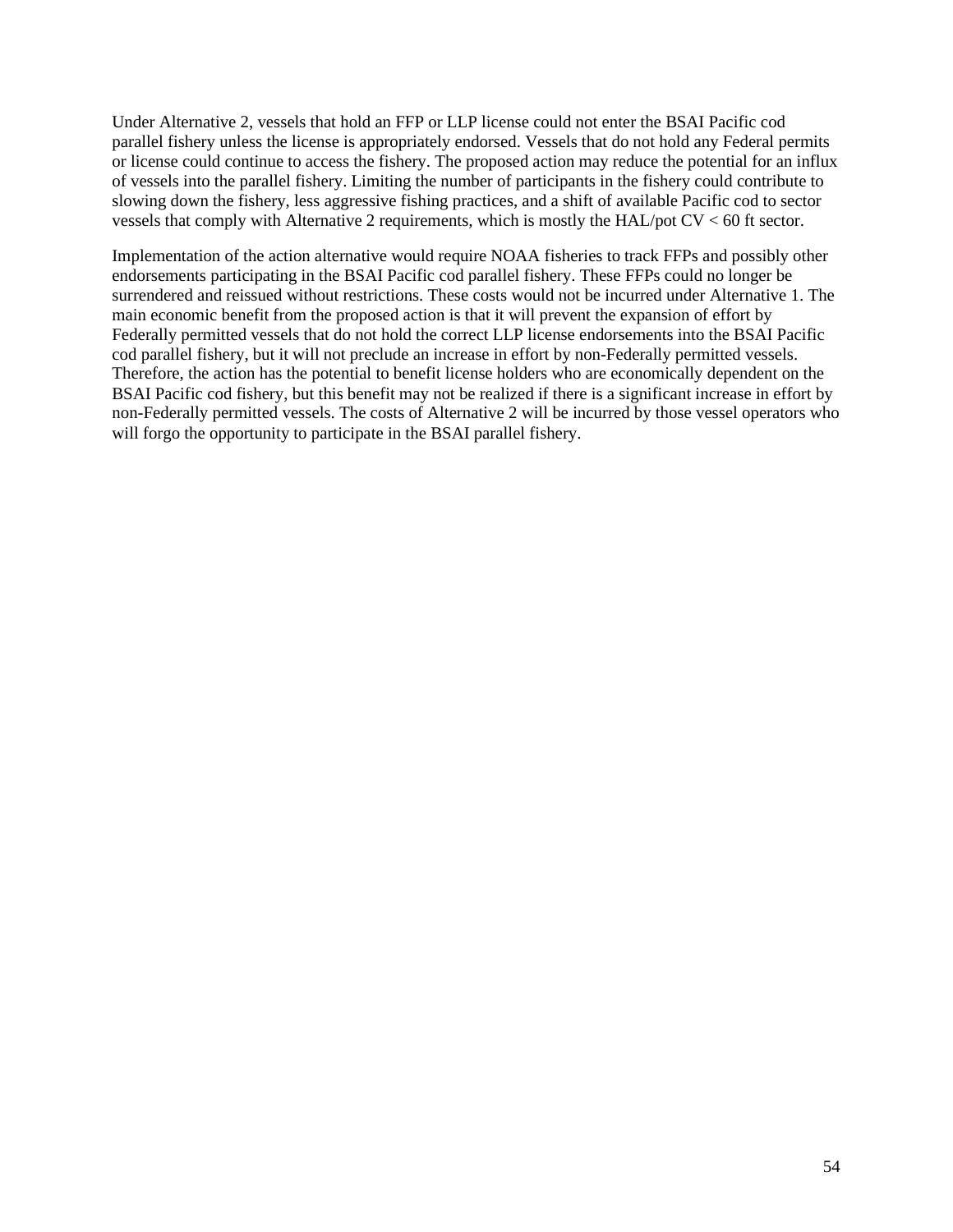Under Alternative 2, vessels that hold an FFP or LLP license could not enter the BSAI Pacific cod parallel fishery unless the license is appropriately endorsed. Vessels that do not hold any Federal permits or license could continue to access the fishery. The proposed action may reduce the potential for an influx of vessels into the parallel fishery. Limiting the number of participants in the fishery could contribute to slowing down the fishery, less aggressive fishing practices, and a shift of available Pacific cod to sector vessels that comply with Alternative 2 requirements, which is mostly the HAL/pot CV < 60 ft sector.

Implementation of the action alternative would require NOAA fisheries to track FFPs and possibly other endorsements participating in the BSAI Pacific cod parallel fishery. These FFPs could no longer be surrendered and reissued without restrictions. These costs would not be incurred under Alternative 1. The main economic benefit from the proposed action is that it will prevent the expansion of effort by Federally permitted vessels that do not hold the correct LLP license endorsements into the BSAI Pacific cod parallel fishery, but it will not preclude an increase in effort by non-Federally permitted vessels. Therefore, the action has the potential to benefit license holders who are economically dependent on the BSAI Pacific cod fishery, but this benefit may not be realized if there is a significant increase in effort by non-Federally permitted vessels. The costs of Alternative 2 will be incurred by those vessel operators who will forgo the opportunity to participate in the BSAI parallel fishery.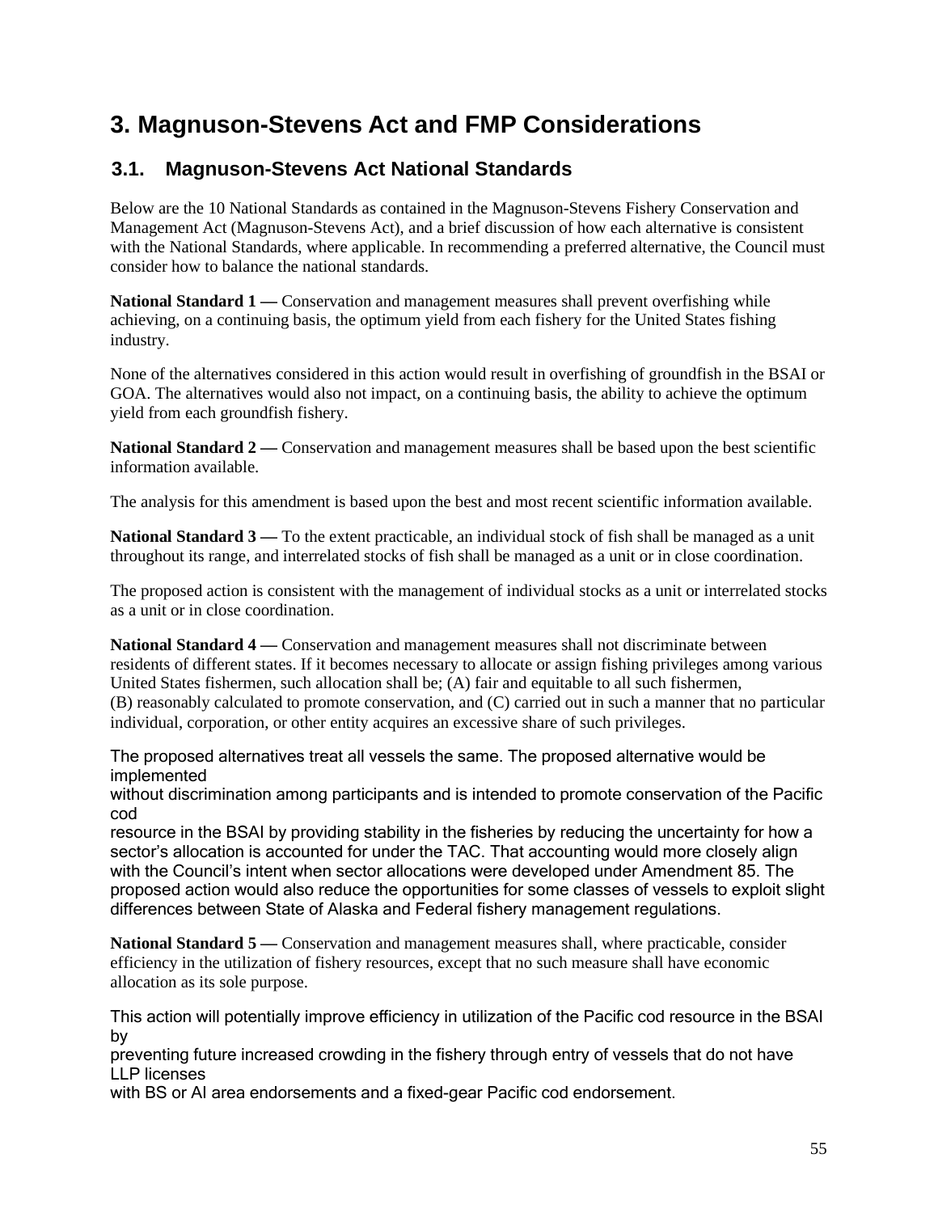# 3. Magnuson-Stevens Act and FMP Considerations

## 3.1. Magnuson-Stevens Act National Standards

Below are the 10 National Standards as contained in the Magnuson-Stevens Fishery Conservation and Management Act (Magnuson-Stevens Act), and a brief discussion of how each alternative is consistent with the National Standards, where applicable. In recommending a preferred alternative, the Council must consider how to balance the national standards.

**National Standard 1 —** Conservation and management measures shall prevent overfishing while achieving, on a continuing basis, the optimum yield from each fishery for the United States fishing industry.

None of the alternatives considered in this action would result in overfishing of groundfish in the BSAI or GOA. The alternatives would also not impact, on a continuing basis, the ability to achieve the optimum yield from each groundfish fishery.

**National Standard 2 —** Conservation and management measures shall be based upon the best scientific information available.

The analysis for this amendment is based upon the best and most recent scientific information available.

**National Standard 3 —** To the extent practicable, an individual stock of fish shall be managed as a unit throughout its range, and interrelated stocks of fish shall be managed as a unit or in close coordination.

The proposed action is consistent with the management of individual stocks as a unit or interrelated stocks as a unit or in close coordination.

**National Standard 4 —** Conservation and management measures shall not discriminate between residents of different states. If it becomes necessary to allocate or assign fishing privileges among various United States fishermen, such allocation shall be; (A) fair and equitable to all such fishermen, (B) reasonably calculated to promote conservation, and (C) carried out in such a manner that no particular individual, corporation, or other entity acquires an excessive share of such privileges.

The proposed alternatives treat all vessels the same. The proposed alternative would be implemented without discrimination among participants and is intended to promote conservation of the Pacific cod resource in the BSAI by providing stability in the fisheries by reducing the uncertainty for how a sector's allocation is accounted for under the TAC. That accounting would more closely align with the Council's intent when sector allocations were developed under Amendment 85. The proposed action would also reduce the opportunities for some classes of vessels to exploit slight differences between State of Alaska and Federal fishery management regulations.

**National Standard 5 —** Conservation and management measures shall, where practicable, consider efficiency in the utilization of fishery resources, except that no such measure shall have economic allocation as its sole purpose.

This action will potentially improve efficiency in utilization of the Pacific cod resource in the BSAI by preventing future increased crowding in the fishery through entry of vessels that do not have LLP licenses with BS or AI area endorsements and a fixed-gear Pacific cod endorsement.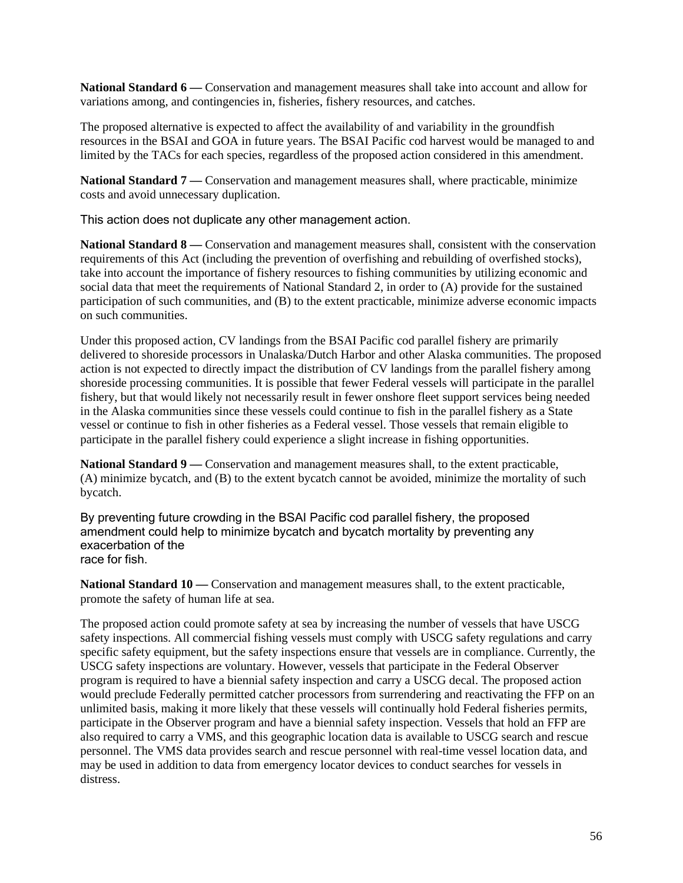**National Standard 6 —** Conservation and management measures shall take into account and allow for variations among, and contingencies in, fisheries, fishery resources, and catches.

The proposed alternative is expected to affect the availability of and variability in the groundfish resources in the BSAI and GOA in future years. The BSAI Pacific cod harvest would be managed to and limited by the TACs for each species, regardless of the proposed action considered in this amendment.

**National Standard 7 —** Conservation and management measures shall, where practicable, minimize costs and avoid unnecessary duplication.

This action does not duplicate any other management action.

**National Standard 8 —** Conservation and management measures shall, consistent with the conservation requirements of this Act (including the prevention of overfishing and rebuilding of overfished stocks), take into account the importance of fishery resources to fishing communities by utilizing economic and social data that meet the requirements of National Standard 2, in order to (A) provide for the sustained participation of such communities, and (B) to the extent practicable, minimize adverse economic impacts on such communities.

Under this proposed action, CV landings from the BSAI Pacific cod parallel fishery are primarily delivered to shoreside processors in Unalaska/Dutch Harbor and other Alaska communities. The proposed action is not expected to directly impact the distribution of CV landings from the parallel fishery among shoreside processing communities. It is possible that fewer Federal vessels will participate in the parallel fishery, but that would likely not necessarily result in fewer onshore fleet support services being needed in the Alaska communities since these vessels could continue to fish in the parallel fishery as a State vessel or continue to fish in other fisheries as a Federal vessel. Those vessels that remain eligible to participate in the parallel fishery could experience a slight increase in fishing opportunities.

**National Standard 9 —** Conservation and management measures shall, to the extent practicable, (A) minimize bycatch, and (B) to the extent bycatch cannot be avoided, minimize the mortality of such bycatch.

By preventing future crowding in the BSAI Pacific cod parallel fishery, the proposed amendment could help to minimize bycatch and bycatch mortality by preventing any exacerbation of the race for fish.

**National Standard 10 —** Conservation and management measures shall, to the extent practicable, promote the safety of human life at sea.

The proposed action could promote safety at sea by increasing the number of vessels that have USCG safety inspections. All commercial fishing vessels must comply with USCG safety regulations and carry specific safety equipment, but the safety inspections ensure that vessels are in compliance. Currently, the USCG safety inspections are voluntary. However, vessels that participate in the Federal Observer program is required to have a biennial safety inspection and carry a USCG decal. The proposed action would preclude Federally permitted catcher processors from surrendering and reactivating the FFP on an unlimited basis, making it more likely that these vessels will continually hold Federal fisheries permits, participate in the Observer program and have a biennial safety inspection. Vessels that hold an FFP are also required to carry a VMS, and this geographic location data is available to USCG search and rescue personnel. The VMS data provides search and rescue personnel with real-time vessel location data, and may be used in addition to data from emergency locator devices to conduct searches for vessels in distress.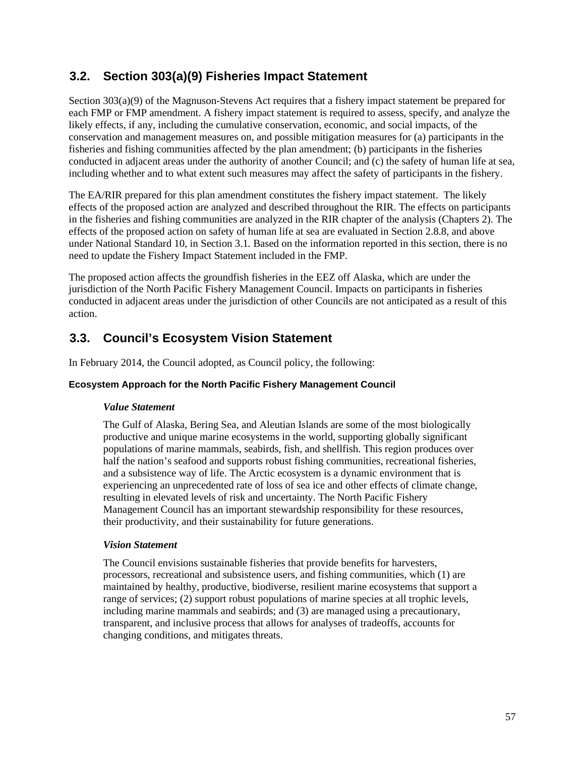## 3.2. Section 303(a)(9) Fisheries Impact Statement

Section 303(a)(9) of the Magnuson-Stevens Act requires that a fishery impact statement be prepared for each FMP or FMP amendment. A fishery impact statement is required to assess, specify, and analyze the likely effects, if any, including the cumulative conservation, economic, and social impacts, of the conservation and management measures on, and possible mitigation measures for (a) participants in the fisheries and fishing communities affected by the plan amendment; (b) participants in the fisheries conducted in adjacent areas under the authority of another Council; and (c) the safety of human life at sea, including whether and to what extent such measures may affect the safety of participants in the fishery.

The EA/RIR prepared for this plan amendment constitutes the fishery impact statement. The likely effects of the proposed action are analyzed and described throughout the RIR. The effects on participants in the fisheries and fishing communities are analyzed in the RIR chapter of the analysis (Chapters 2). The effects of the proposed action on safety of human life at sea are evaluated in Section 2.8.8, and above under National Standard 10, in Section 3.1. Based on the information reported in this section, there is no need to update the Fishery Impact Statement included in the FMP.

The proposed action affects the groundfish fisheries in the EEZ off Alaska, which are under the jurisdiction of the North Pacific Fishery Management Council. Impacts on participants in fisheries conducted in adjacent areas under the jurisdiction of other Councils are not anticipated as a result of this action.

## 3.3. Council's Ecosystem Vision Statement

In February 2014, the Council adopted, as Council policy, the following:

#### Ecosystem Approach for the North Pacific Fishery Management Council

***Value Statement***

The Gulf of Alaska, Bering Sea, and Aleutian Islands are some of the most biologically productive and unique marine ecosystems in the world, supporting globally significant populations of marine mammals, seabirds, fish, and shellfish. This region produces over half the nation's seafood and supports robust fishing communities, recreational fisheries, and a subsistence way of life. The Arctic ecosystem is a dynamic environment that is experiencing an unprecedented rate of loss of sea ice and other effects of climate change, resulting in elevated levels of risk and uncertainty. The North Pacific Fishery Management Council has an important stewardship responsibility for these resources, their productivity, and their sustainability for future generations.

***Vision Statement***

The Council envisions sustainable fisheries that provide benefits for harvesters, processors, recreational and subsistence users, and fishing communities, which (1) are maintained by healthy, productive, biodiverse, resilient marine ecosystems that support a range of services; (2) support robust populations of marine species at all trophic levels, including marine mammals and seabirds; and (3) are managed using a precautionary, transparent, and inclusive process that allows for analyses of tradeoffs, accounts for changing conditions, and mitigates threats.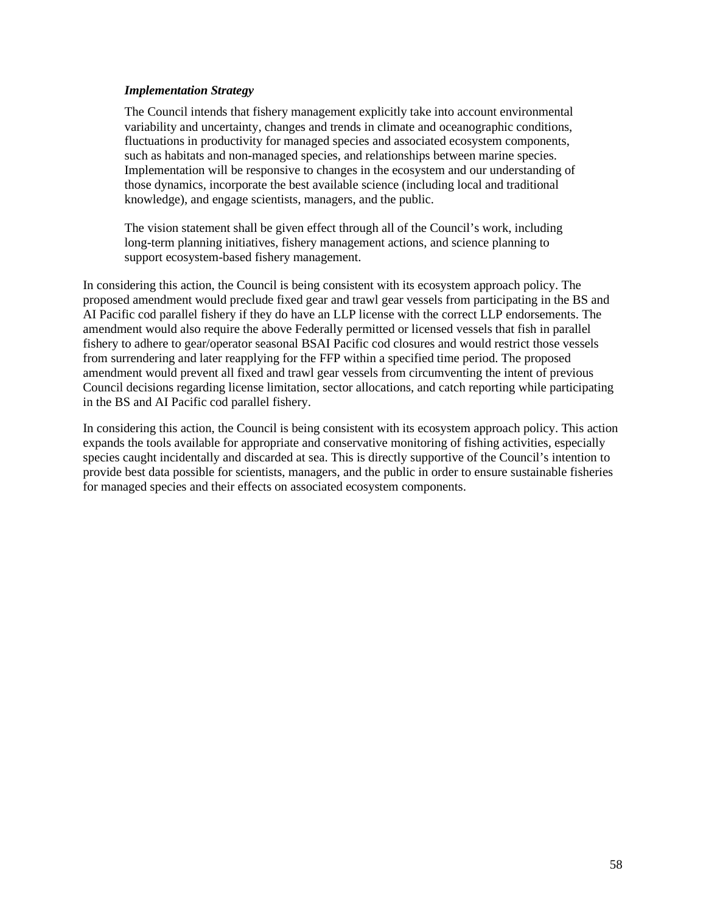> ***Implementation Strategy***
>
> The Council intends that fishery management explicitly take into account environmental variability and uncertainty, changes and trends in climate and oceanographic conditions, fluctuations in productivity for managed species and associated ecosystem components, such as habitats and non-managed species, and relationships between marine species. Implementation will be responsive to changes in the ecosystem and our understanding of those dynamics, incorporate the best available science (including local and traditional knowledge), and engage scientists, managers, and the public.
>
> The vision statement shall be given effect through all of the Council's work, including long-term planning initiatives, fishery management actions, and science planning to support ecosystem-based fishery management.

In considering this action, the Council is being consistent with its ecosystem approach policy. The proposed amendment would preclude fixed gear and trawl gear vessels from participating in the BS and AI Pacific cod parallel fishery if they do have an LLP license with the correct LLP endorsements. The amendment would also require the above Federally permitted or licensed vessels that fish in parallel fishery to adhere to gear/operator seasonal BSAI Pacific cod closures and would restrict those vessels from surrendering and later reapplying for the FFP within a specified time period. The proposed amendment would prevent all fixed and trawl gear vessels from circumventing the intent of previous Council decisions regarding license limitation, sector allocations, and catch reporting while participating in the BS and AI Pacific cod parallel fishery.

In considering this action, the Council is being consistent with its ecosystem approach policy. This action expands the tools available for appropriate and conservative monitoring of fishing activities, especially species caught incidentally and discarded at sea. This is directly supportive of the Council's intention to provide best data possible for scientists, managers, and the public in order to ensure sustainable fisheries for managed species and their effects on associated ecosystem components.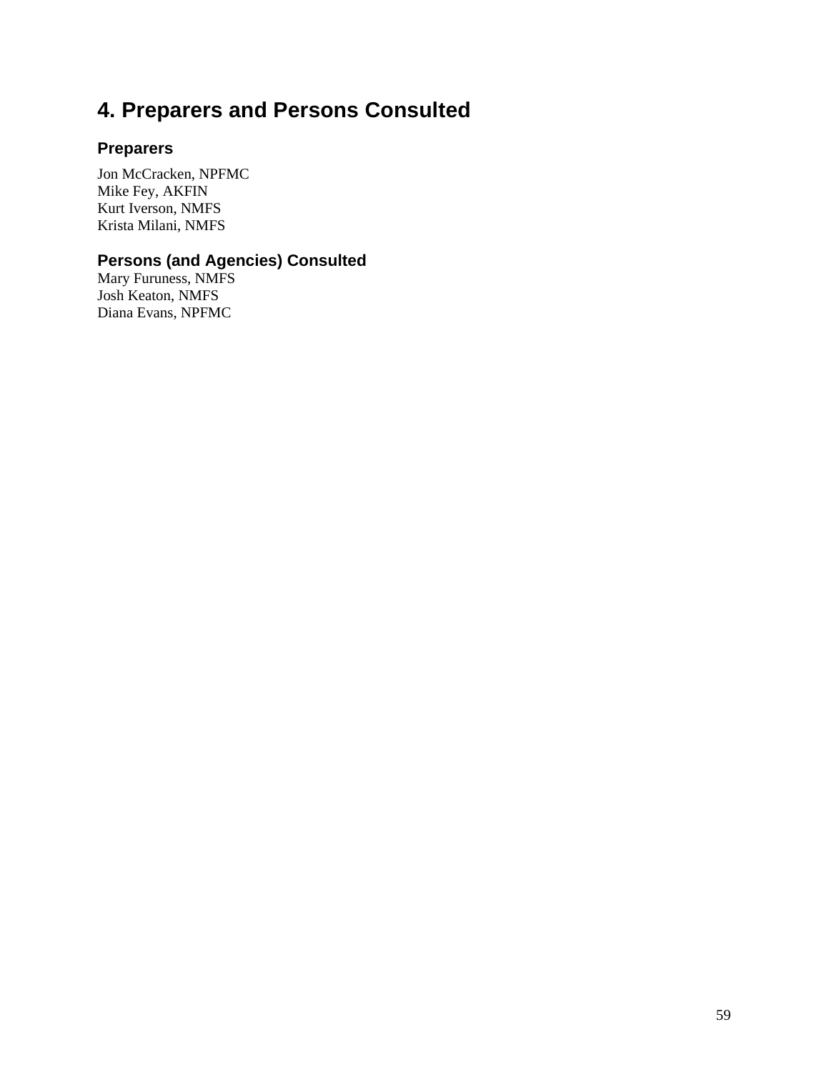# 4. Preparers and Persons Consulted

## Preparers

Jon McCracken, NPFMC
Mike Fey, AKFIN
Kurt Iverson, NMFS
Krista Milani, NMFS

## Persons (and Agencies) Consulted

Mary Furuness, NMFS
Josh Keaton, NMFS
Diana Evans, NPFMC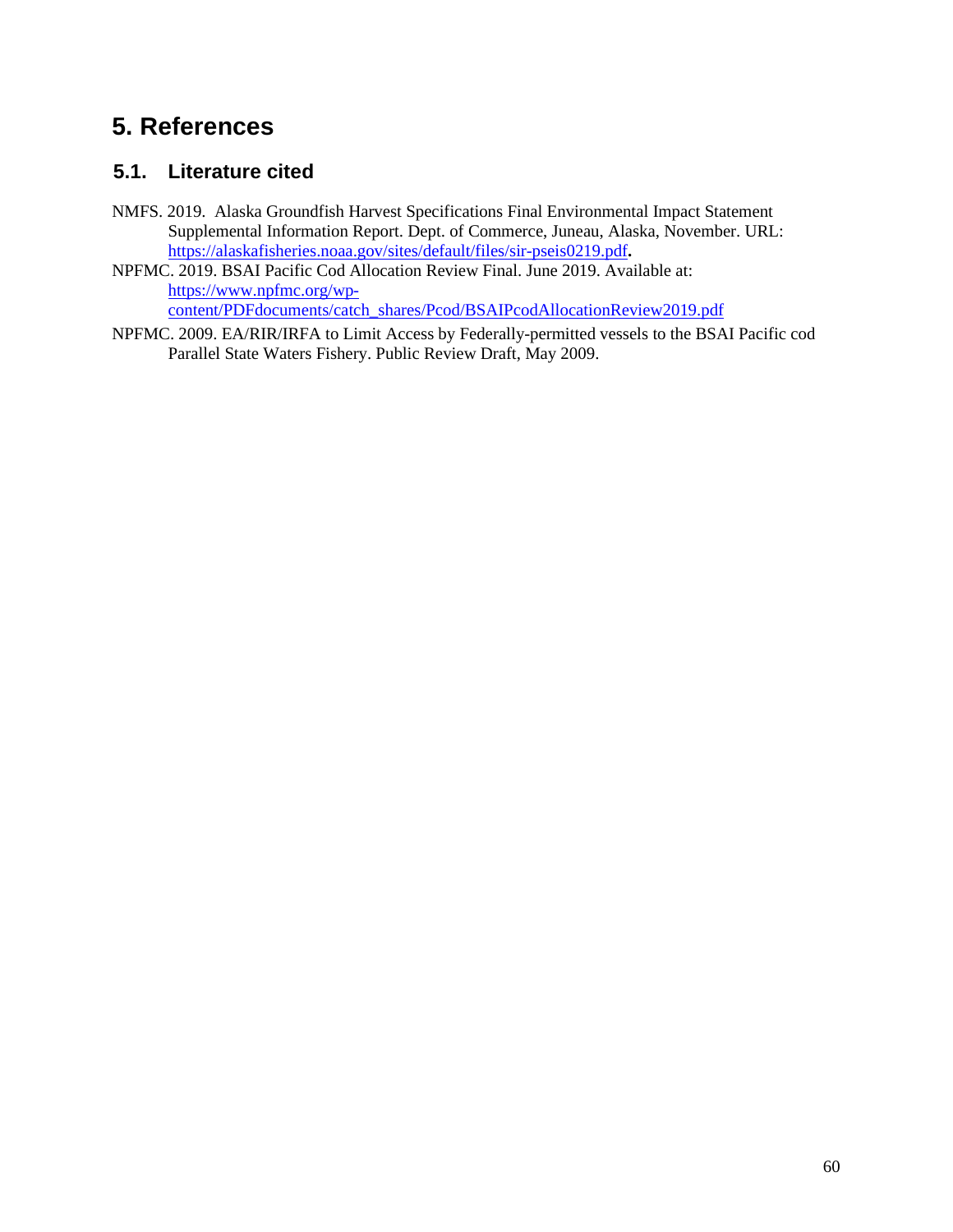# 5. References

## 5.1. Literature cited

NMFS. 2019. Alaska Groundfish Harvest Specifications Final Environmental Impact Statement Supplemental Information Report. Dept. of Commerce, Juneau, Alaska, November. URL: https://alaskafisheries.noaa.gov/sites/default/files/sir-pseis0219.pdf.

NPFMC. 2019. BSAI Pacific Cod Allocation Review Final. June 2019. Available at: https://www.npfmc.org/wp-content/PDFdocuments/catch_shares/Pcod/BSAIPcodAllocationReview2019.pdf

NPFMC. 2009. EA/RIR/IRFA to Limit Access by Federally-permitted vessels to the BSAI Pacific cod Parallel State Waters Fishery. Public Review Draft, May 2009.